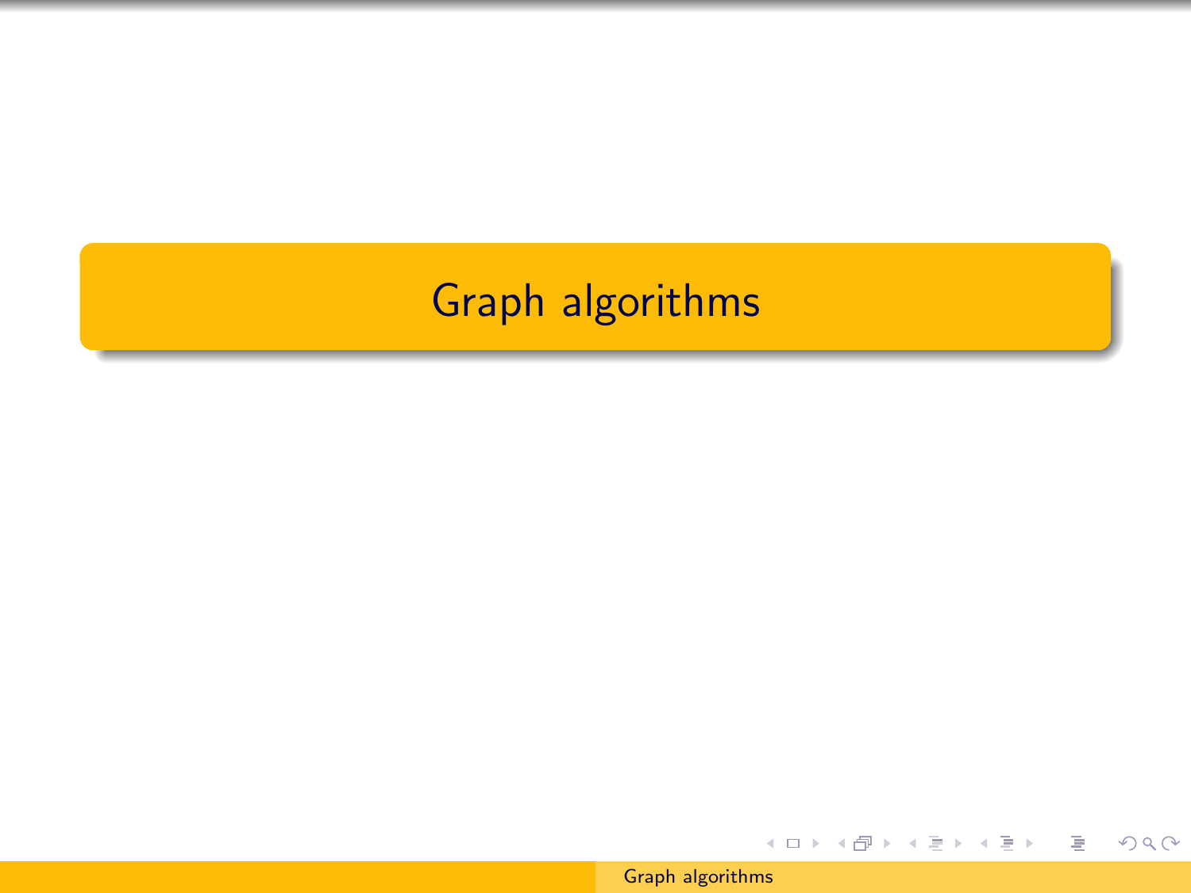# Graph algorithms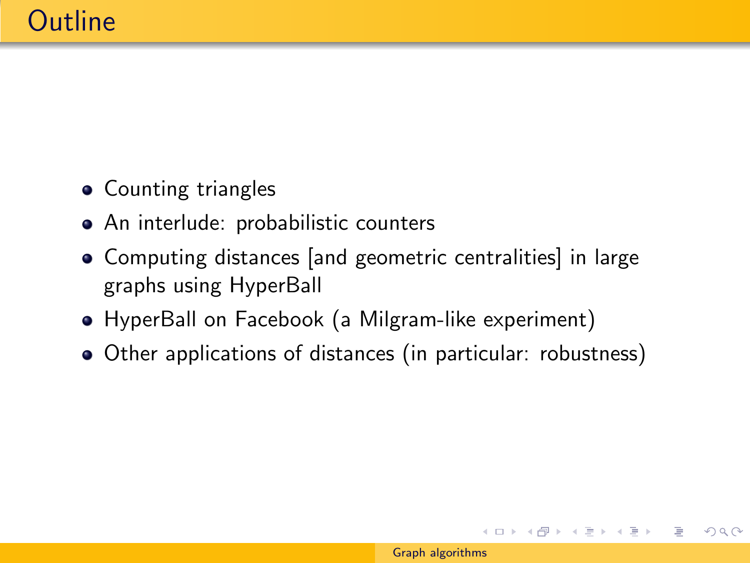# Outline

- Counting triangles
- An interlude: probabilistic counters
- Computing distances [and geometric centralities] in large graphs using HyperBall
- HyperBall on Facebook (a Milgram-like experiment)
- Other applications of distances (in particular: robustness)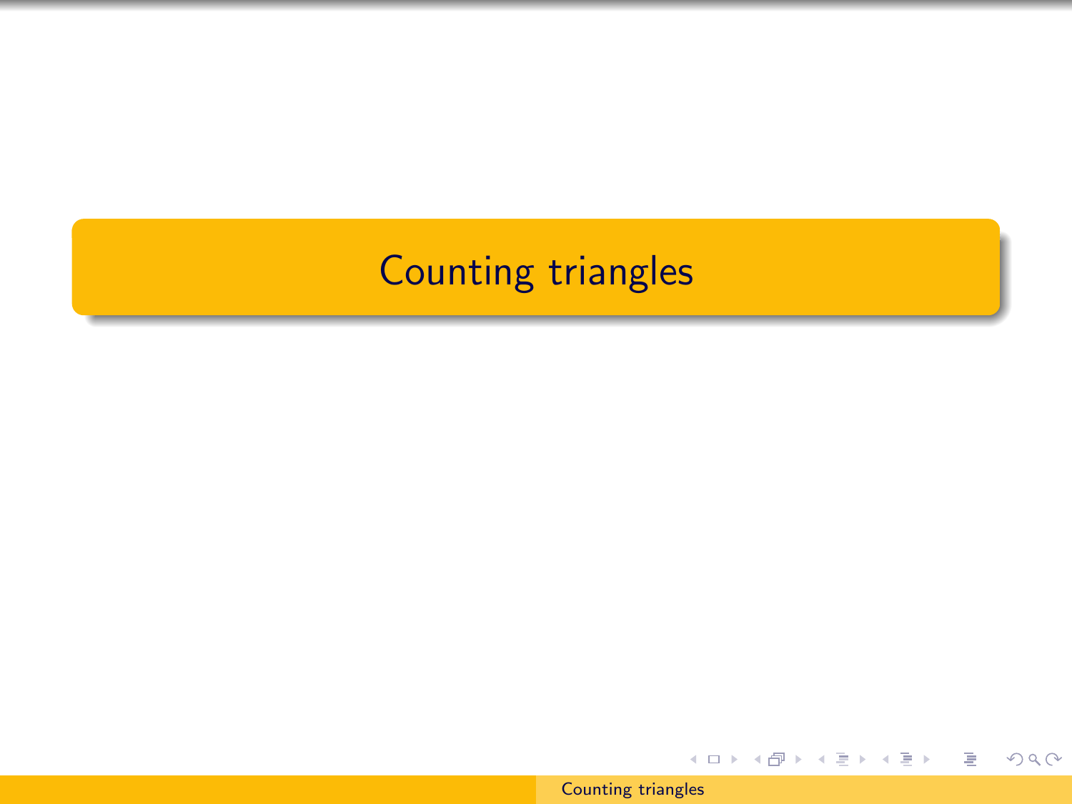# Counting triangles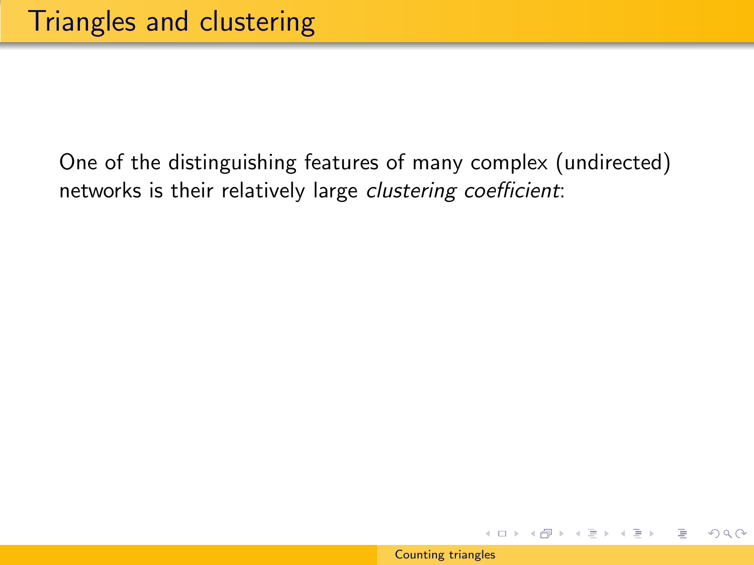# Triangles and clustering

One of the distinguishing features of many complex (undirected) networks is their relatively large *clustering coefficient*: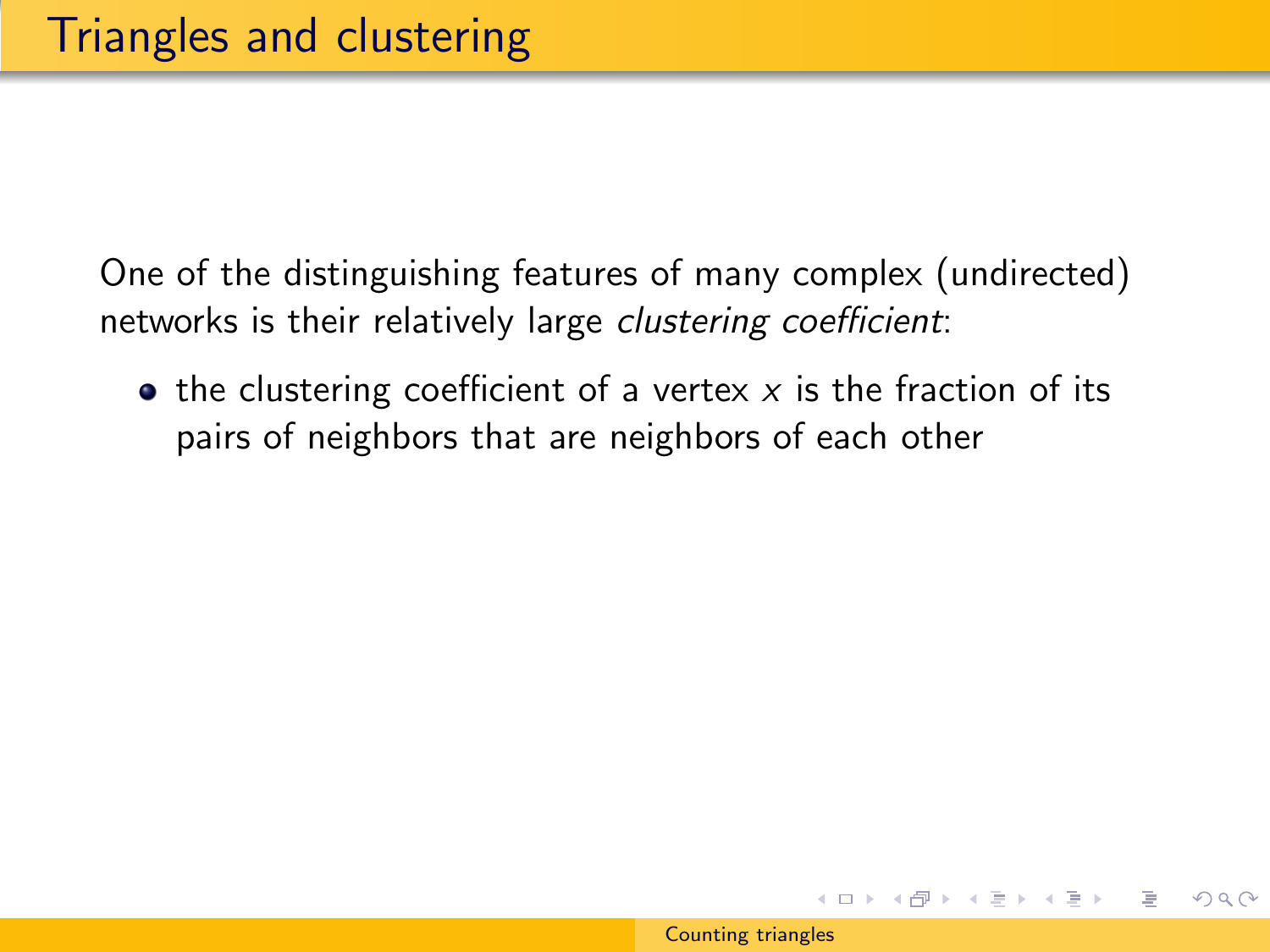# Triangles and clustering

One of the distinguishing features of many complex (undirected) networks is their relatively large *clustering coefficient*:

- the clustering coefficient of a vertex $x$ is the fraction of its pairs of neighbors that are neighbors of each other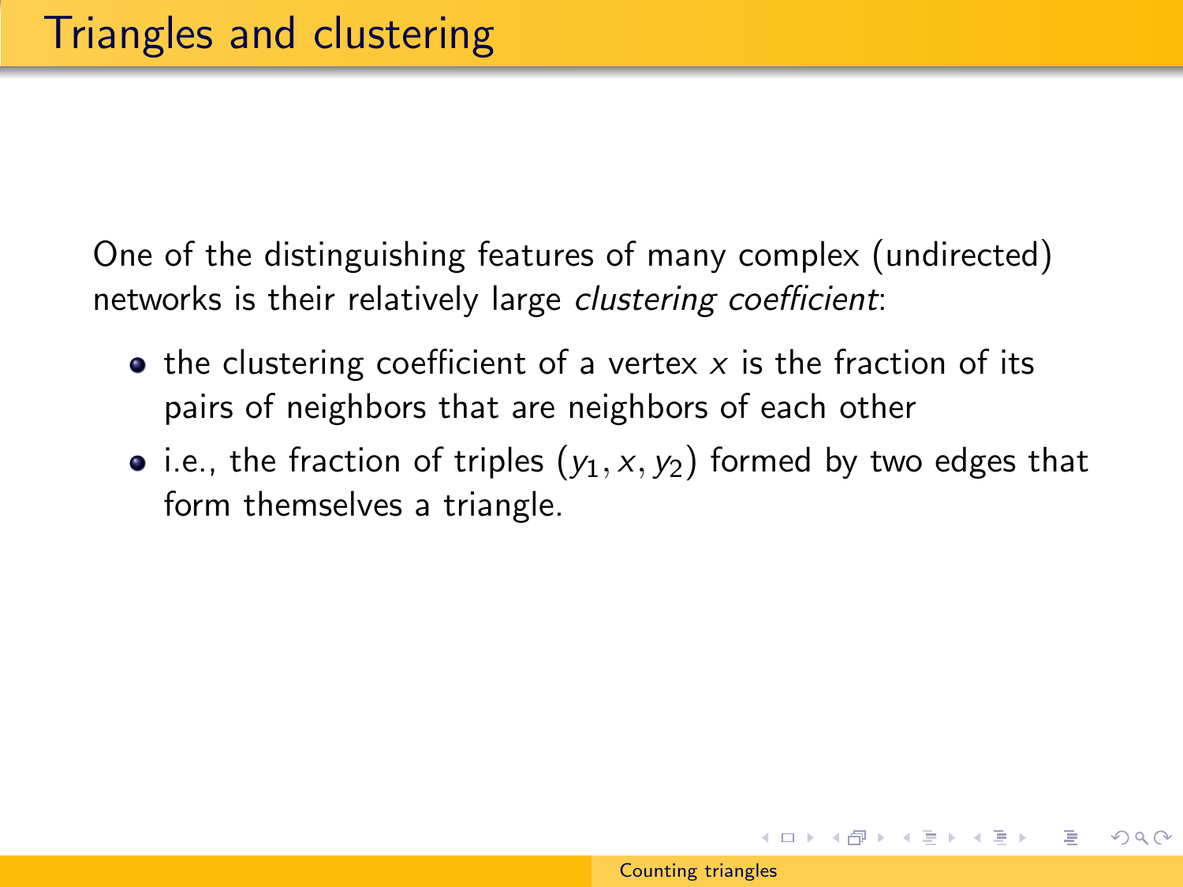# Triangles and clustering

One of the distinguishing features of many complex (undirected) networks is their relatively large *clustering coefficient*:

- the clustering coefficient of a vertex $x$ is the fraction of its pairs of neighbors that are neighbors of each other
- i.e., the fraction of triples $(y_1, x, y_2)$ formed by two edges that form themselves a triangle.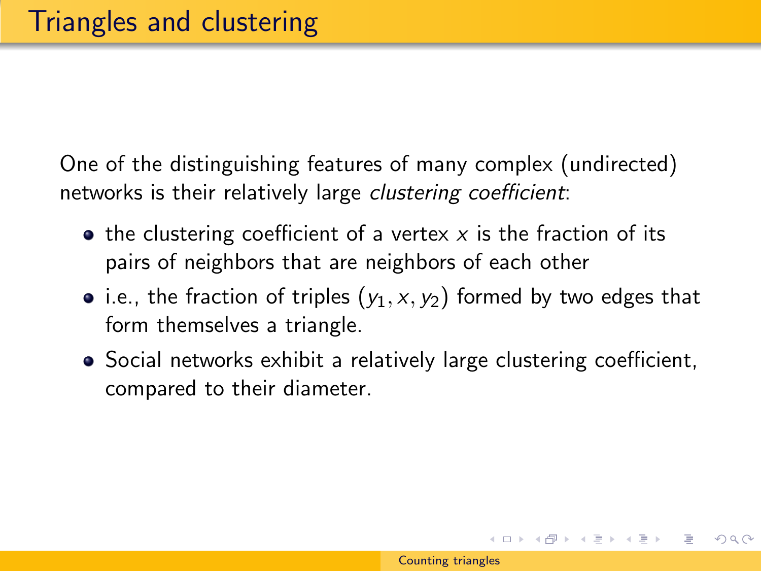# Triangles and clustering

One of the distinguishing features of many complex (undirected) networks is their relatively large *clustering coefficient*:

- the clustering coefficient of a vertex $x$ is the fraction of its pairs of neighbors that are neighbors of each other
- i.e., the fraction of triples $(y_1, x, y_2)$ formed by two edges that form themselves a triangle.
- Social networks exhibit a relatively large clustering coefficient, compared to their diameter.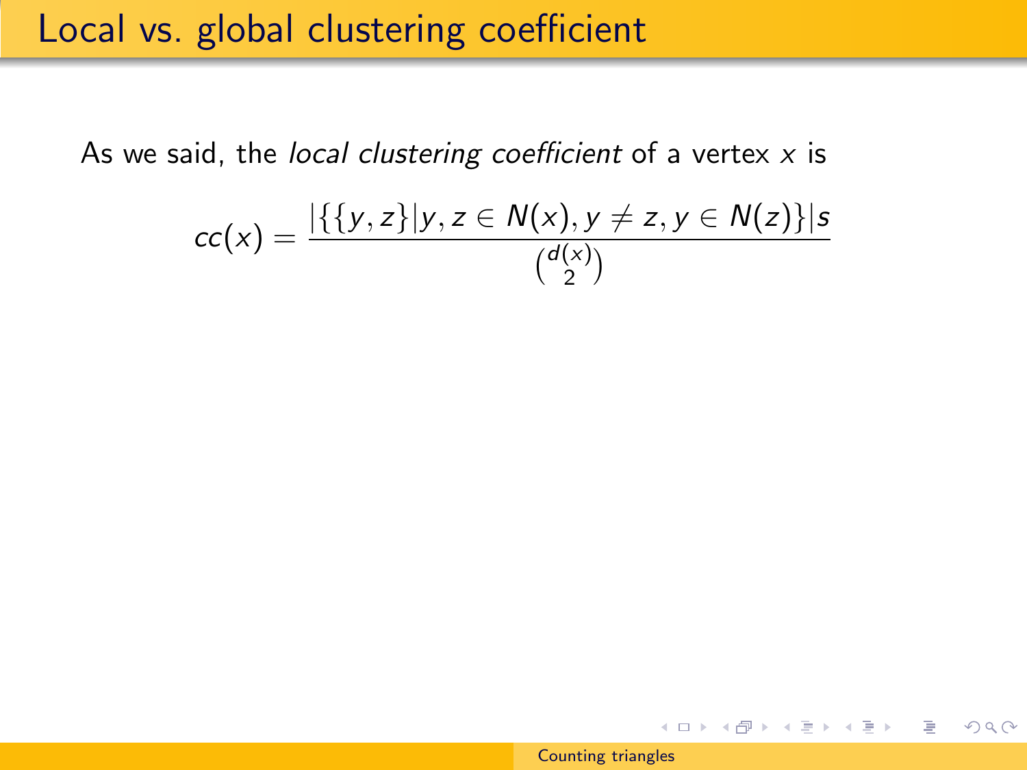# Local vs. global clustering coefficient

As we said, the *local clustering coefficient* of a vertex $x$ is

$$cc(x) = \frac{|\{\{y,z\}|y,z \in N(x), y \neq z, y \in N(z)\}|s}{\binom{d(x)}{2}}$$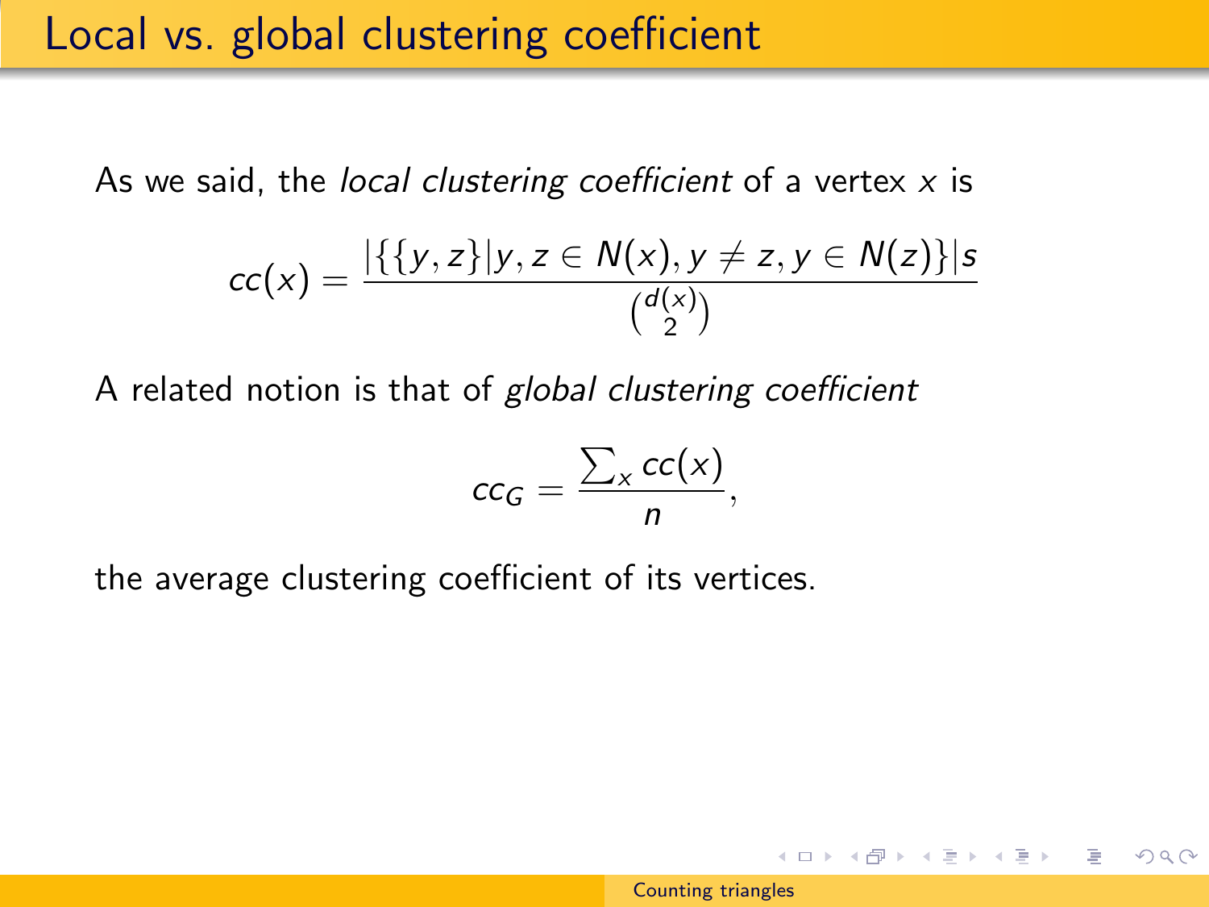# Local vs. global clustering coefficient

As we said, the *local clustering coefficient* of a vertex $x$ is

$$cc(x) = \frac{|\{\{y,z\} | y,z \in N(x), y \neq z, y \in N(z)\}| s}{\binom{d(x)}{2}}$$

A related notion is that of *global clustering coefficient*

$$cc_G = \frac{\sum_x cc(x)}{n},$$

the average clustering coefficient of its vertices.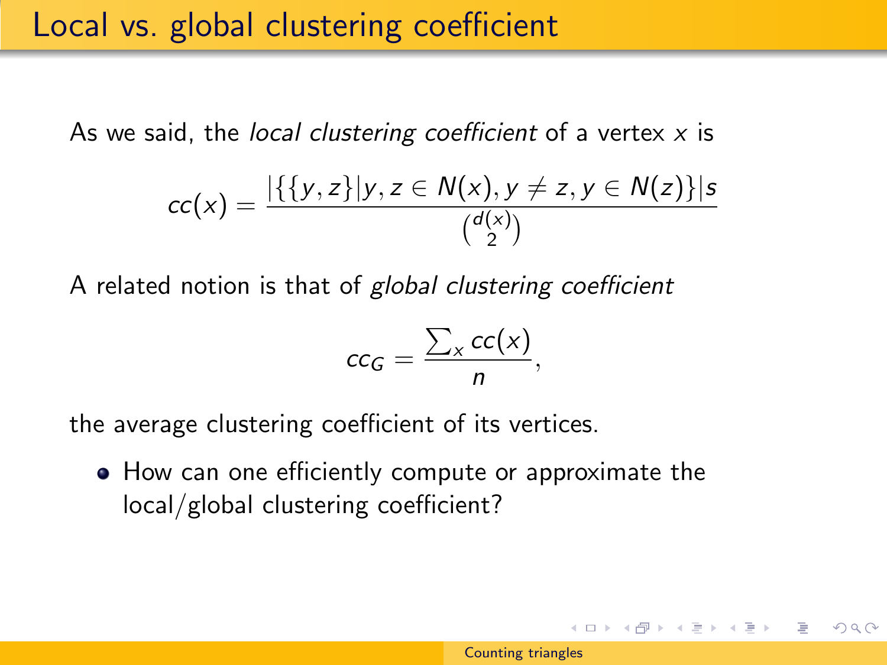# Local vs. global clustering coefficient

As we said, the *local clustering coefficient* of a vertex $x$ is

$$cc(x) = \frac{|\{\{y,z\}|y,z \in N(x), y \neq z, y \in N(z)\}|s}{\binom{d(x)}{2}}$$

A related notion is that of *global clustering coefficient*

$$cc_G = \frac{\sum_x cc(x)}{n},$$

the average clustering coefficient of its vertices.

- How can one efficiently compute or approximate the local/global clustering coefficient?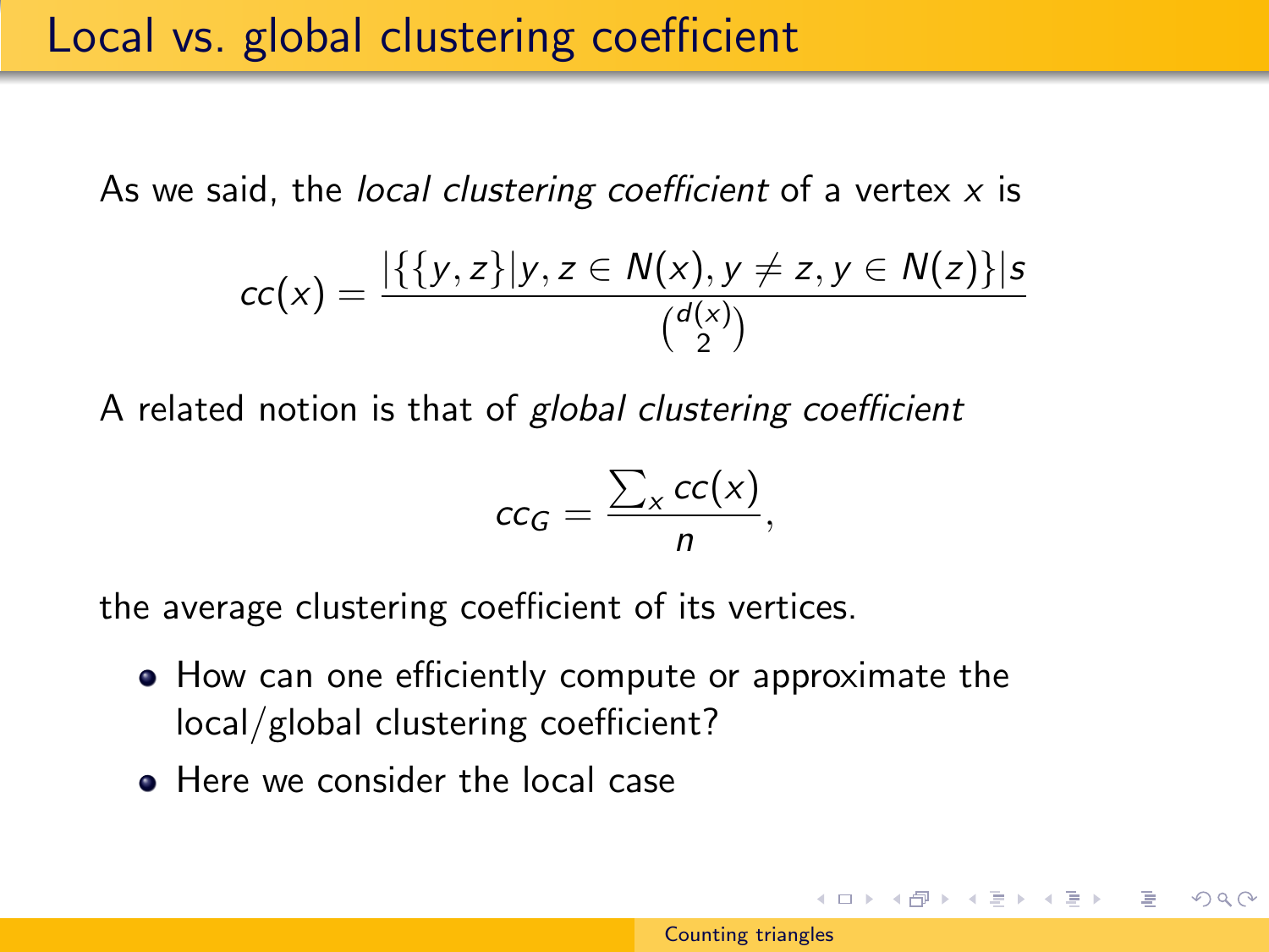# Local vs. global clustering coefficient

As we said, the *local clustering coefficient* of a vertex $x$ is

$$cc(x) = \frac{|\{\{y,z\}|y,z \in N(x), y \neq z, y \in N(z)\}|s}{\binom{d(x)}{2}}$$

A related notion is that of *global clustering coefficient*

$$cc_G = \frac{\sum_x cc(x)}{n},$$

the average clustering coefficient of its vertices.

- How can one efficiently compute or approximate the local/global clustering coefficient?
- Here we consider the local case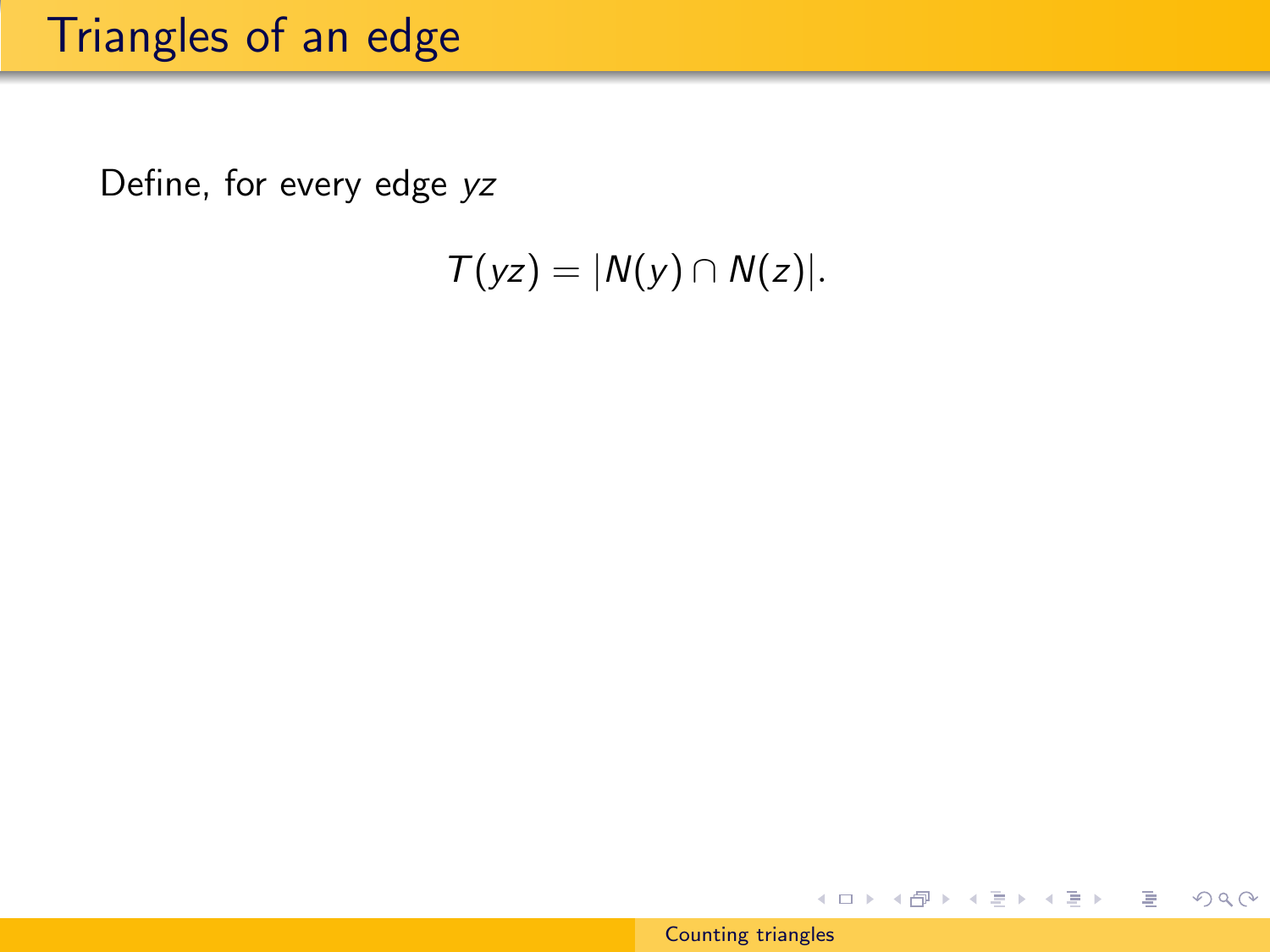# Triangles of an edge

Define, for every edge $yz$

$$T(yz) = |N(y) \cap N(z)|.$$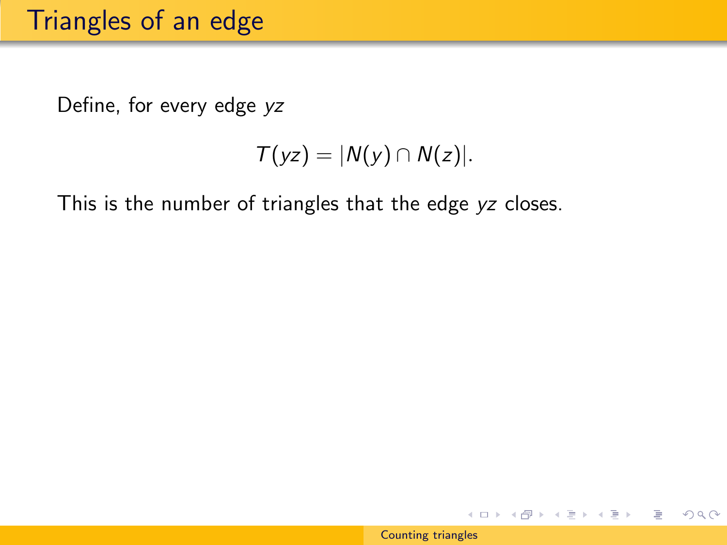# Triangles of an edge

Define, for every edge $yz$

$$T(yz) = |N(y) \cap N(z)|.$$

This is the number of triangles that the edge $yz$ closes.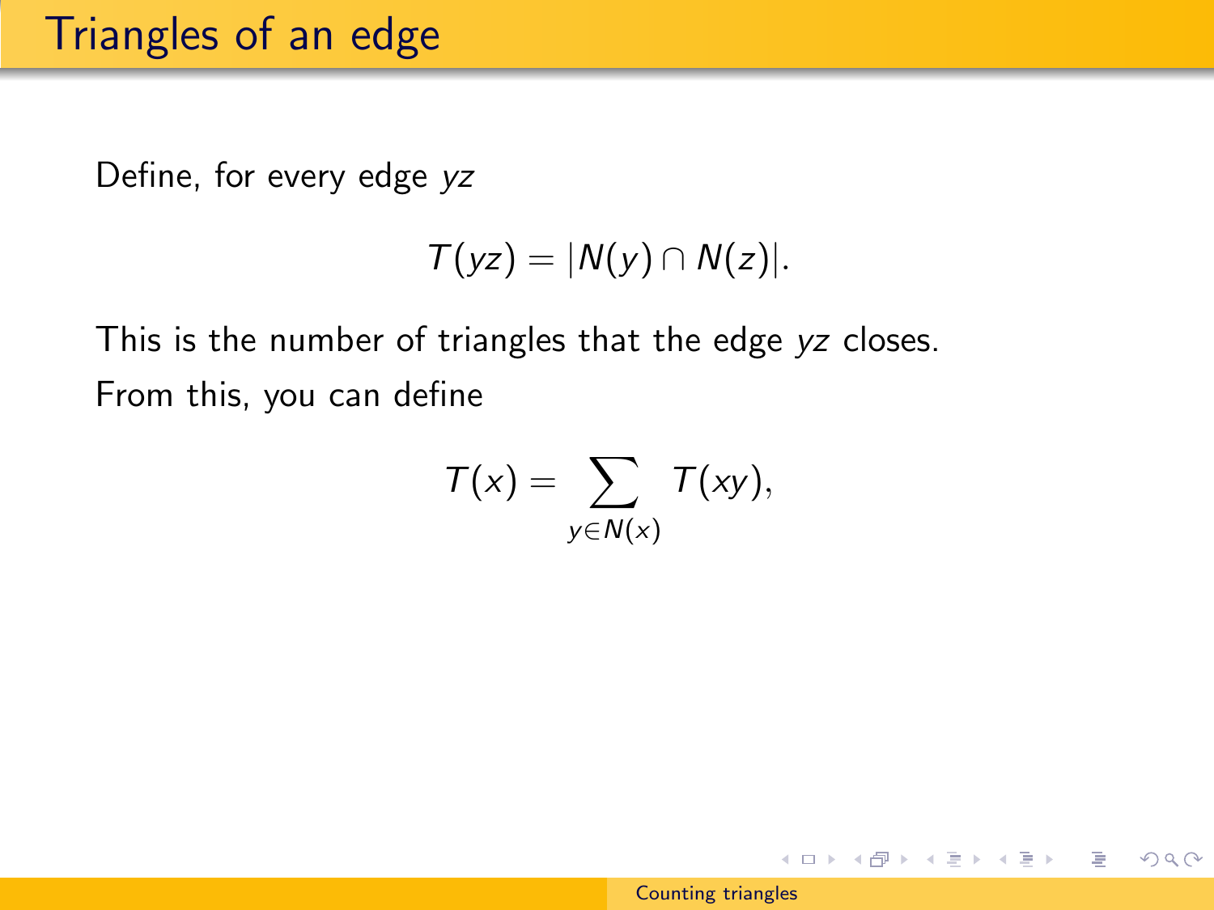# Triangles of an edge

Define, for every edge $yz$

$$T(yz) = |N(y) \cap N(z)|.$$

This is the number of triangles that the edge $yz$ closes.

From this, you can define

$$T(x) = \sum_{y \in N(x)} T(xy),$$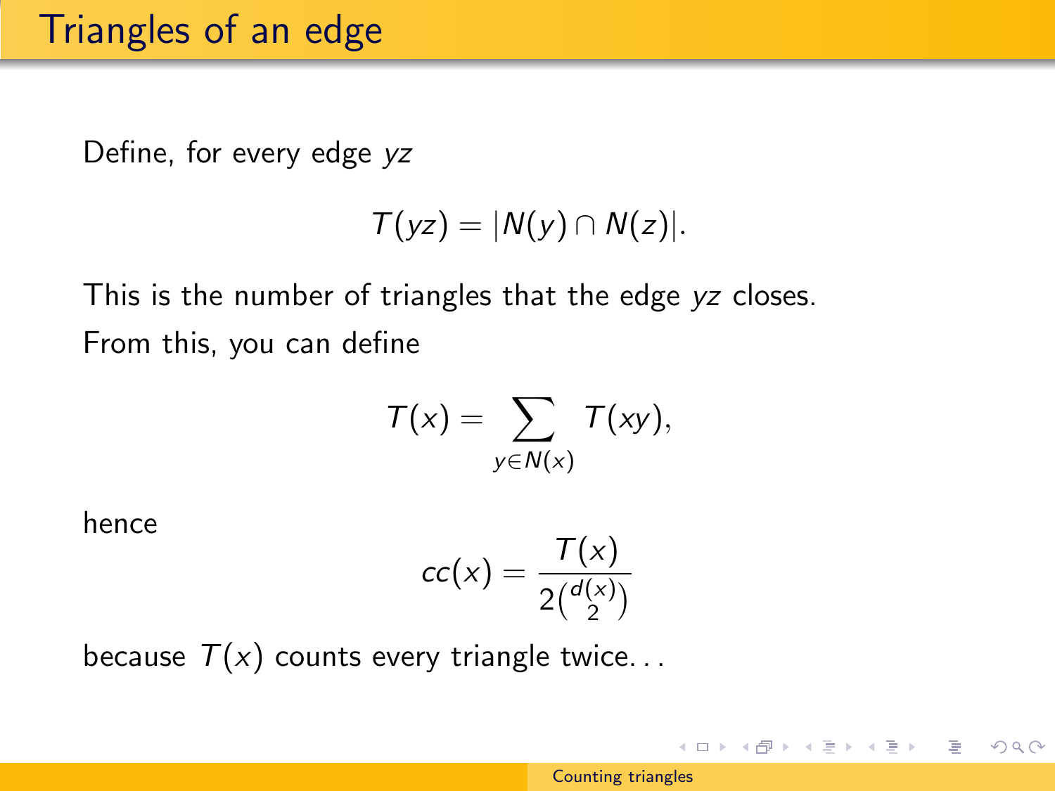# Triangles of an edge

Define, for every edge $yz$

$$T(yz) = |N(y) \cap N(z)|.$$

This is the number of triangles that the edge $yz$ closes.

From this, you can define

$$T(x) = \sum_{y \in N(x)} T(xy),$$

hence

$$cc(x) = \frac{T(x)}{2\binom{d(x)}{2}}$$

because $T(x)$ counts every triangle twice...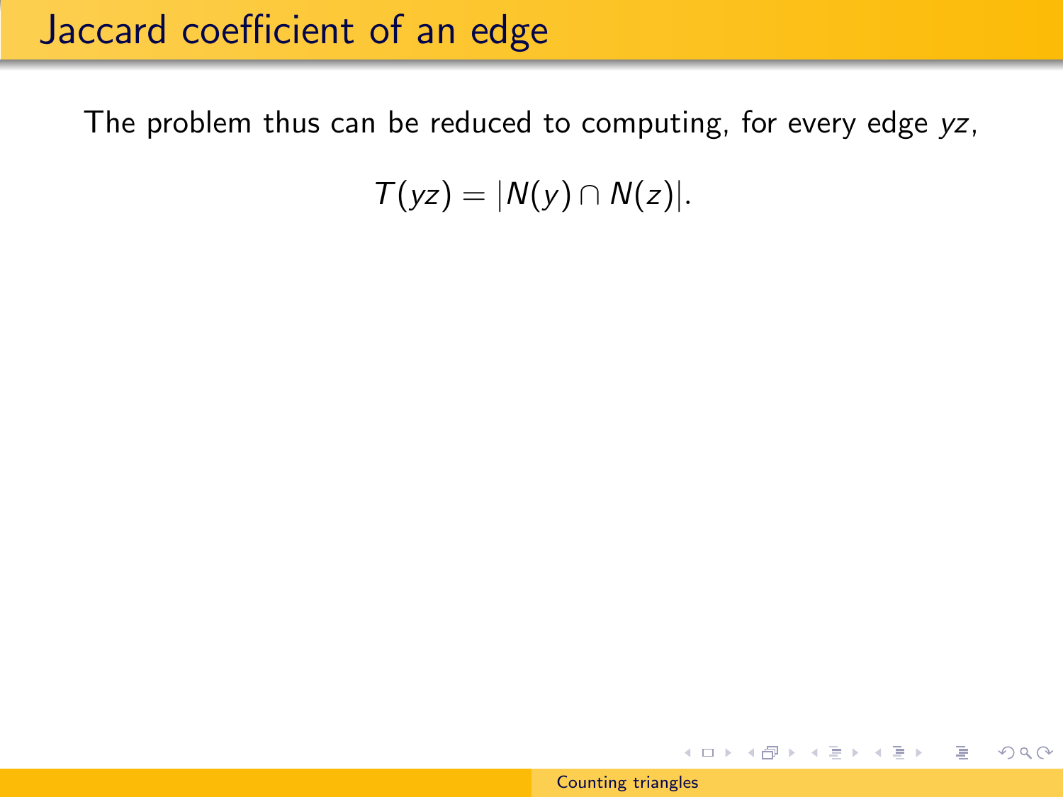# Jaccard coefficient of an edge

The problem thus can be reduced to computing, for every edge $yz$,

$$T(yz) = |N(y) \cap N(z)|.$$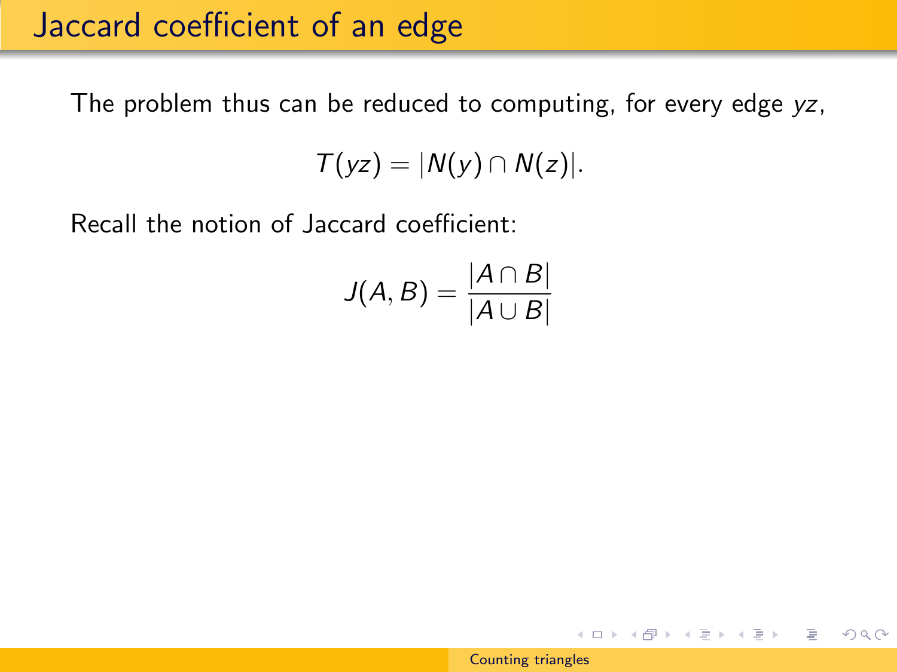# Jaccard coefficient of an edge

The problem thus can be reduced to computing, for every edge $yz$,

$$T(yz) = |N(y) \cap N(z)|.$$

Recall the notion of Jaccard coefficient:

$$J(A, B) = \frac{|A \cap B|}{|A \cup B|}$$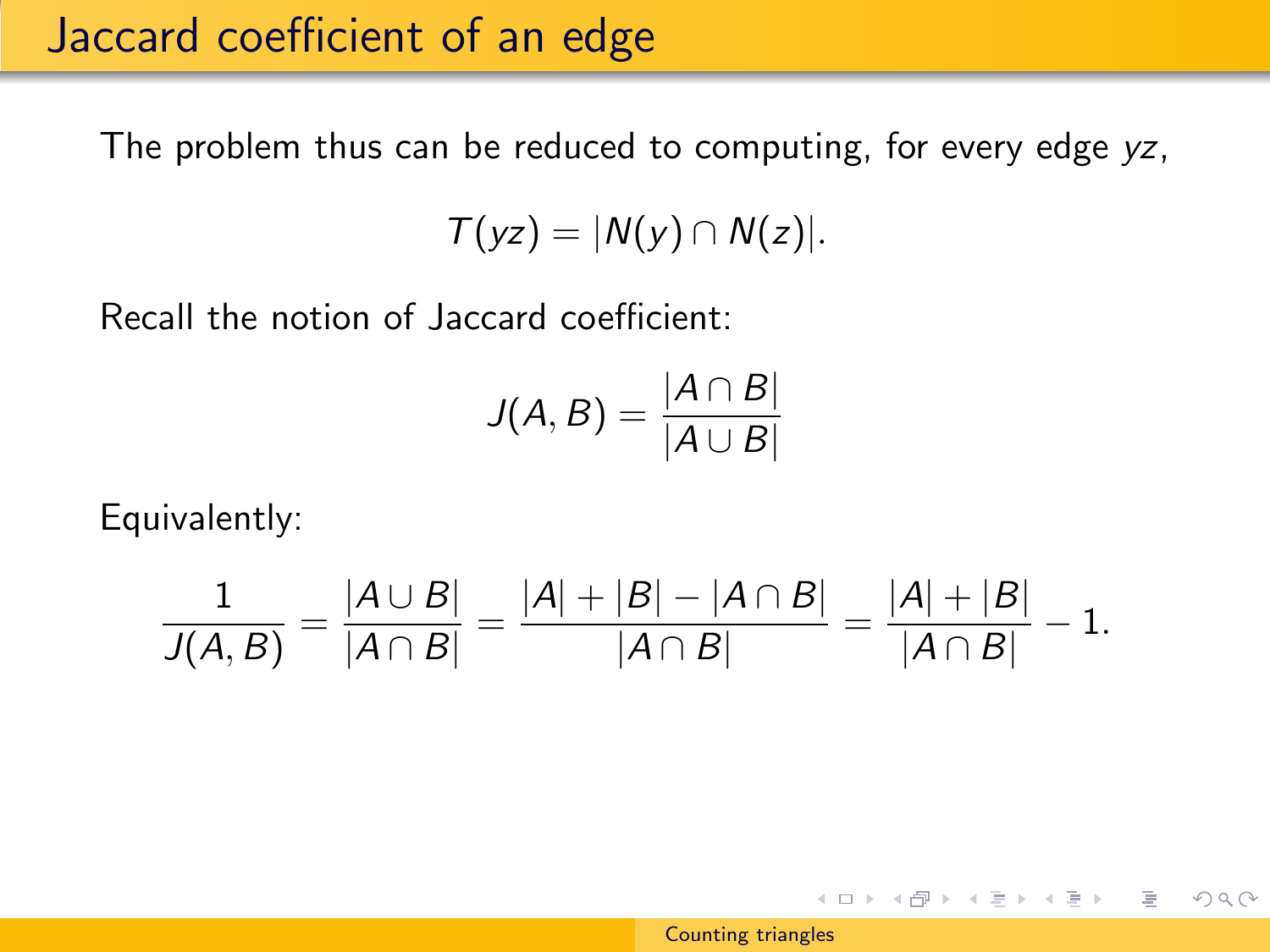# Jaccard coefficient of an edge

The problem thus can be reduced to computing, for every edge $yz$,

$$T(yz) = |N(y) \cap N(z)|.$$

Recall the notion of Jaccard coefficient:

$$J(A, B) = \frac{|A \cap B|}{|A \cup B|}$$

Equivalently:

$$\frac{1}{J(A, B)} = \frac{|A \cup B|}{|A \cap B|} = \frac{|A| + |B| - |A \cap B|}{|A \cap B|} = \frac{|A| + |B|}{|A \cap B|} - 1.$$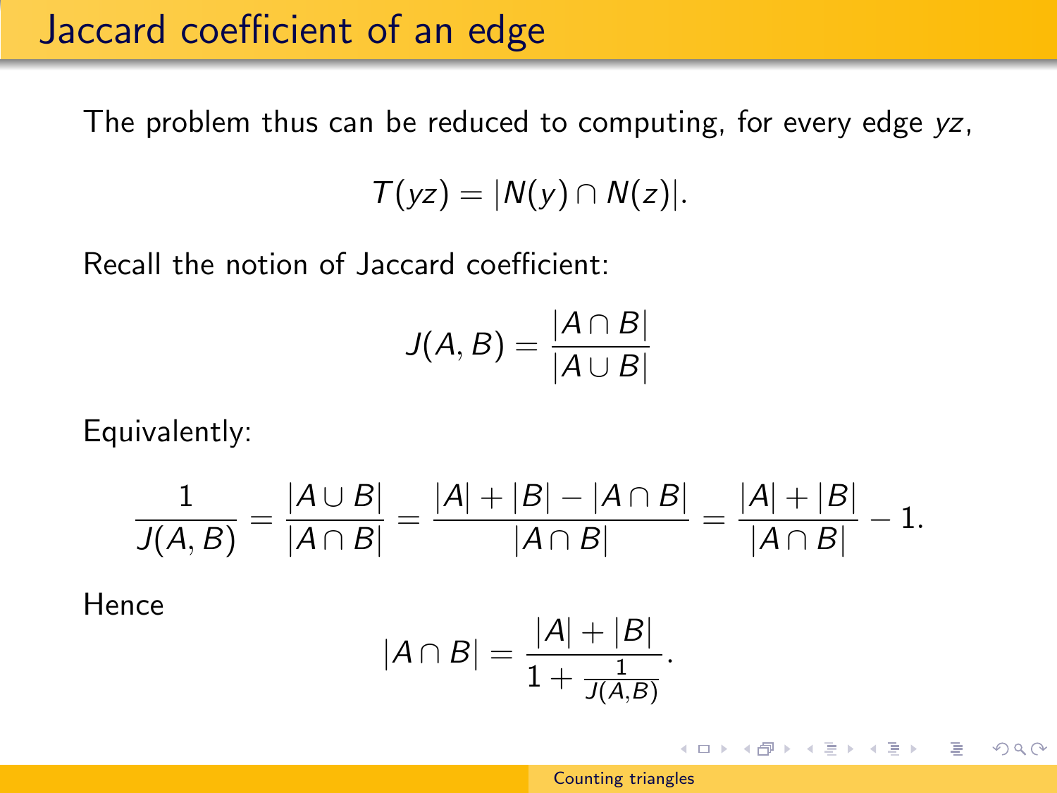# Jaccard coefficient of an edge

The problem thus can be reduced to computing, for every edge $yz$,

$$T(yz) = |N(y) \cap N(z)|.$$

Recall the notion of Jaccard coefficient:

$$J(A, B) = \frac{|A \cap B|}{|A \cup B|}$$

Equivalently:

$$\frac{1}{J(A, B)} = \frac{|A \cup B|}{|A \cap B|} = \frac{|A| + |B| - |A \cap B|}{|A \cap B|} = \frac{|A| + |B|}{|A \cap B|} - 1.$$

Hence

$$|A \cap B| = \frac{|A| + |B|}{1 + \frac{1}{J(A,B)}}.$$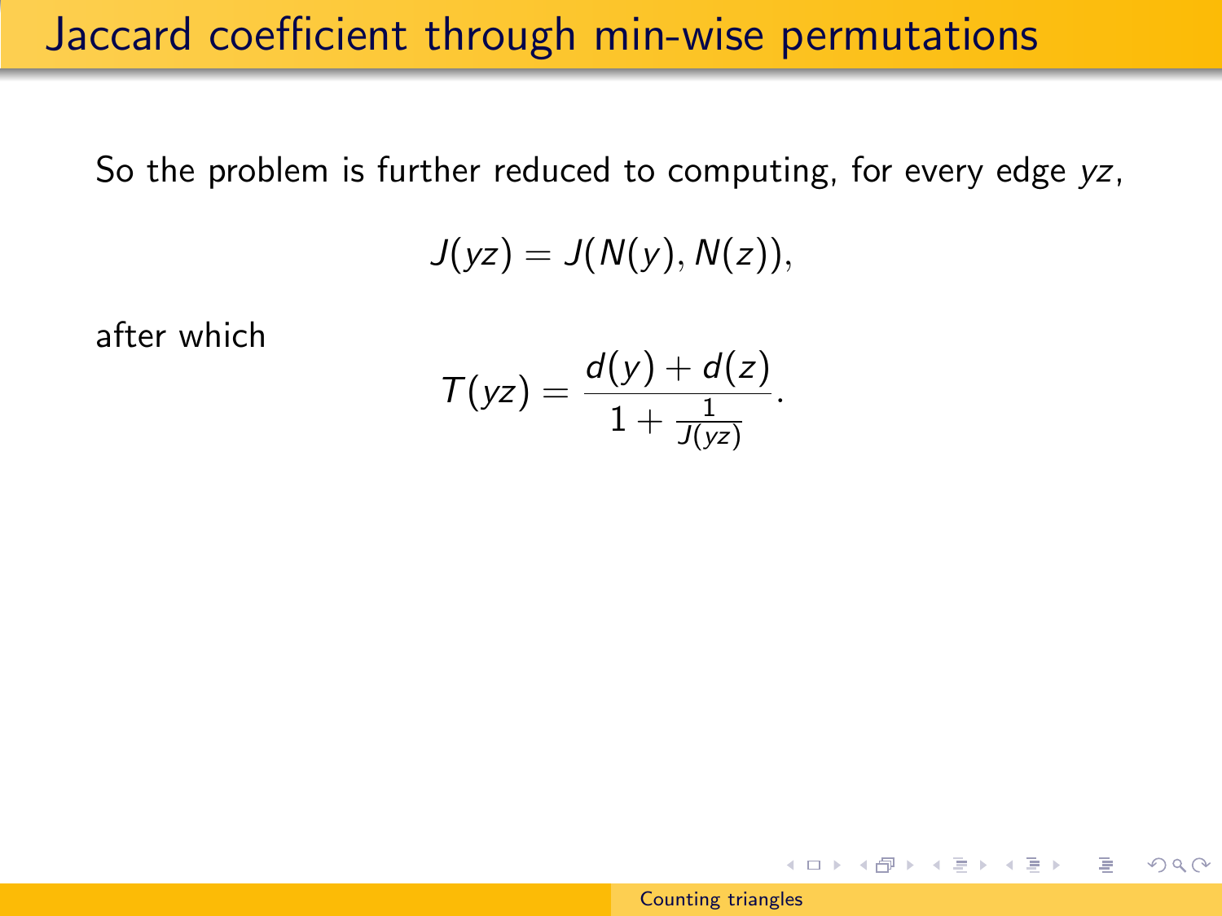# Jaccard coefficient through min-wise permutations

So the problem is further reduced to computing, for every edge $yz$,

$$J(yz) = J(N(y), N(z)),$$

after which

$$T(yz) = \frac{d(y) + d(z)}{1 + \frac{1}{J(yz)}}.$$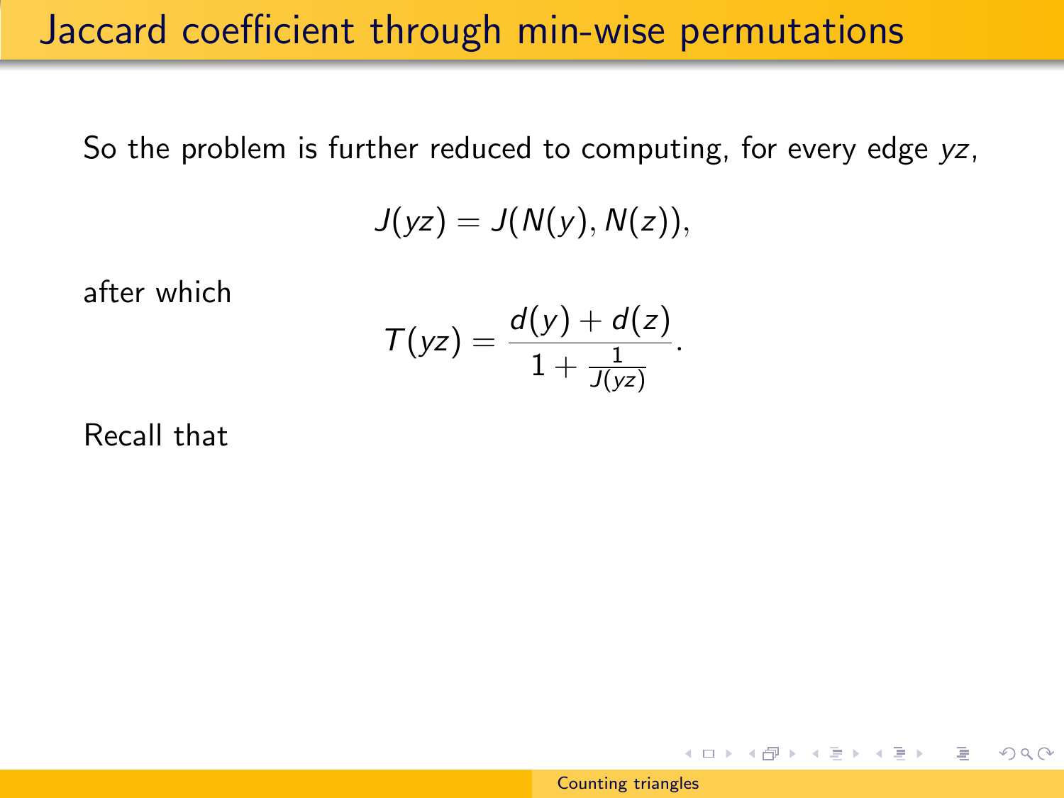# Jaccard coefficient through min-wise permutations

So the problem is further reduced to computing, for every edge $yz$,

$$J(yz) = J(N(y), N(z)),$$

after which

$$T(yz) = \frac{d(y) + d(z)}{1 + \frac{1}{J(yz)}}.$$

Recall that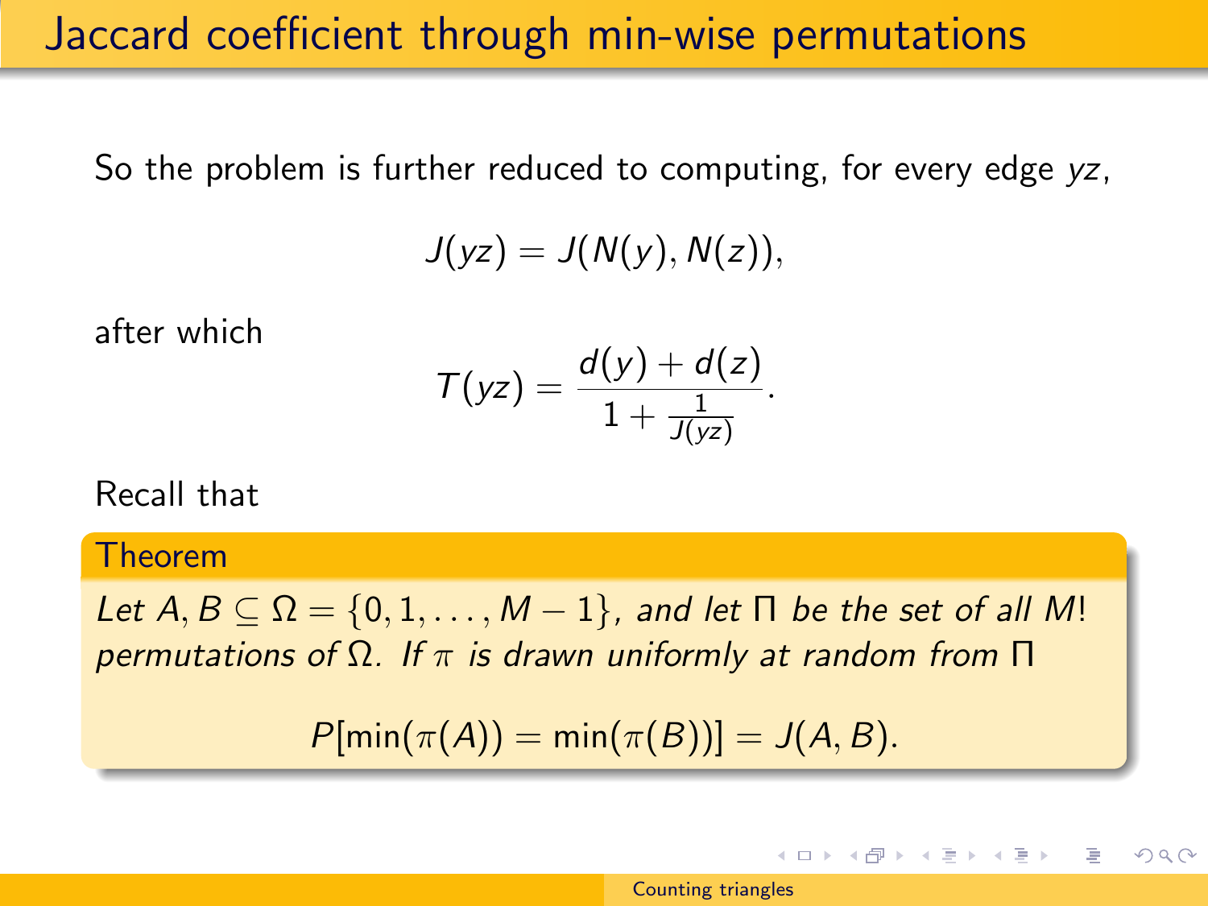# Jaccard coefficient through min-wise permutations

So the problem is further reduced to computing, for every edge $yz$,

$$J(yz) = J(N(y), N(z)),$$

after which

$$T(yz) = \frac{d(y) + d(z)}{1 + \frac{1}{J(yz)}}.$$

Recall that

**Theorem**

*Let $A, B \subseteq \Omega = \{0, 1, \ldots, M-1\}$, and let $\Pi$ be the set of all $M!$ permutations of $\Omega$. If $\pi$ is drawn uniformly at random from $\Pi$*

$$P[\min(\pi(A)) = \min(\pi(B))] = J(A, B).$$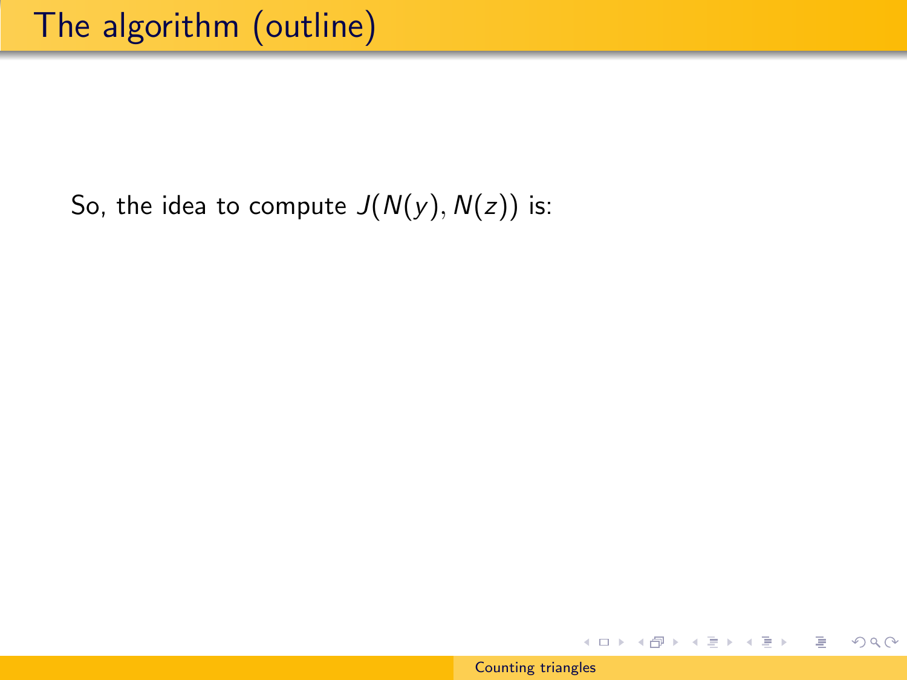# The algorithm (outline)

So, the idea to compute $J(N(y), N(z))$ is: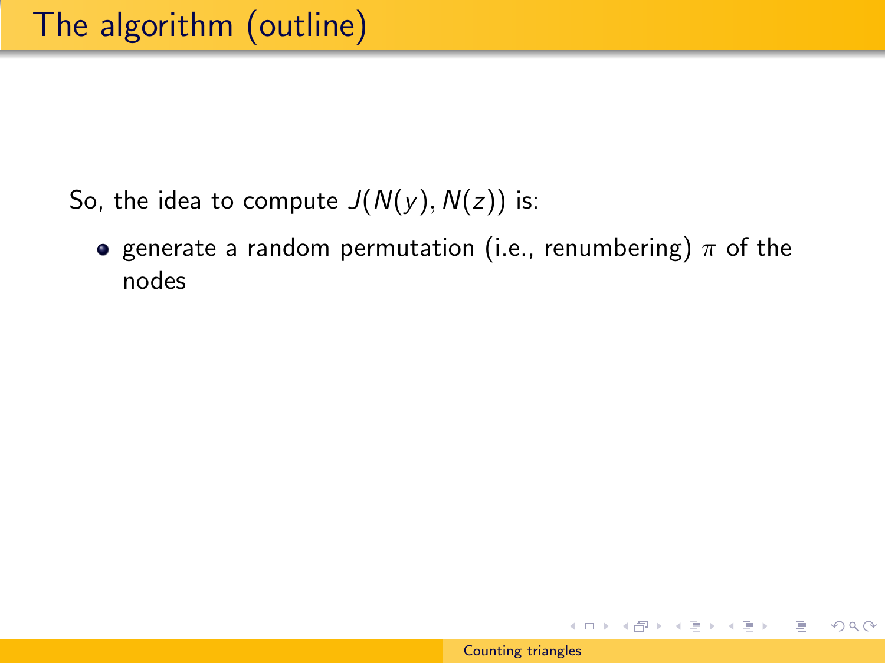# The algorithm (outline)

So, the idea to compute $J(N(y), N(z))$ is:

- generate a random permutation (i.e., renumbering) $\pi$ of the nodes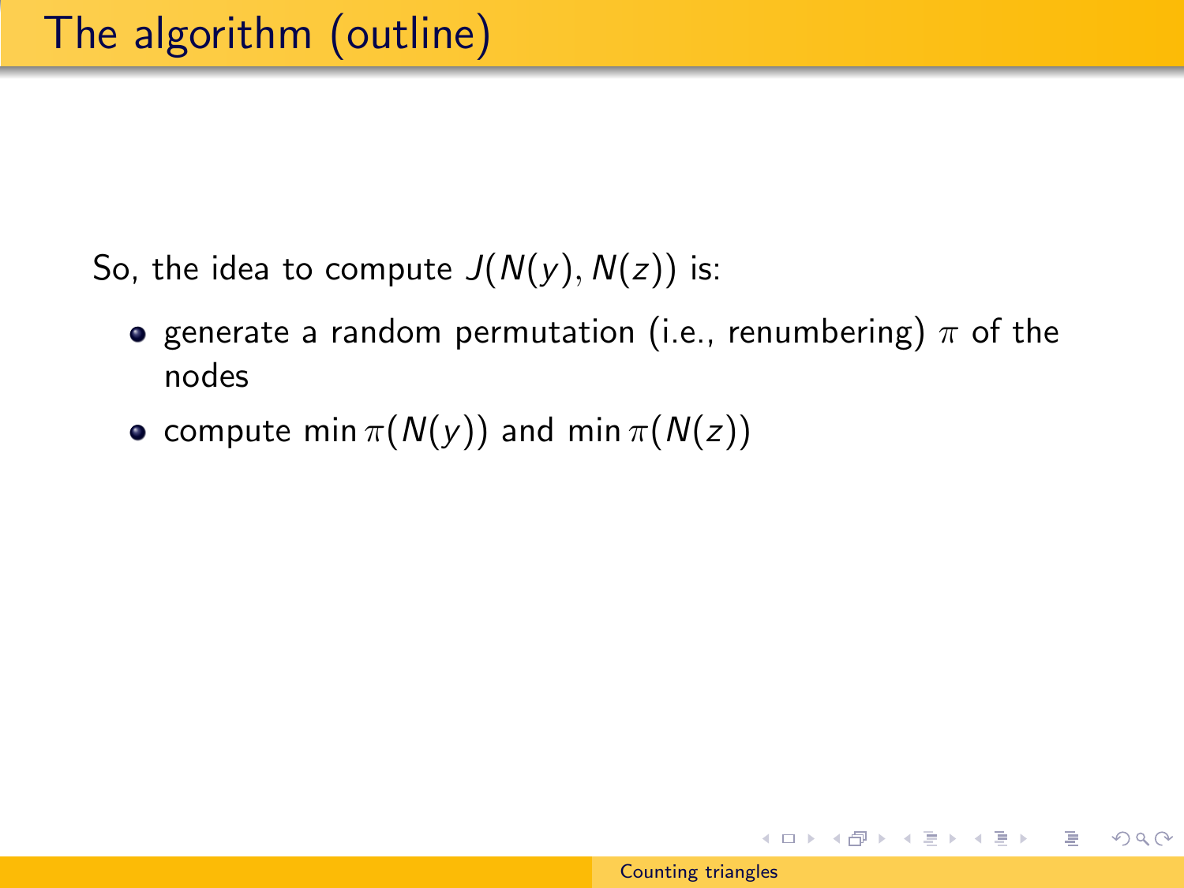# The algorithm (outline)

So, the idea to compute $J(N(y), N(z))$ is:

- generate a random permutation (i.e., renumbering) $\pi$ of the nodes
- compute $\min \pi(N(y))$ and $\min \pi(N(z))$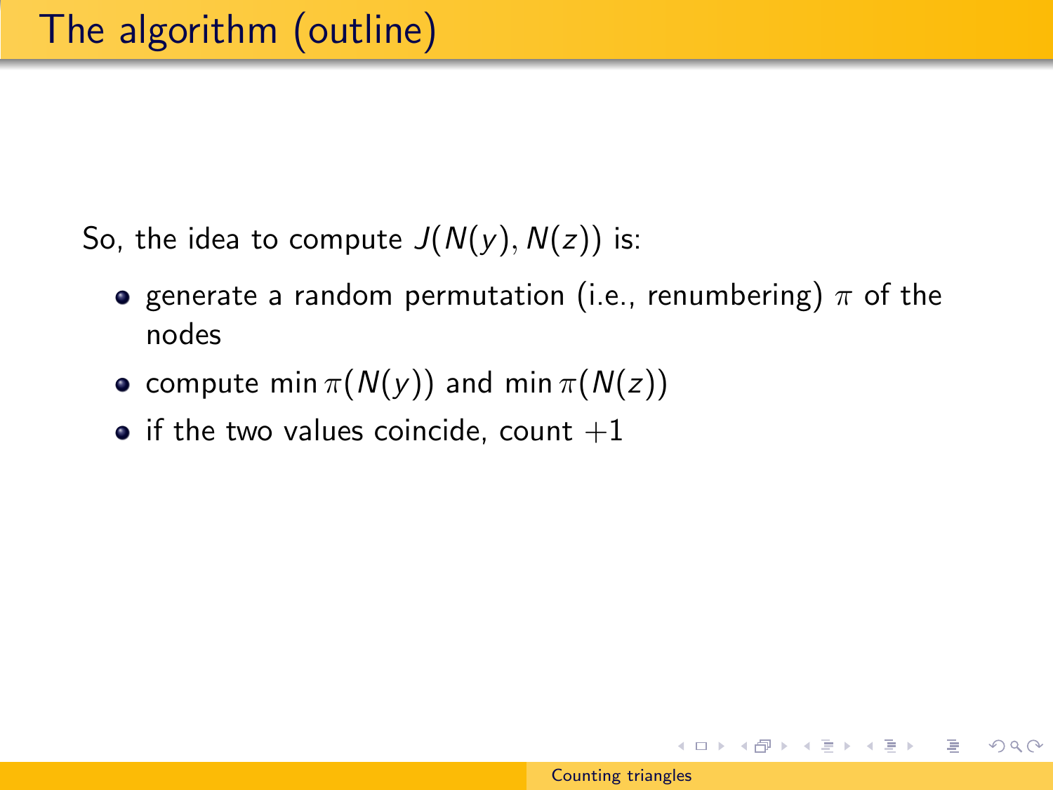# The algorithm (outline)

So, the idea to compute $J(N(y), N(z))$ is:

- generate a random permutation (i.e., renumbering) $\pi$ of the nodes
- compute $\min \pi(N(y))$ and $\min \pi(N(z))$
- if the two values coincide, count $+1$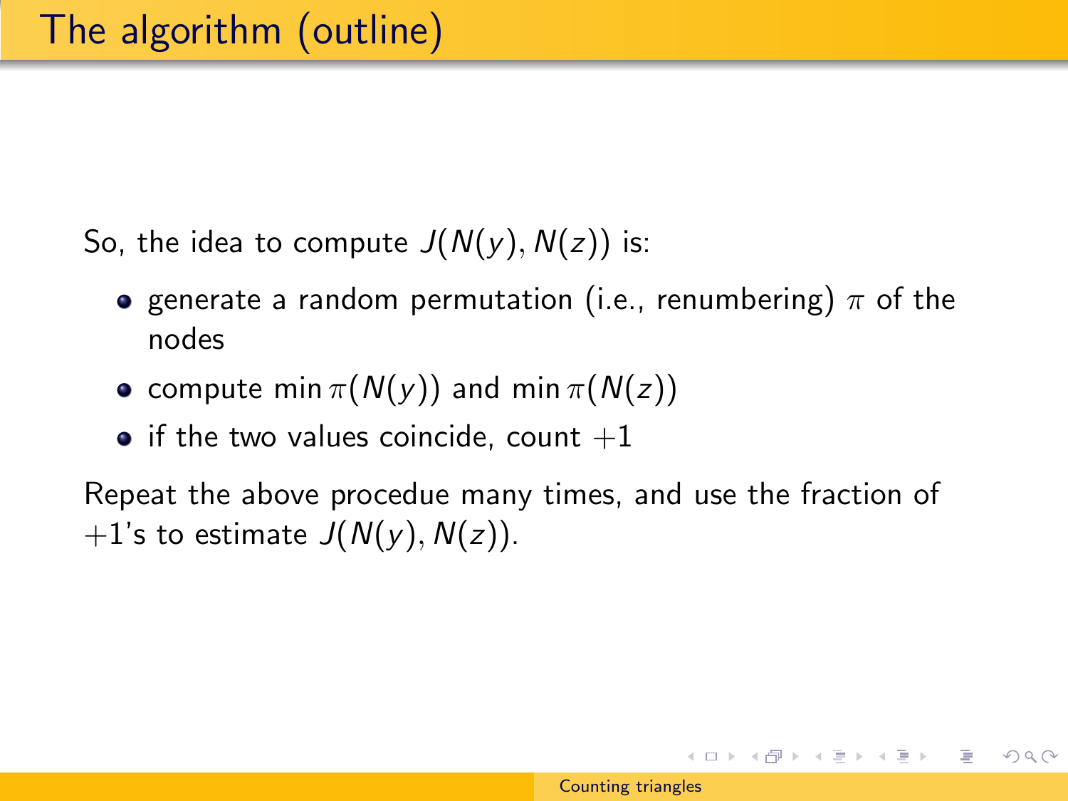# The algorithm (outline)

So, the idea to compute $J(N(y), N(z))$ is:

- generate a random permutation (i.e., renumbering) $\pi$ of the nodes
- compute $\min \pi(N(y))$ and $\min \pi(N(z))$
- if the two values coincide, count $+1$

Repeat the above procedue many times, and use the fraction of $+1$'s to estimate $J(N(y), N(z))$.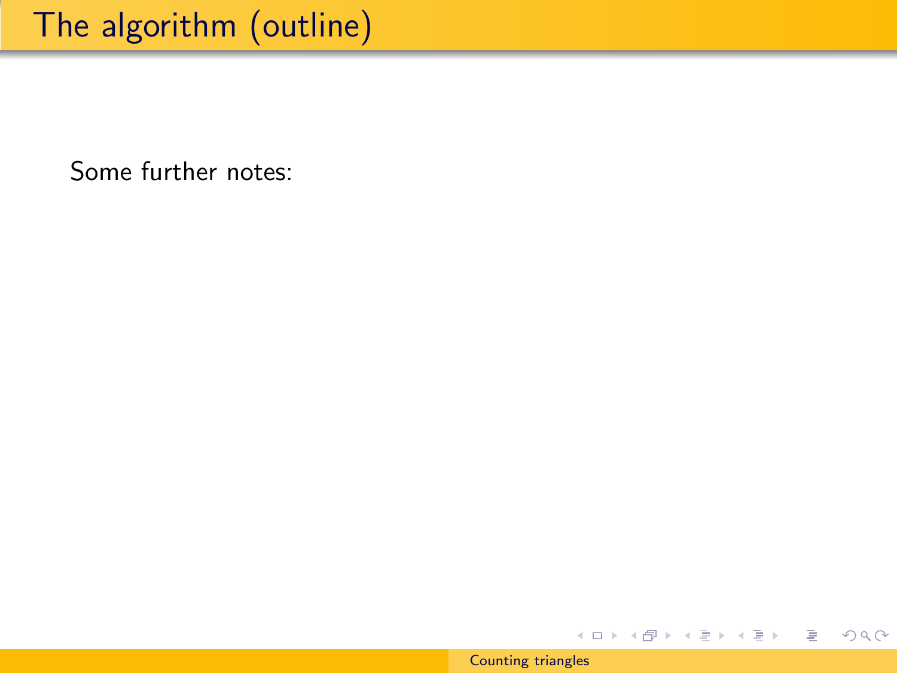# The algorithm (outline)

Some further notes: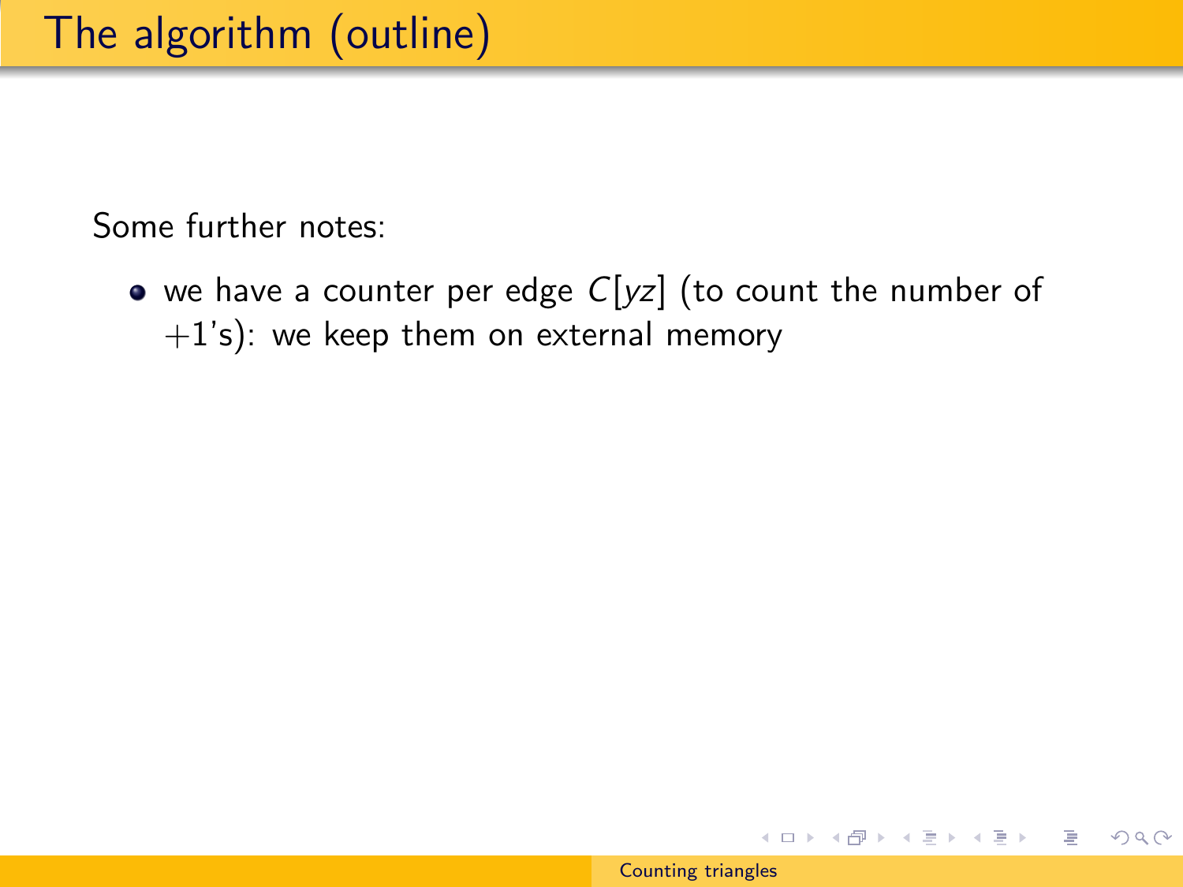# The algorithm (outline)

Some further notes:

- we have a counter per edge $C[yz]$ (to count the number of $+1$'s): we keep them on external memory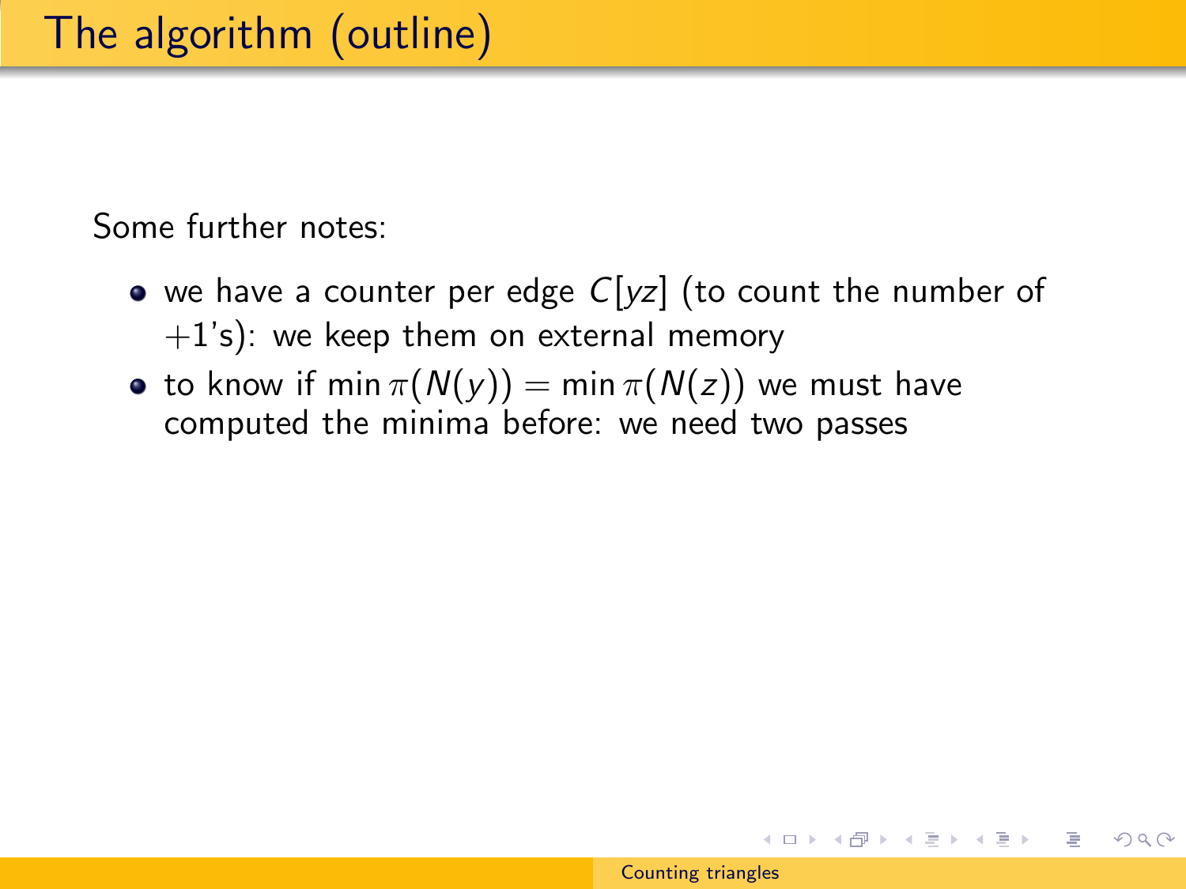# The algorithm (outline)

Some further notes:

- we have a counter per edge $C[yz]$ (to count the number of $+1$'s): we keep them on external memory
- to know if $\min \pi(N(y)) = \min \pi(N(z))$ we must have computed the minima before: we need two passes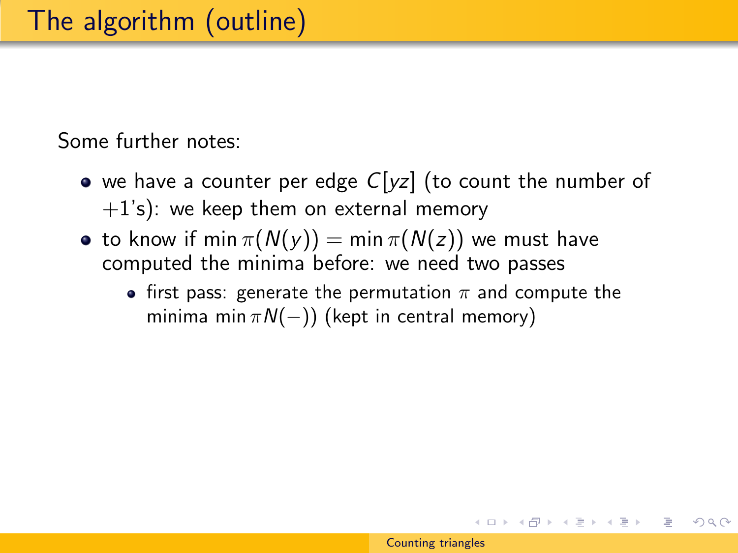# The algorithm (outline)

Some further notes:

- we have a counter per edge $C[yz]$ (to count the number of $+1$'s): we keep them on external memory
- to know if $\min \pi(N(y)) = \min \pi(N(z))$ we must have computed the minima before: we need two passes
  - first pass: generate the permutation $\pi$ and compute the minima $\min \pi N(-))$ (kept in central memory)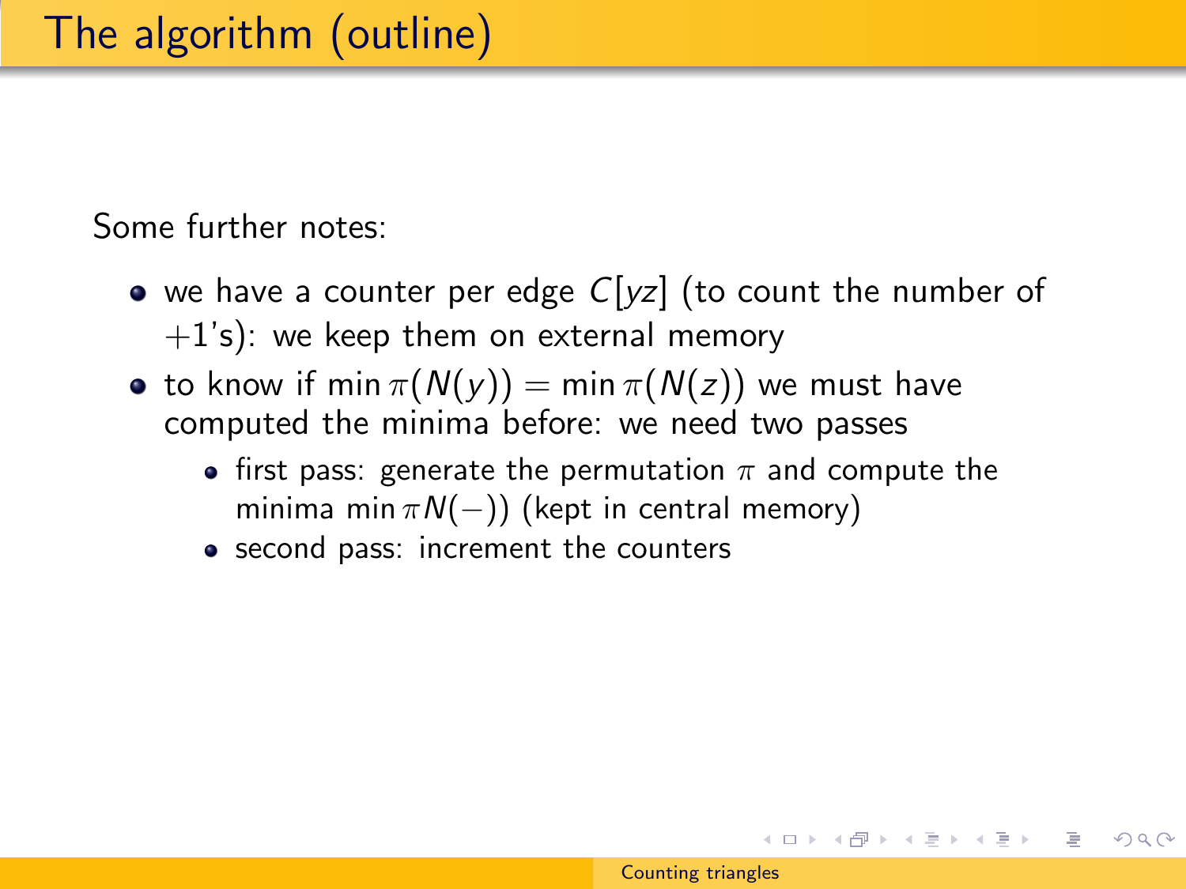# The algorithm (outline)

Some further notes:

- we have a counter per edge $C[yz]$ (to count the number of $+1$'s): we keep them on external memory
- to know if $\min \pi(N(y)) = \min \pi(N(z))$ we must have computed the minima before: we need two passes
  - first pass: generate the permutation $\pi$ and compute the minima $\min \pi N(-))$ (kept in central memory)
  - second pass: increment the counters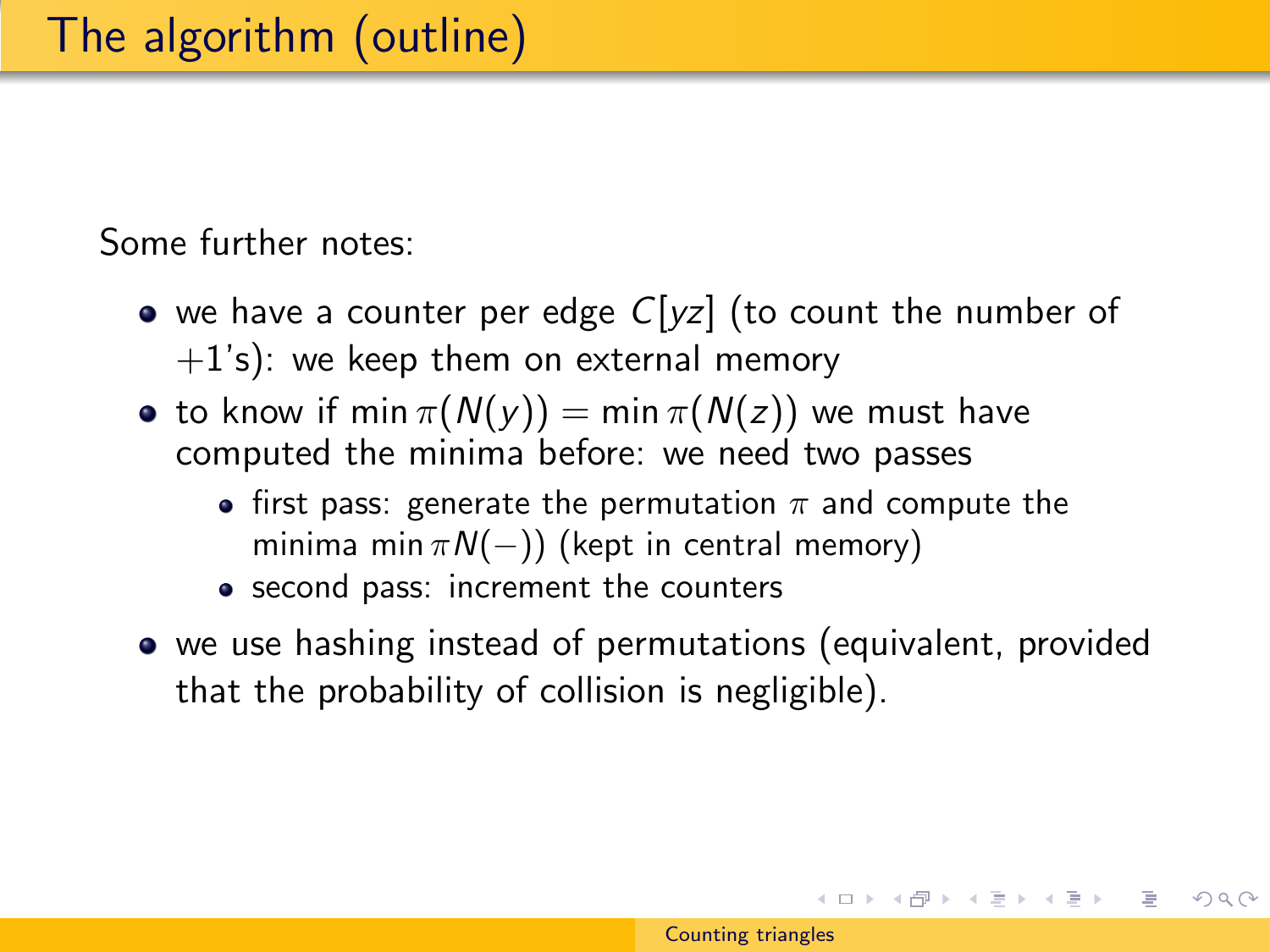# The algorithm (outline)

Some further notes:

- we have a counter per edge $C[yz]$ (to count the number of $+1$'s): we keep them on external memory
- to know if $\min \pi(N(y)) = \min \pi(N(z))$ we must have computed the minima before: we need two passes
  - first pass: generate the permutation $\pi$ and compute the minima $\min \pi N(-))$ (kept in central memory)
  - second pass: increment the counters
- we use hashing instead of permutations (equivalent, provided that the probability of collision is negligible).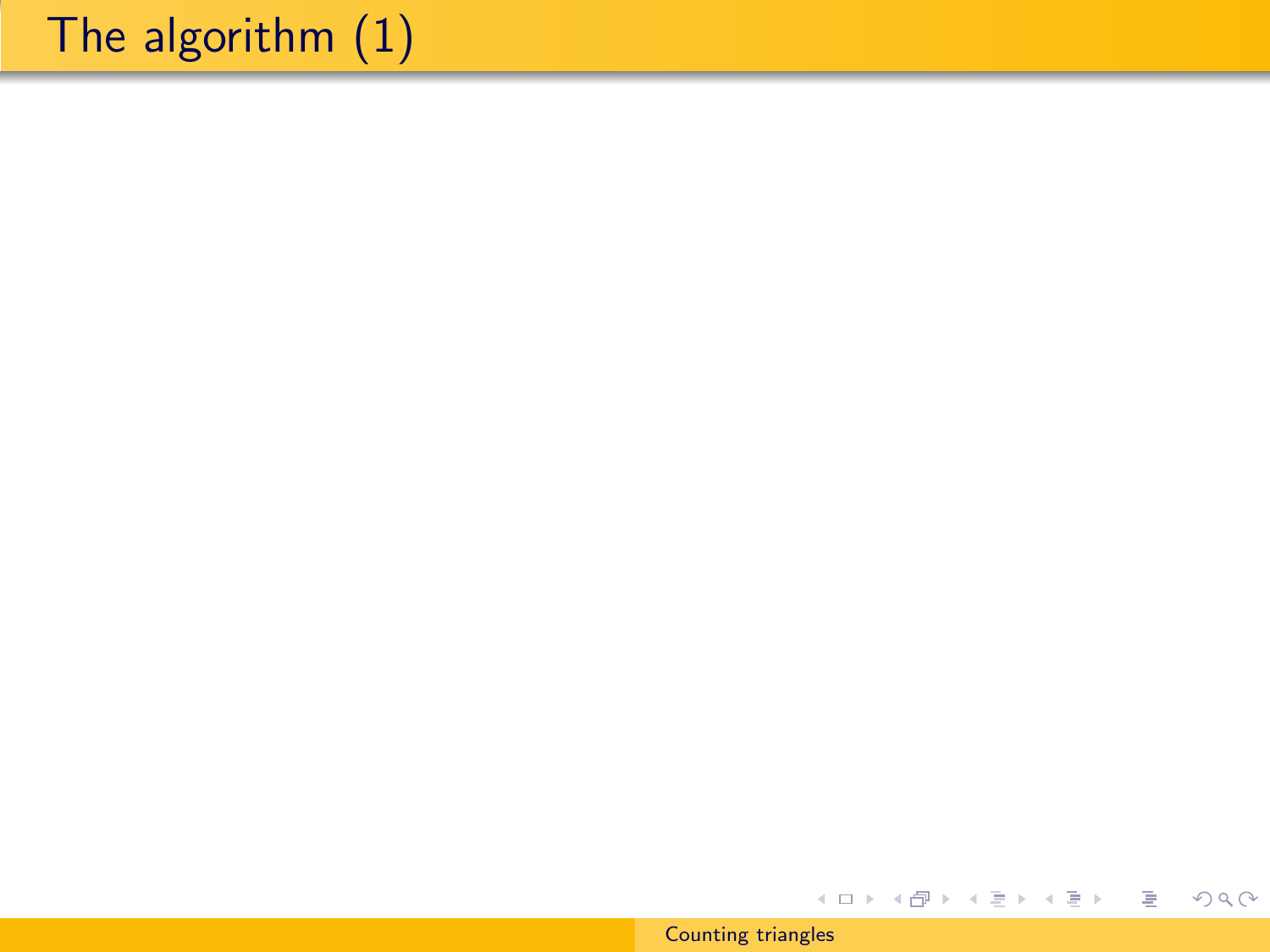# The algorithm (1)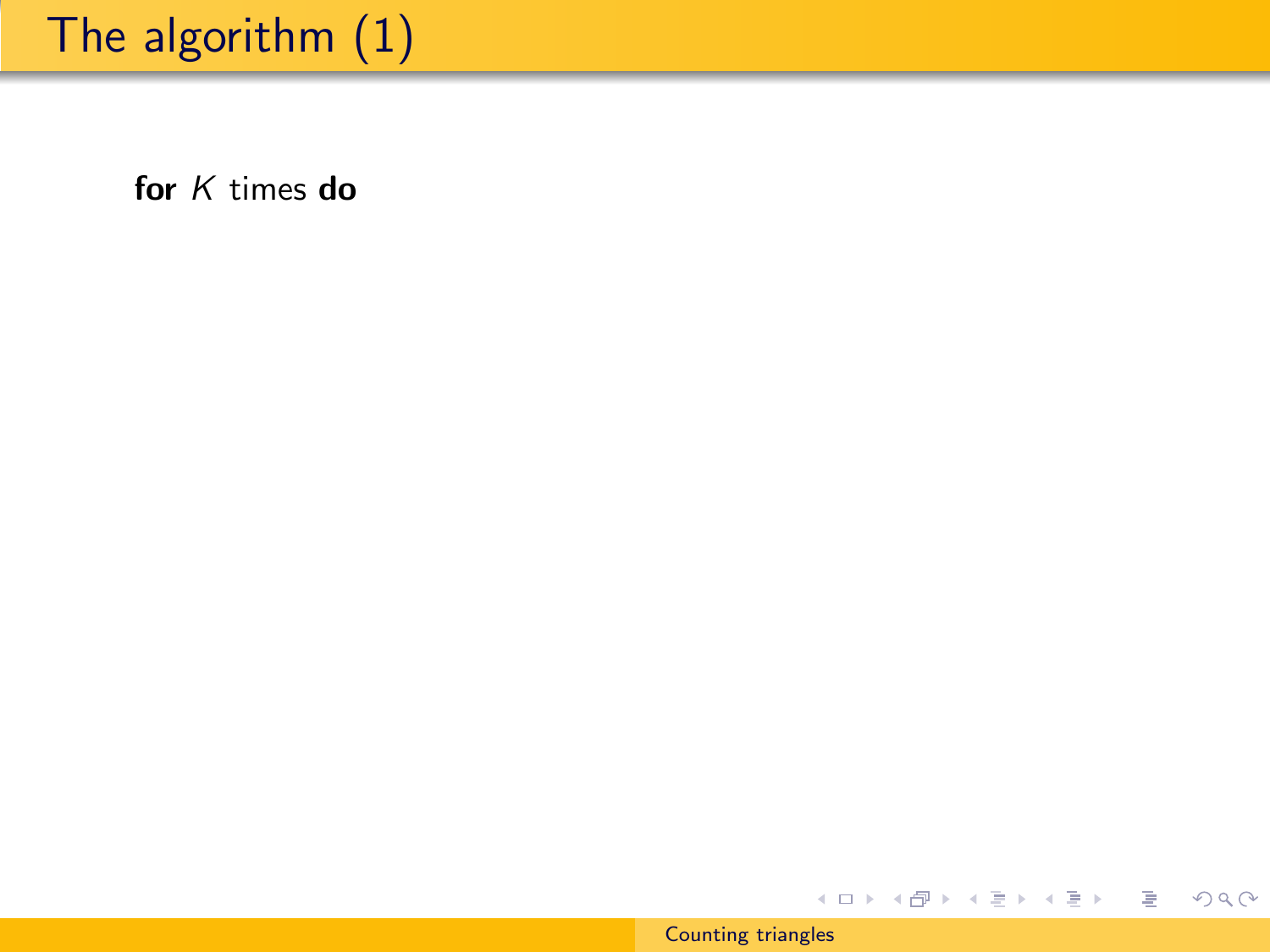# The algorithm (1)

**for** $K$ times **do**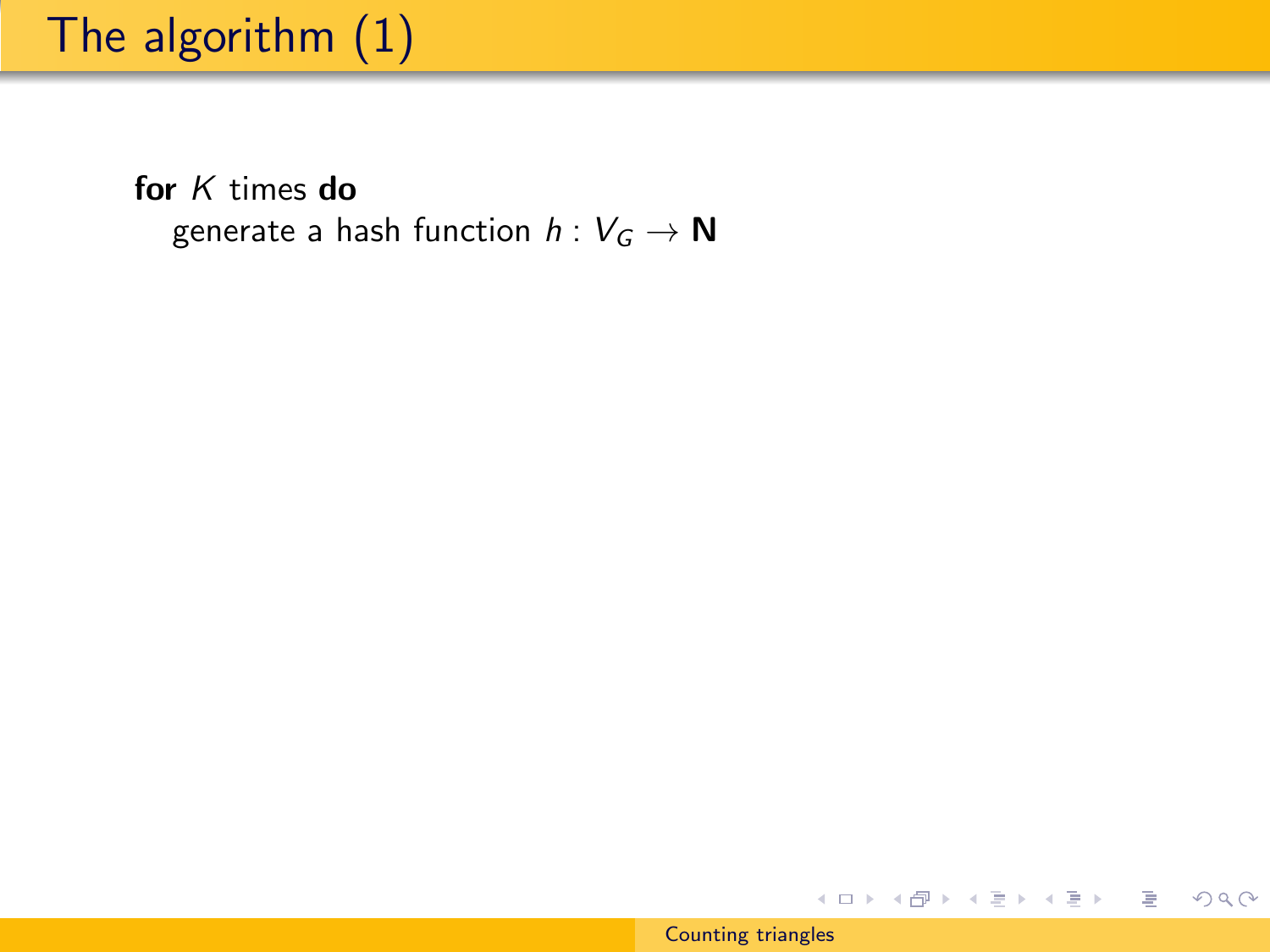# The algorithm (1)

**for** $K$ times **do**
  generate a hash function $h : V_G \to \mathbf{N}$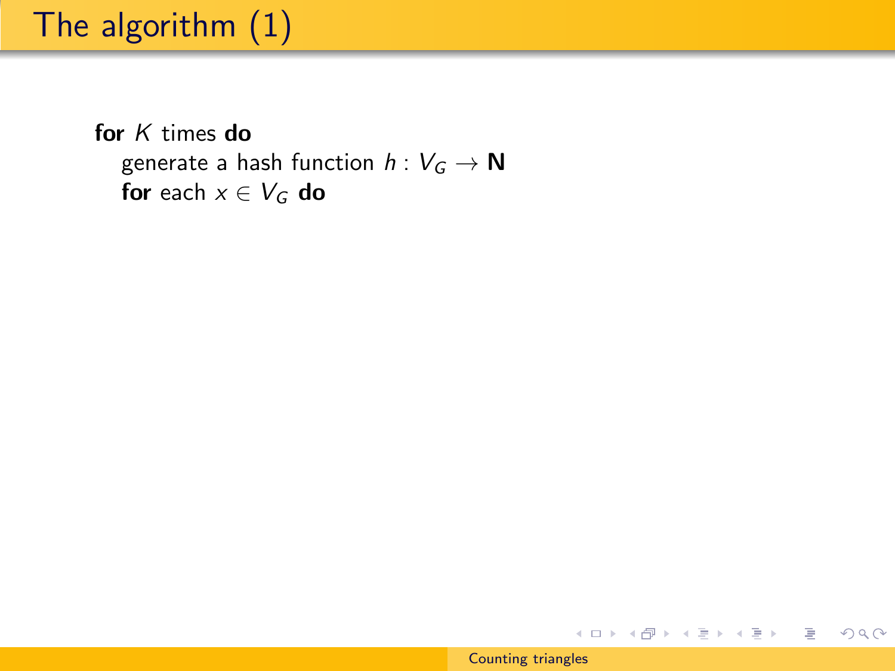# The algorithm (1)

**for** $K$ times **do**

  generate a hash function $h : V_G \to \mathbf{N}$

  **for** each $x \in V_G$ **do**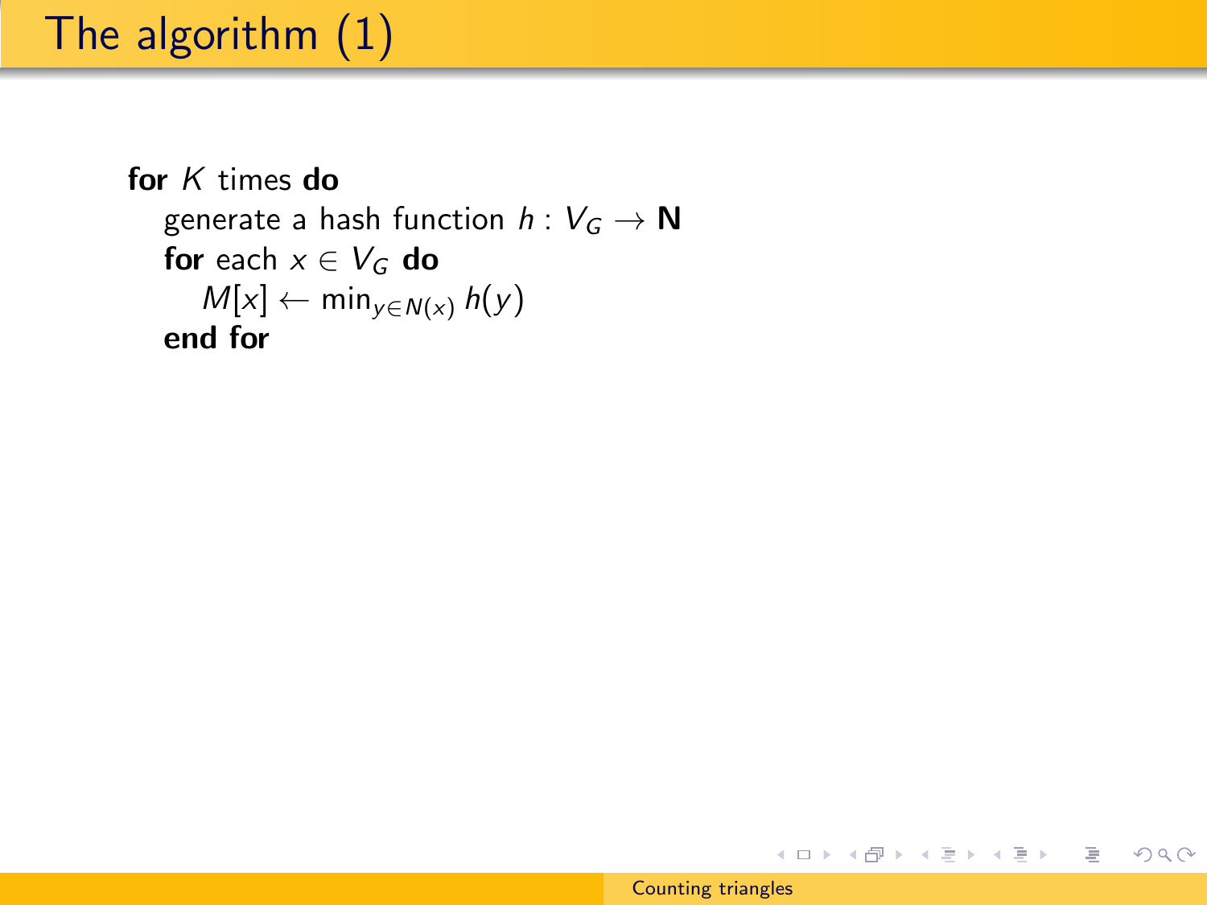# The algorithm (1)

**for** $K$ times **do**
  generate a hash function $h : V_G \to \mathbf{N}$
  **for** each $x \in V_G$ **do**
    $M[x] \leftarrow \min_{y \in N(x)} h(y)$
  **end for**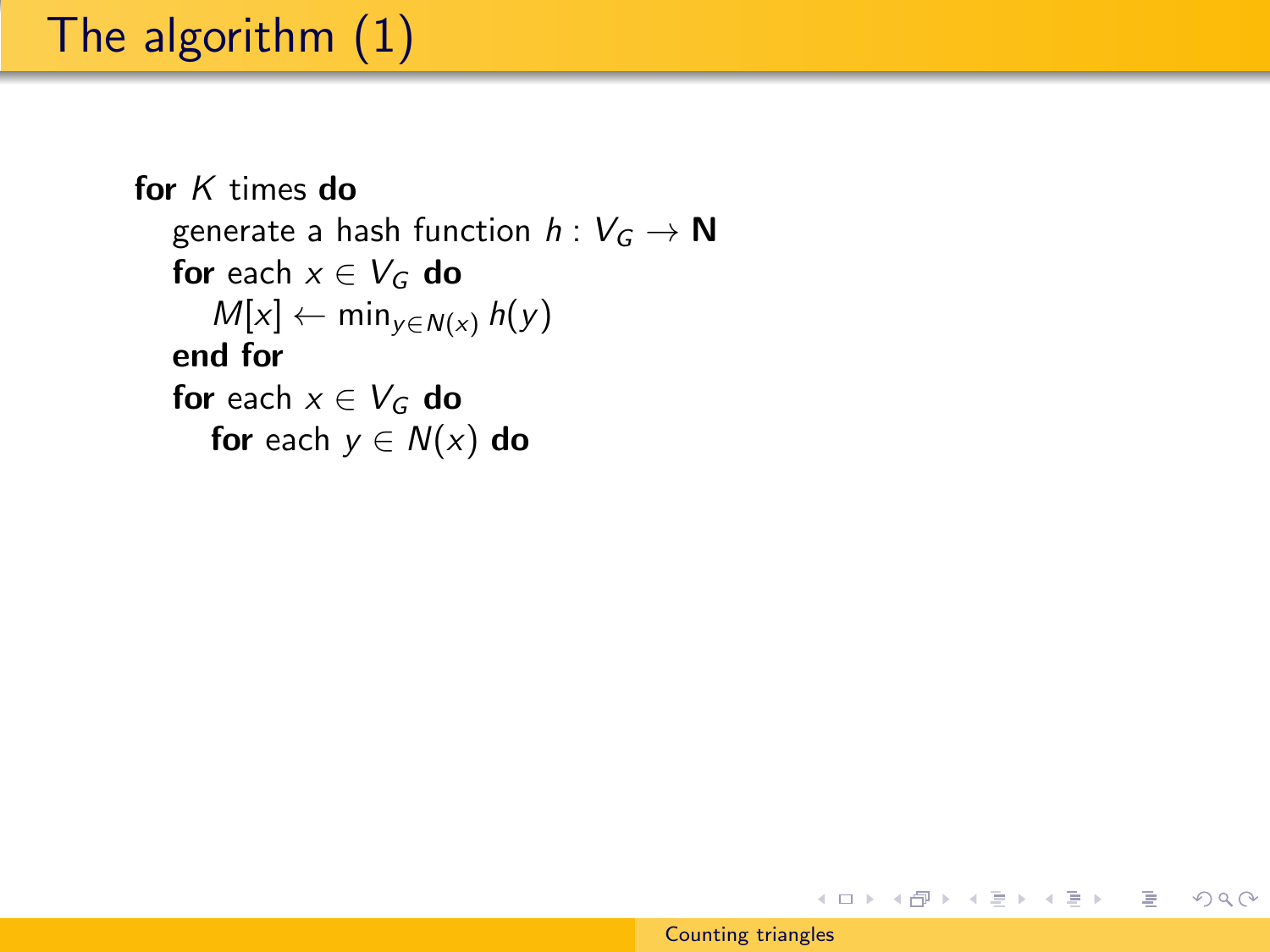# The algorithm (1)

**for** $K$ times **do**

  generate a hash function $h : V_G \rightarrow \mathbf{N}$

  **for** each $x \in V_G$ **do**

    $M[x] \leftarrow \min_{y \in N(x)} h(y)$

  **end for**

  **for** each $x \in V_G$ **do**

    **for** each $y \in N(x)$ **do**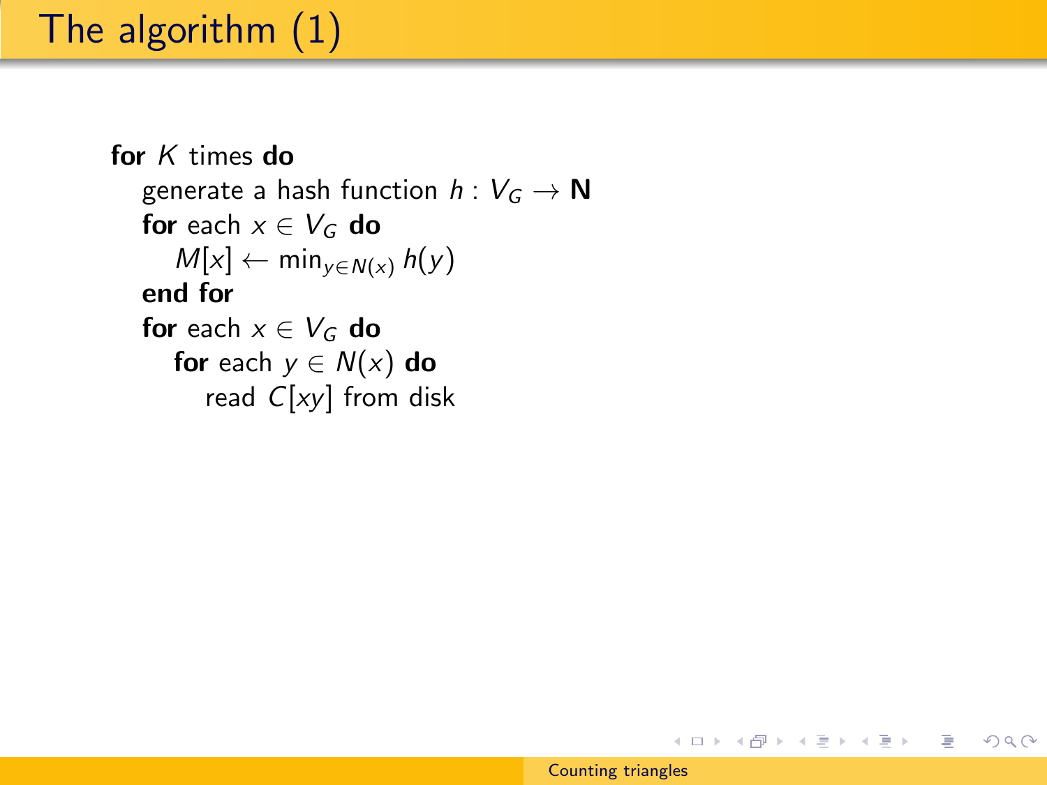# The algorithm (1)

**for** $K$ times **do**
  generate a hash function $h : V_G \to \mathbf{N}$
  **for** each $x \in V_G$ **do**
    $M[x] \leftarrow \min_{y \in N(x)} h(y)$
  **end for**
  **for** each $x \in V_G$ **do**
    **for** each $y \in N(x)$ **do**
      read $C[xy]$ from disk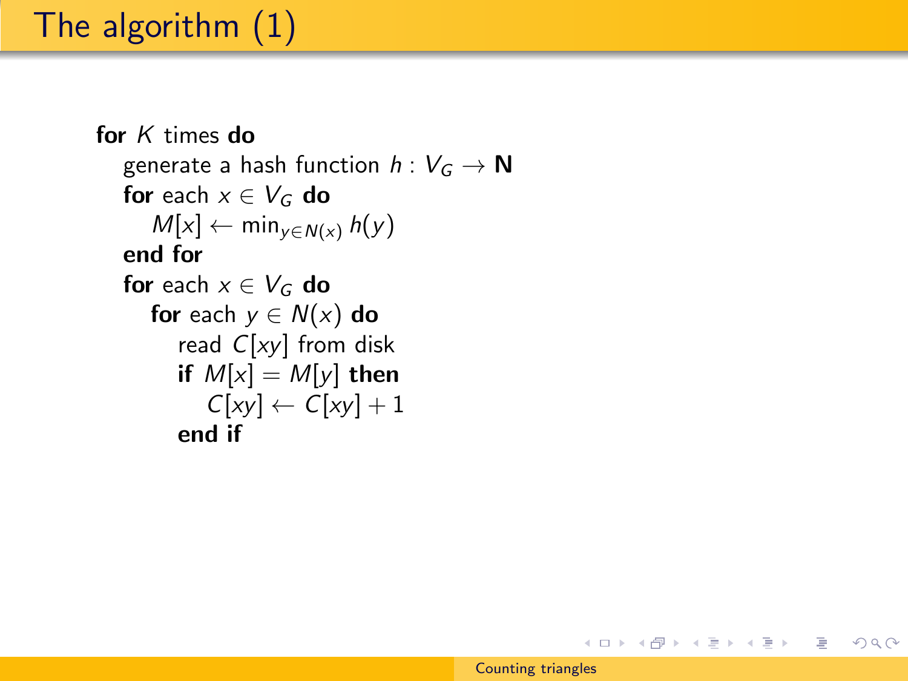# The algorithm (1)

**for** $K$ times **do**
  generate a hash function $h : V_G \to \mathbf{N}$
  **for** each $x \in V_G$ **do**
    $M[x] \leftarrow \min_{y \in N(x)} h(y)$
  **end for**
  **for** each $x \in V_G$ **do**
    **for** each $y \in N(x)$ **do**
      read $C[xy]$ from disk
      **if** $M[x] = M[y]$ **then**
        $C[xy] \leftarrow C[xy] + 1$
      **end if**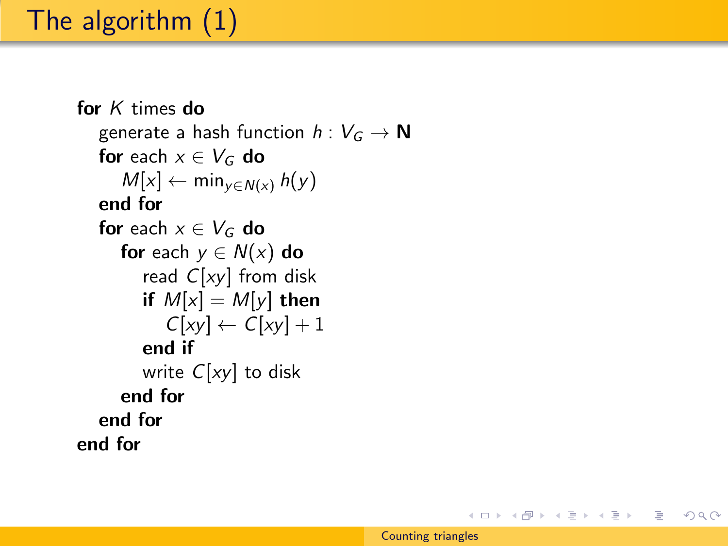# The algorithm (1)

**for** $K$ times **do**
  generate a hash function $h : V_G \rightarrow \mathbf{N}$
  **for** each $x \in V_G$ **do**
    $M[x] \leftarrow \min_{y \in N(x)} h(y)$
  **end for**
  **for** each $x \in V_G$ **do**
    **for** each $y \in N(x)$ **do**
      read $C[xy]$ from disk
      **if** $M[x] = M[y]$ **then**
        $C[xy] \leftarrow C[xy] + 1$
      **end if**
      write $C[xy]$ to disk
    **end for**
  **end for**
**end for**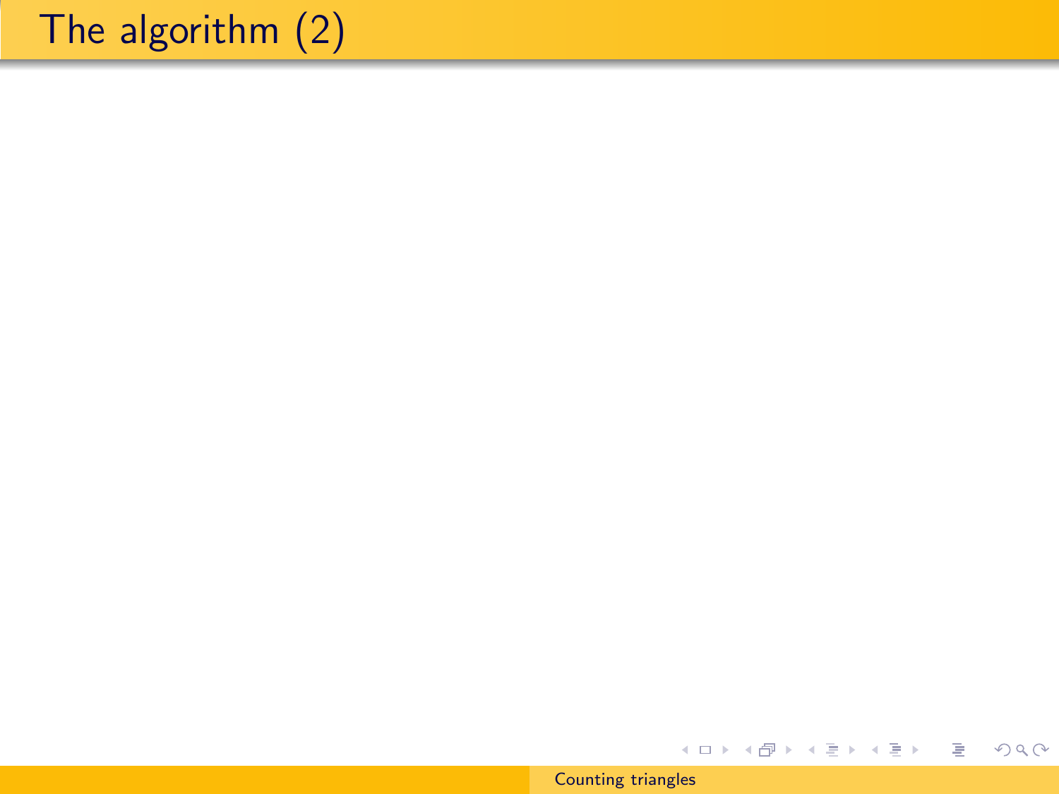# The algorithm (2)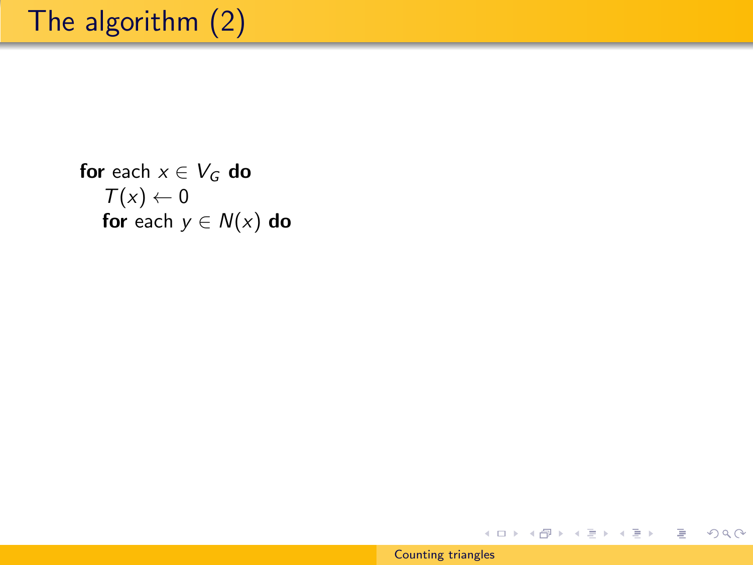# The algorithm (2)

**for** each $x \in V_G$ **do**
    $T(x) \leftarrow 0$
    **for** each $y \in N(x)$ **do**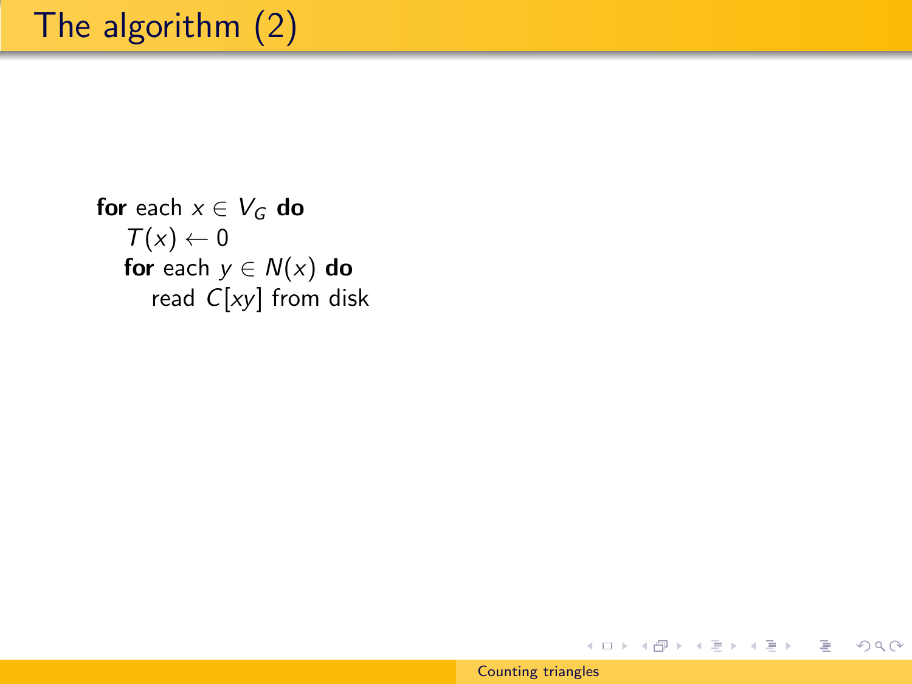# The algorithm (2)

**for** each $x \in V_G$ **do**
  $T(x) \leftarrow 0$
  **for** each $y \in N(x)$ **do**
    read $C[xy]$ from disk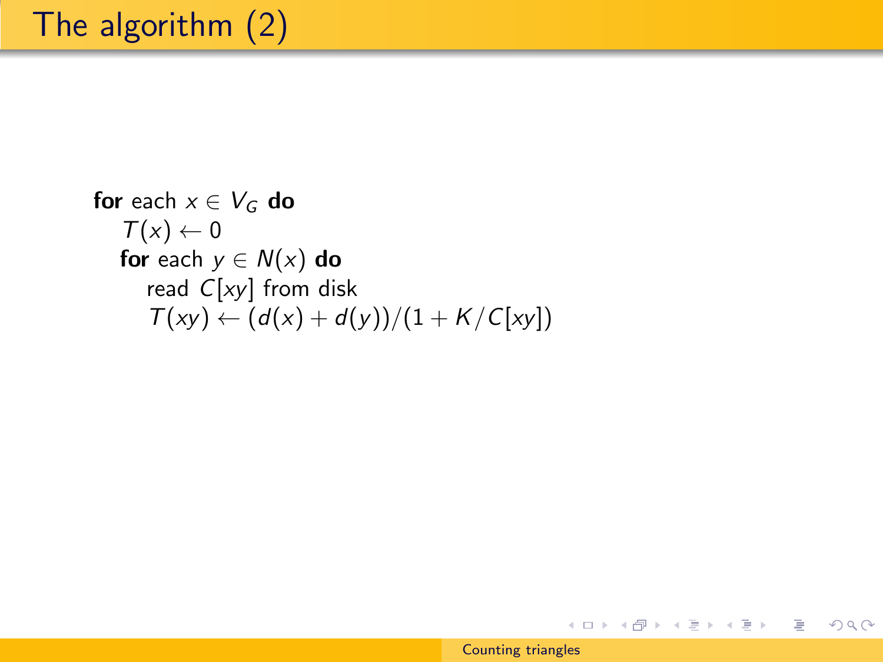# The algorithm (2)

**for** each $x \in V_G$ **do**
  $T(x) \leftarrow 0$
  **for** each $y \in N(x)$ **do**
    read $C[xy]$ from disk
    $T(xy) \leftarrow (d(x) + d(y))/(1 + K/C[xy])$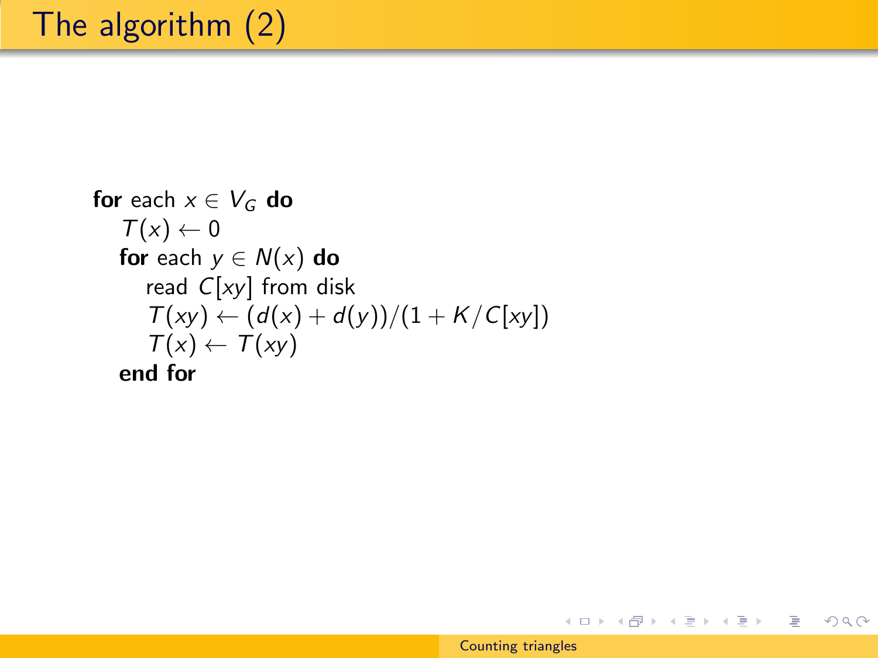# The algorithm (2)

**for** each $x \in V_G$ **do**

  $T(x) \leftarrow 0$

  **for** each $y \in N(x)$ **do**

    read $C[xy]$ from disk

    $T(xy) \leftarrow (d(x) + d(y))/(1 + K/C[xy])$

    $T(x) \leftarrow T(xy)$

  **end for**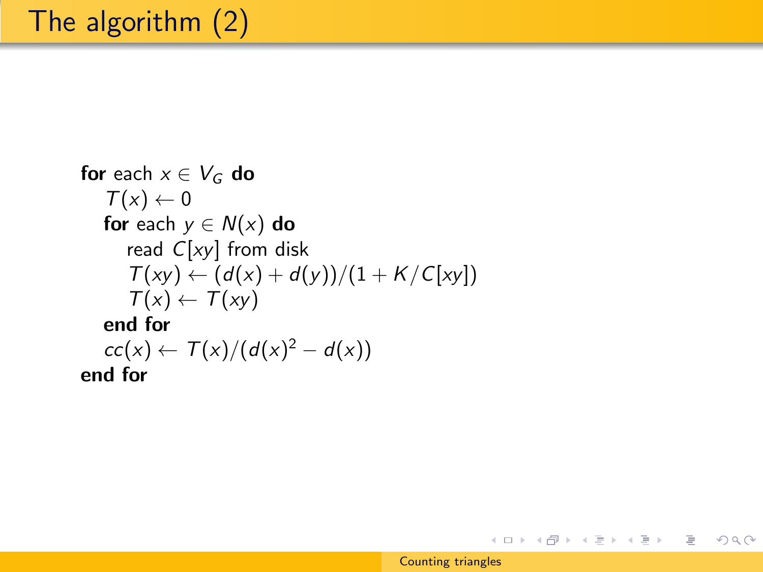# The algorithm (2)

**for** each $x \in V_G$ **do**
  $T(x) \leftarrow 0$
  **for** each $y \in N(x)$ **do**
    read $C[xy]$ from disk
    $T(xy) \leftarrow (d(x) + d(y))/(1 + K/C[xy])$
    $T(x) \leftarrow T(xy)$
  **end for**
  $cc(x) \leftarrow T(x)/(d(x)^2 - d(x))$
**end for**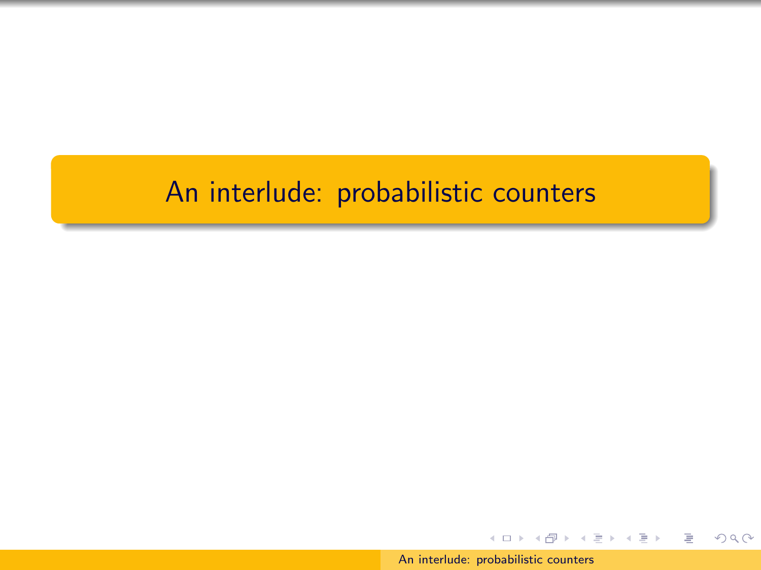# An interlude: probabilistic counters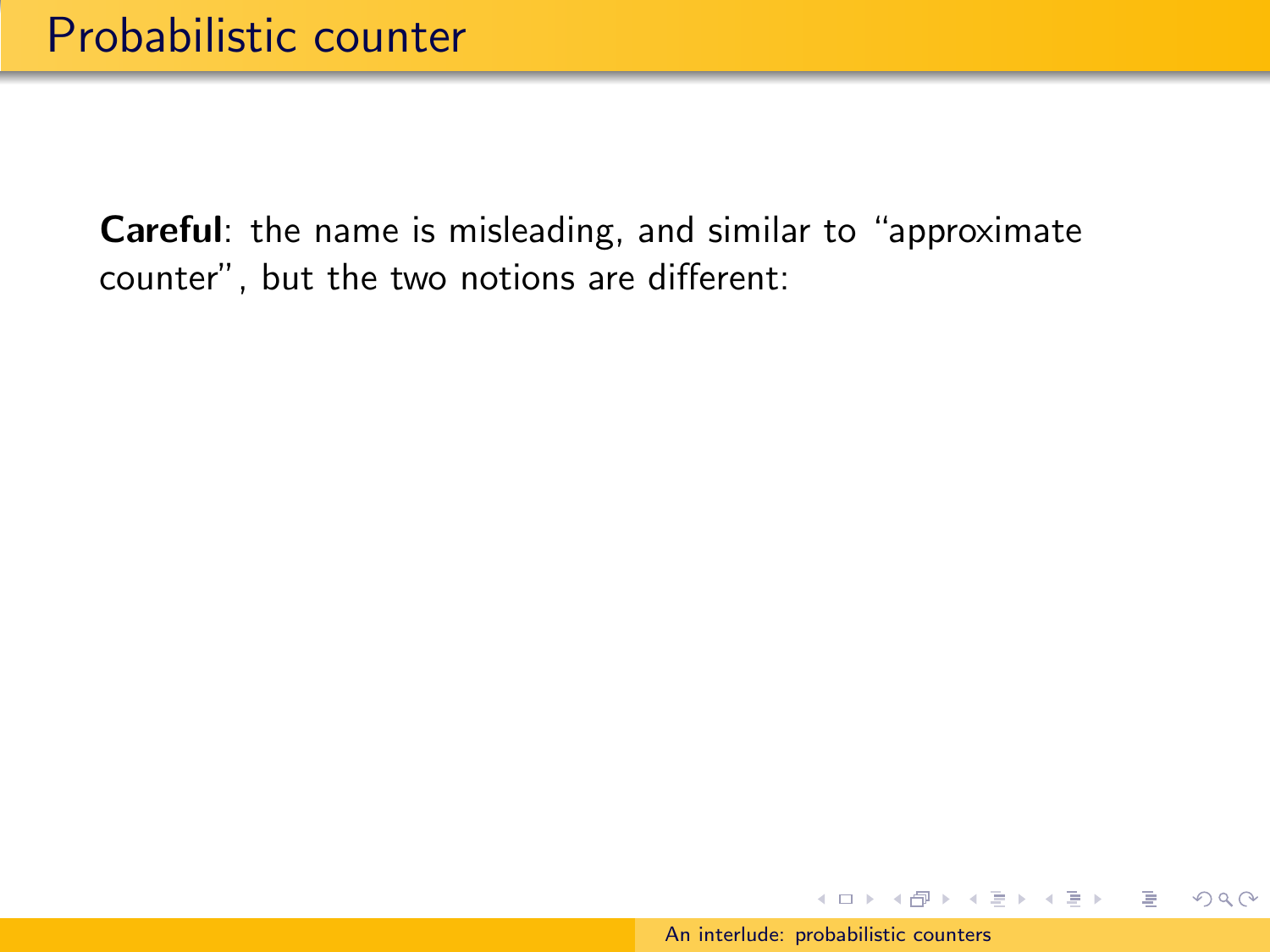# Probabilistic counter

**Careful**: the name is misleading, and similar to “approximate counter”, but the two notions are different: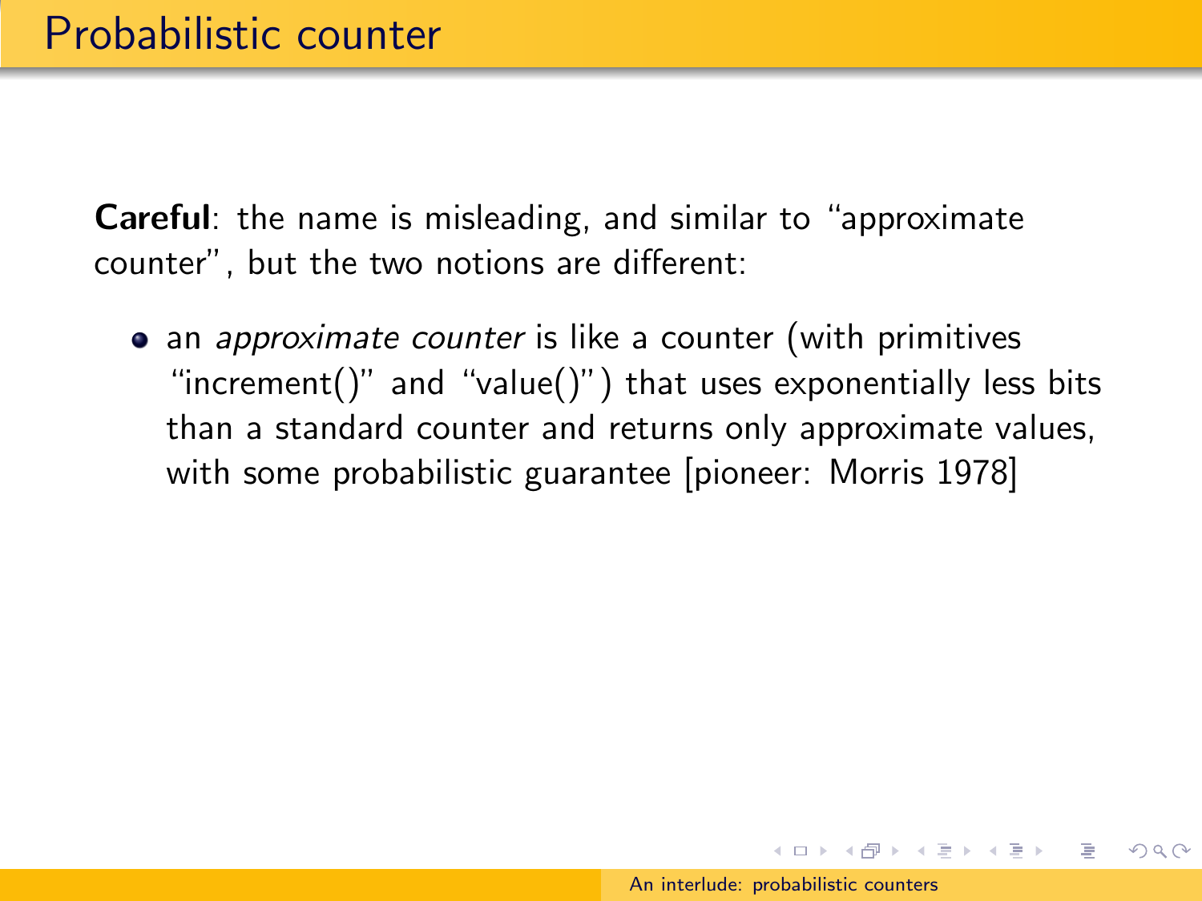# Probabilistic counter

**Careful**: the name is misleading, and similar to "approximate counter", but the two notions are different:

- an *approximate counter* is like a counter (with primitives "increment()" and "value()") that uses exponentially less bits than a standard counter and returns only approximate values, with some probabilistic guarantee [pioneer: Morris 1978]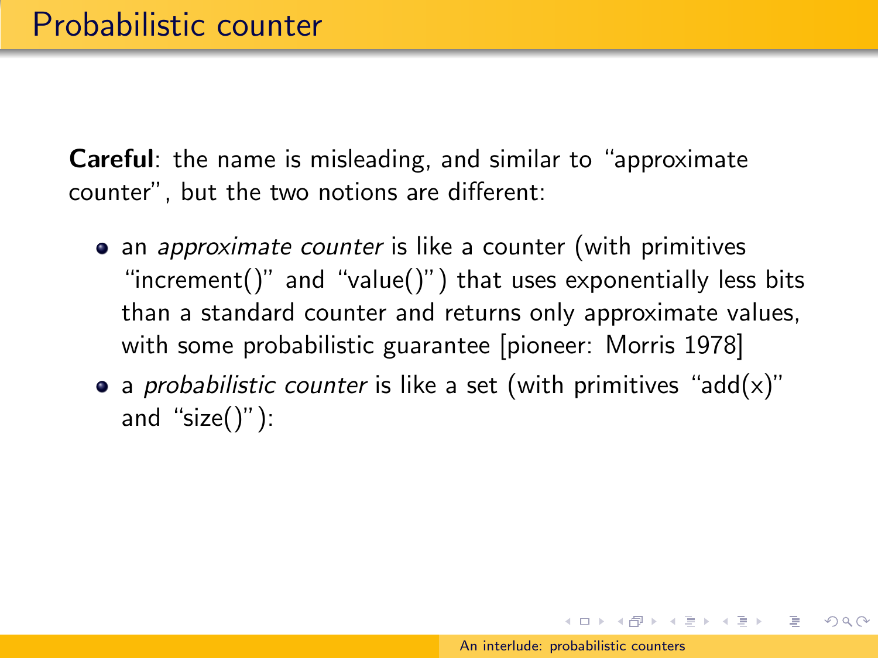# Probabilistic counter

**Careful**: the name is misleading, and similar to "approximate counter", but the two notions are different:

- an *approximate counter* is like a counter (with primitives "increment()" and "value()") that uses exponentially less bits than a standard counter and returns only approximate values, with some probabilistic guarantee [pioneer: Morris 1978]
- a *probabilistic counter* is like a set (with primitives "add(x)" and "size()"):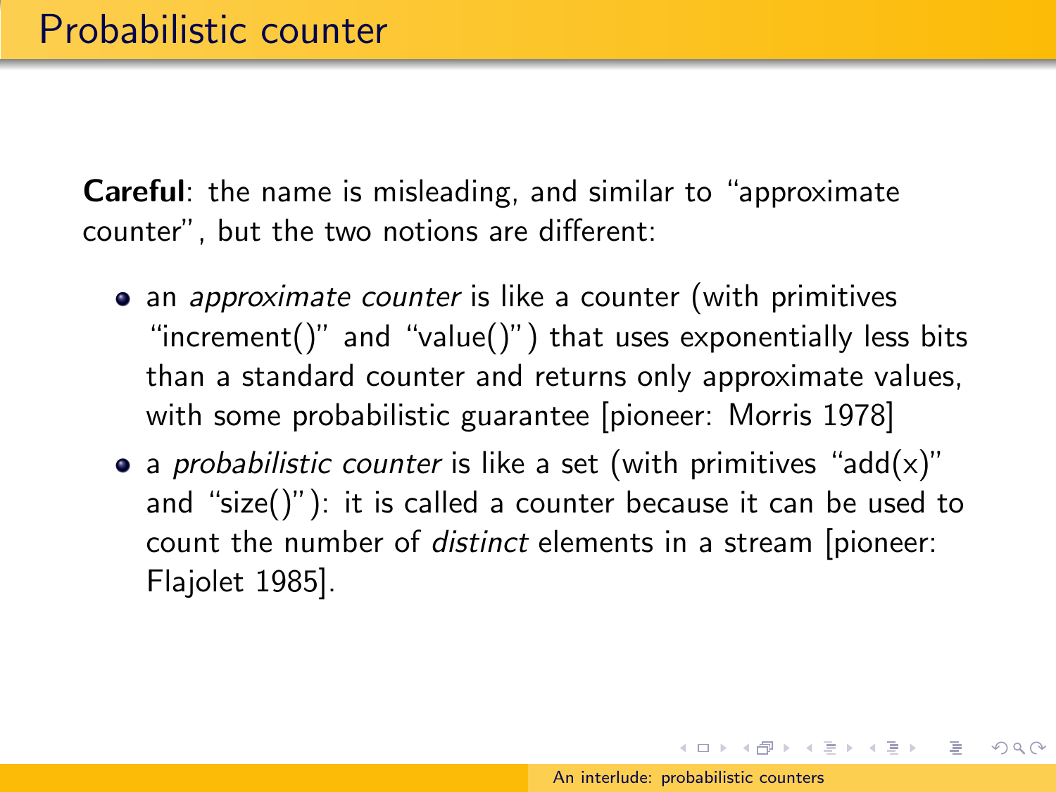# Probabilistic counter

**Careful**: the name is misleading, and similar to "approximate counter", but the two notions are different:

- an *approximate counter* is like a counter (with primitives "increment()" and "value()") that uses exponentially less bits than a standard counter and returns only approximate values, with some probabilistic guarantee [pioneer: Morris 1978]
- a *probabilistic counter* is like a set (with primitives "add(x)" and "size()"): it is called a counter because it can be used to count the number of *distinct* elements in a stream [pioneer: Flajolet 1985].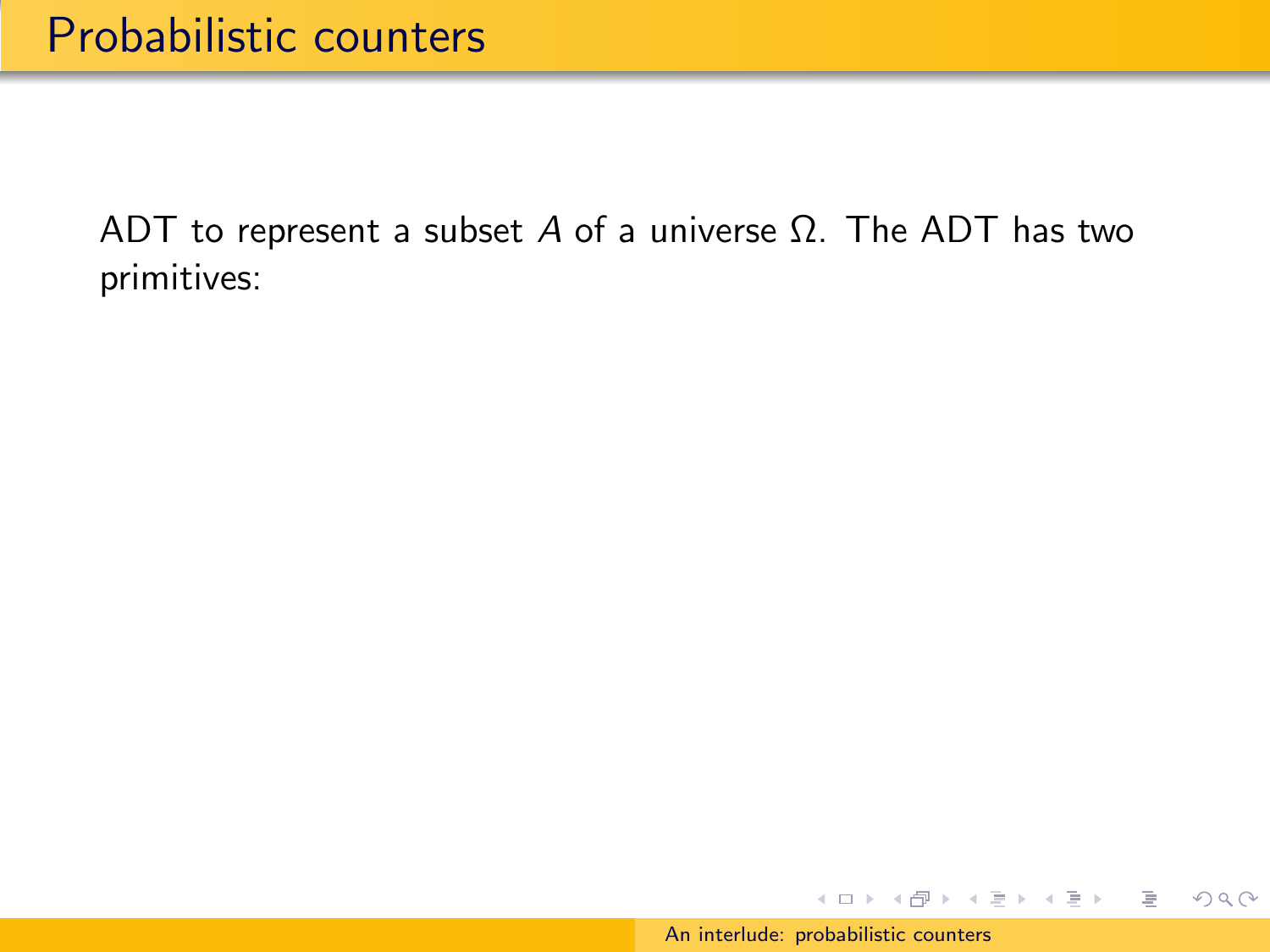# Probabilistic counters

ADT to represent a subset $A$ of a universe $\Omega$. The ADT has two primitives: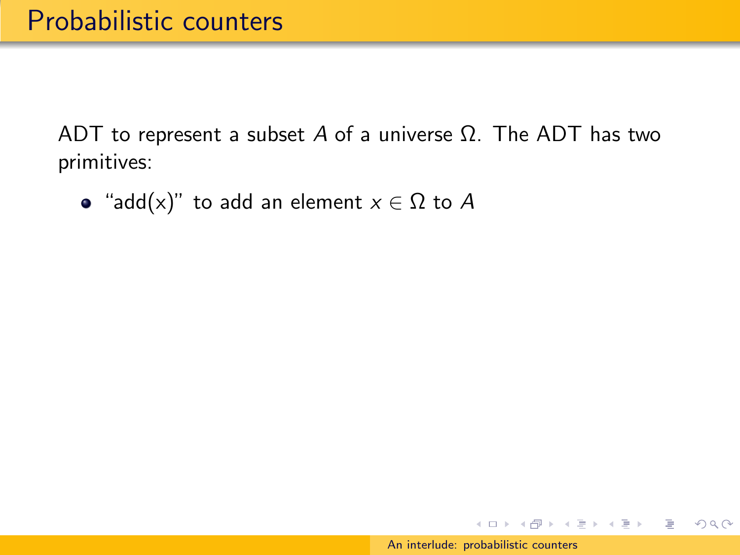# Probabilistic counters

ADT to represent a subset $A$ of a universe $\Omega$. The ADT has two primitives:

- "add(x)" to add an element $x \in \Omega$ to $A$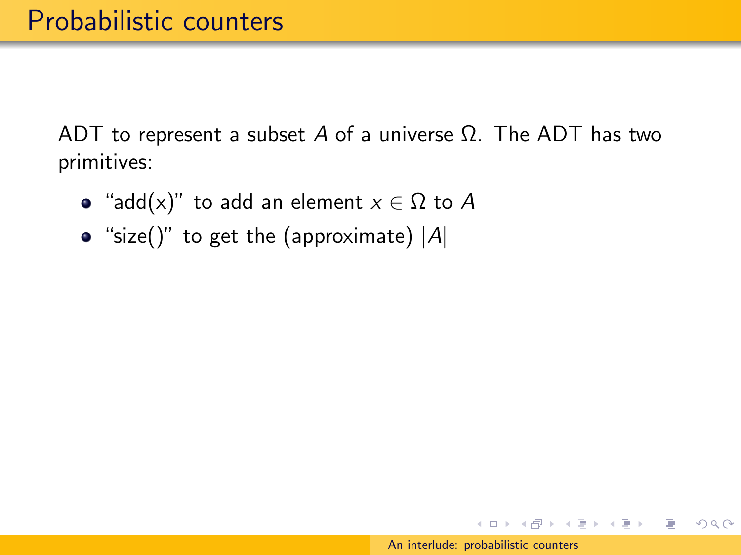# Probabilistic counters

ADT to represent a subset $A$ of a universe $\Omega$. The ADT has two primitives:

- "add(x)" to add an element $x \in \Omega$ to $A$
- "size()" to get the (approximate) $|A|$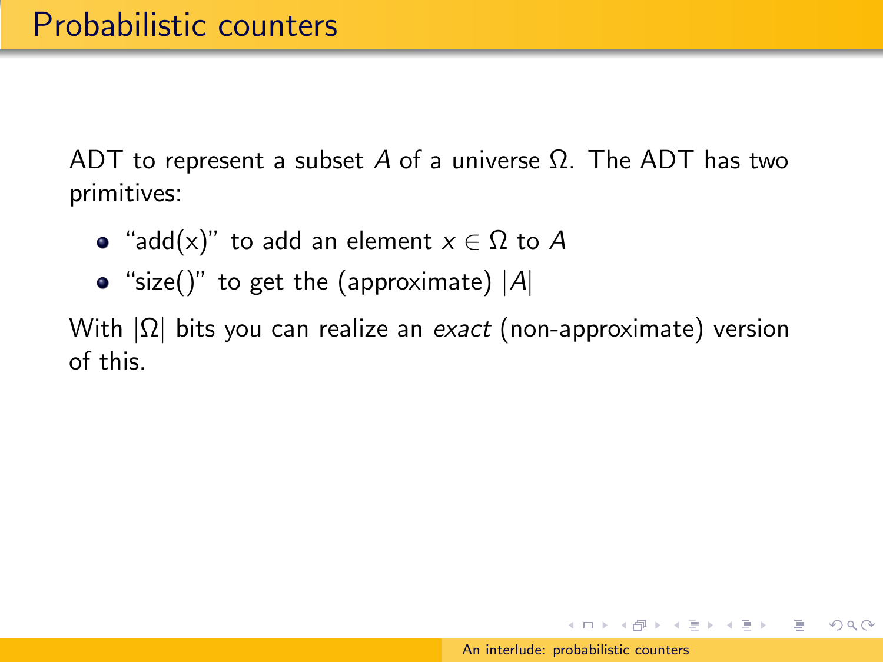# Probabilistic counters

ADT to represent a subset $A$ of a universe $\Omega$. The ADT has two primitives:

- "add(x)" to add an element $x \in \Omega$ to $A$
- "size()" to get the (approximate) $|A|$

With $|\Omega|$ bits you can realize an *exact* (non-approximate) version of this.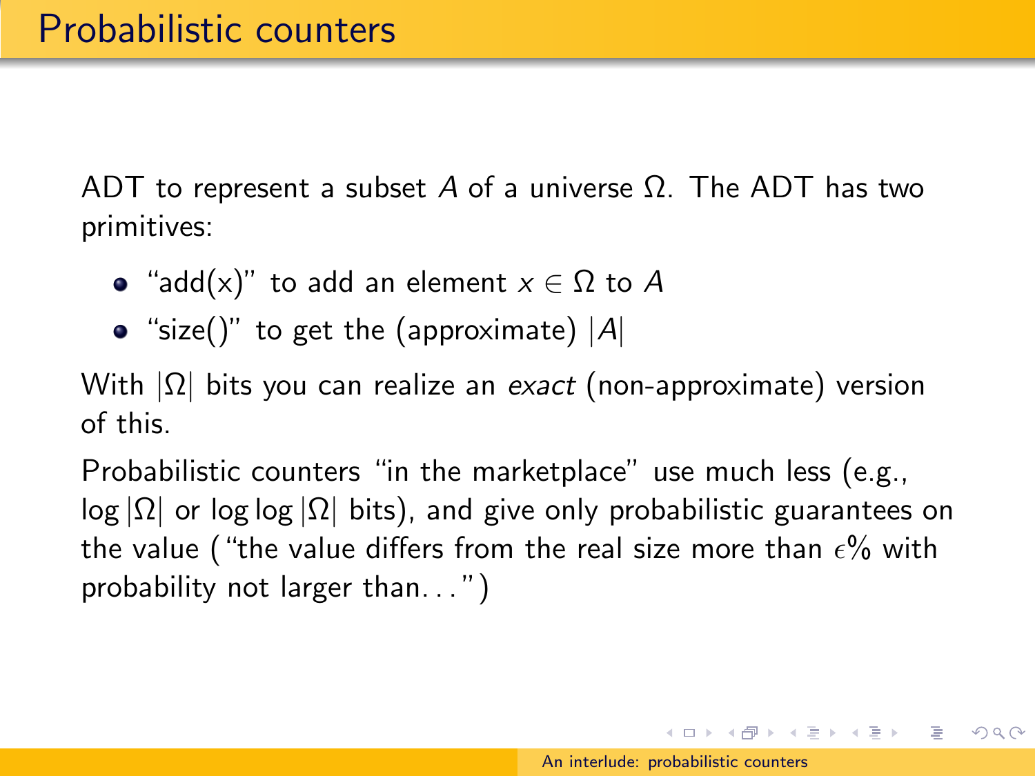# Probabilistic counters

ADT to represent a subset $A$ of a universe $\Omega$. The ADT has two primitives:

- "add(x)" to add an element $x \in \Omega$ to $A$
- "size()" to get the (approximate) $|A|$

With $|\Omega|$ bits you can realize an *exact* (non-approximate) version of this.

Probabilistic counters "in the marketplace" use much less (e.g., $\log |\Omega|$ or $\log \log |\Omega|$ bits), and give only probabilistic guarantees on the value ("the value differs from the real size more than $\epsilon$% with probability not larger than. . . ")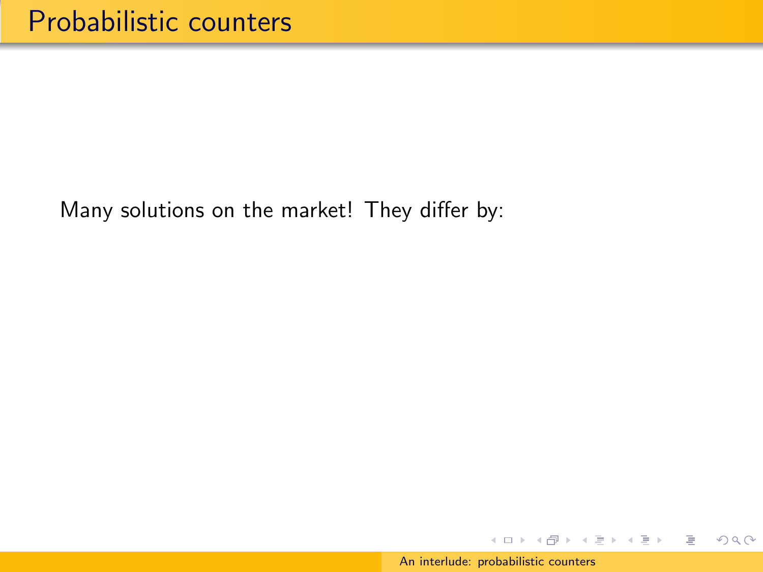# Probabilistic counters

Many solutions on the market! They differ by: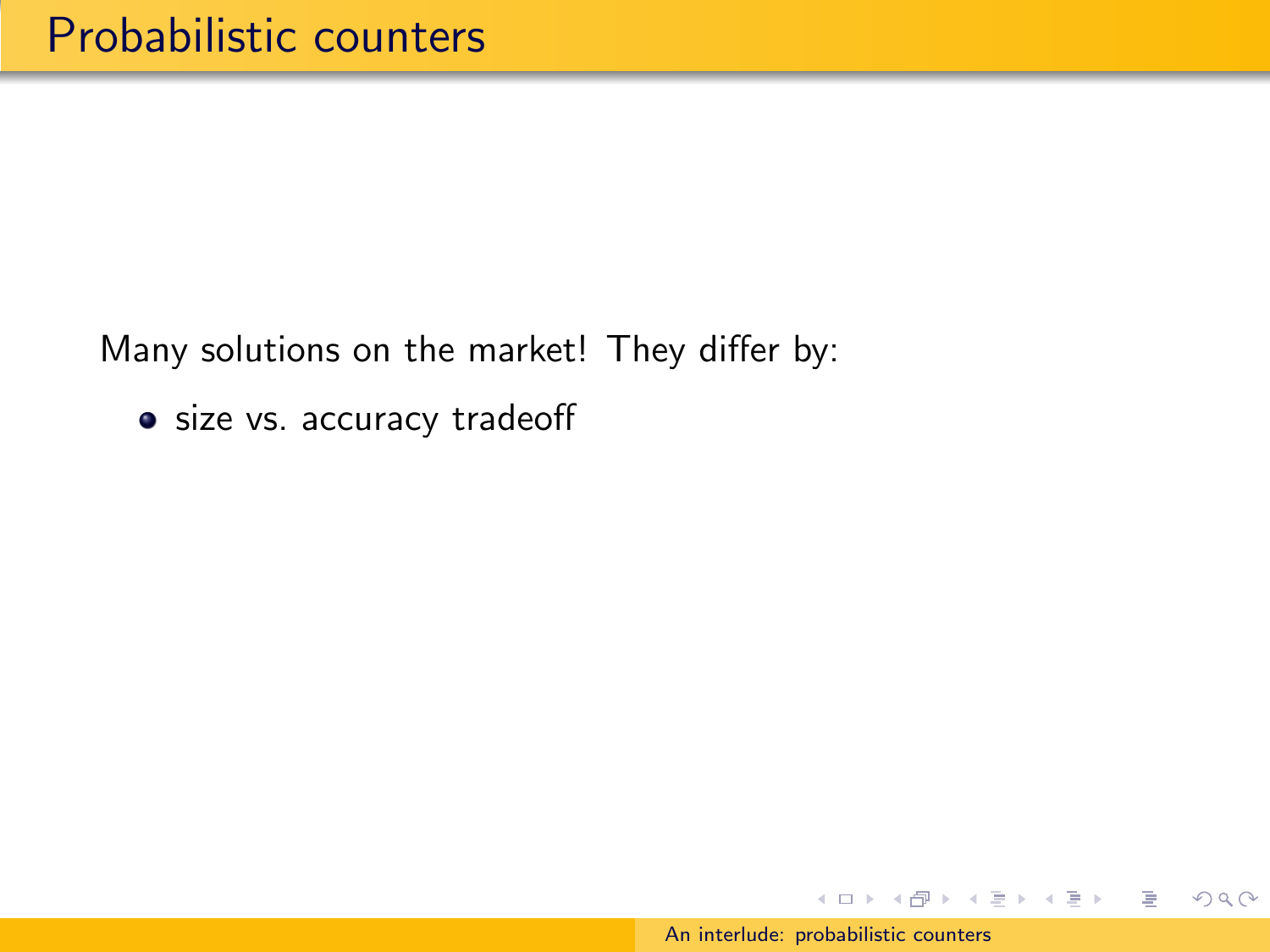# Probabilistic counters

Many solutions on the market! They differ by:

- size vs. accuracy tradeoff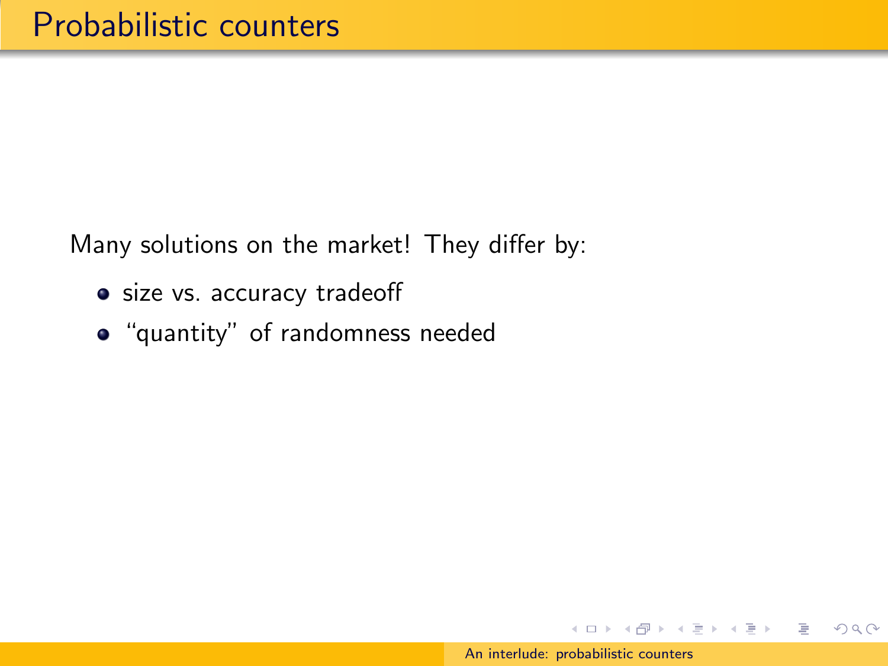# Probabilistic counters

Many solutions on the market! They differ by:

- size vs. accuracy tradeoff
- “quantity” of randomness needed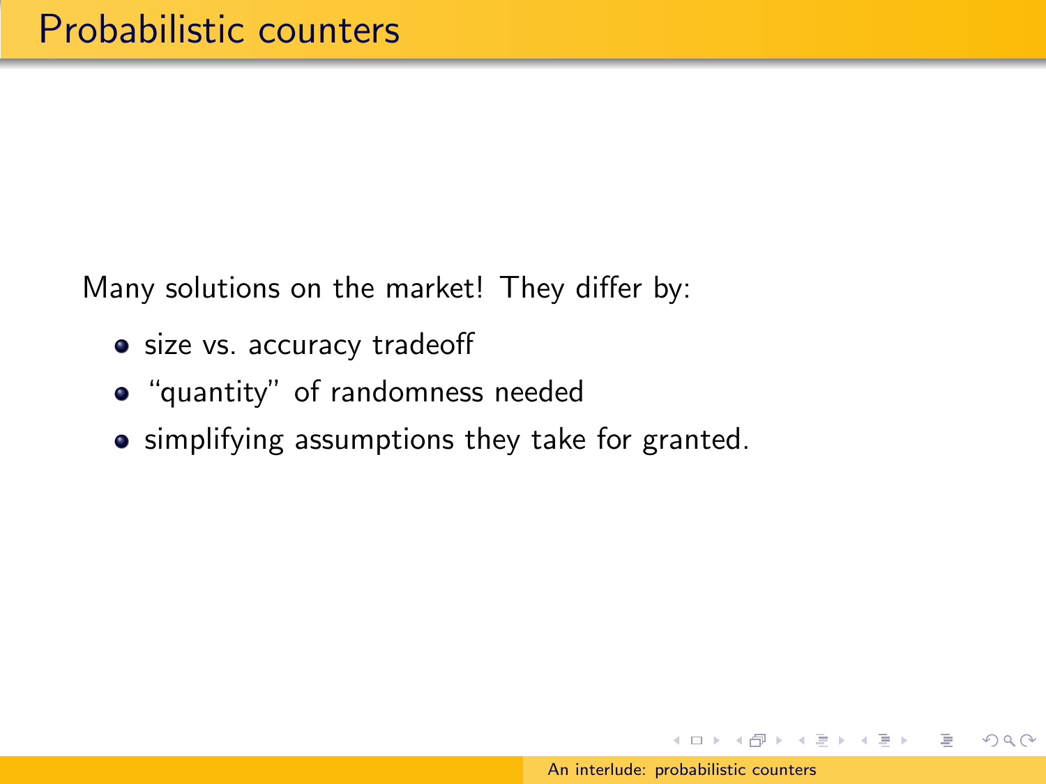# Probabilistic counters

Many solutions on the market! They differ by:

- size vs. accuracy tradeoff
- “quantity” of randomness needed
- simplifying assumptions they take for granted.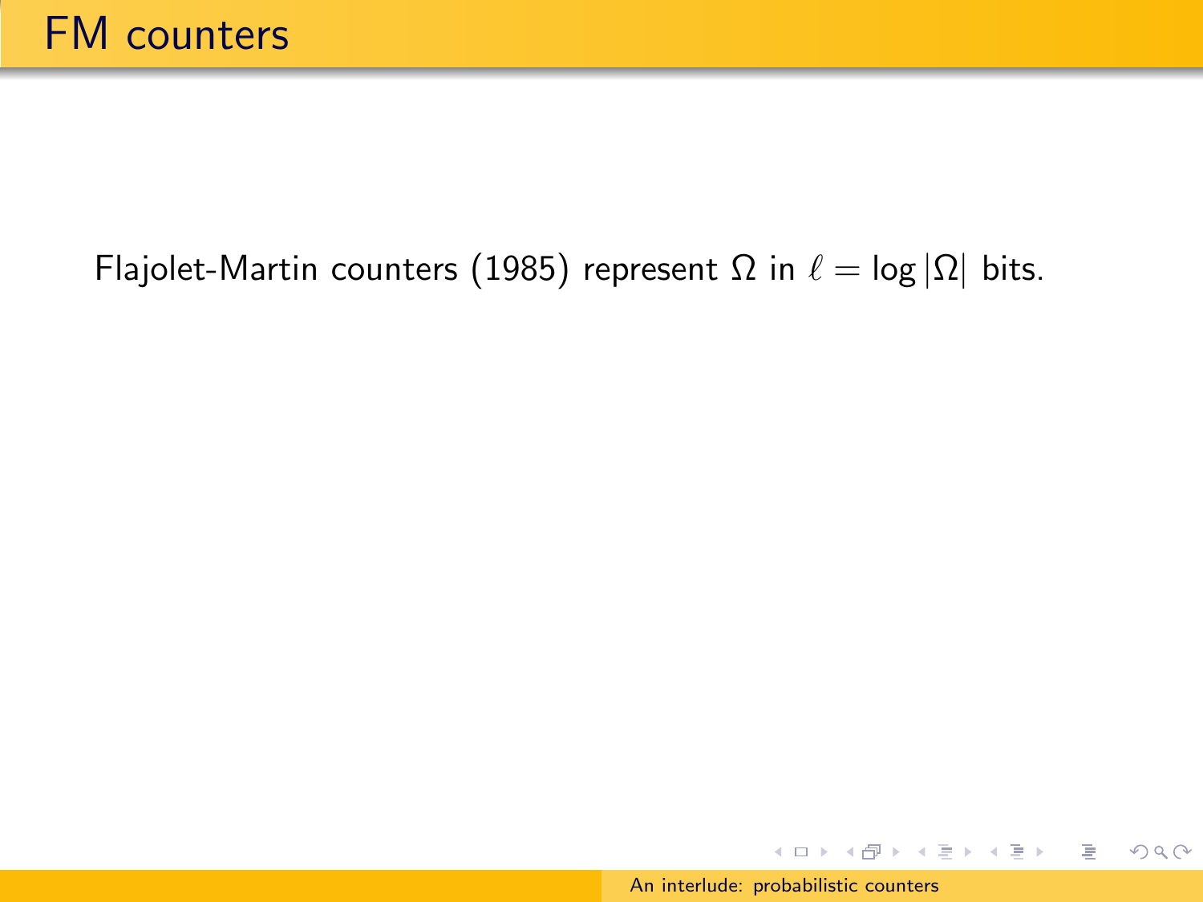# FM counters

Flajolet-Martin counters (1985) represent $\Omega$ in $\ell = \log |\Omega|$ bits.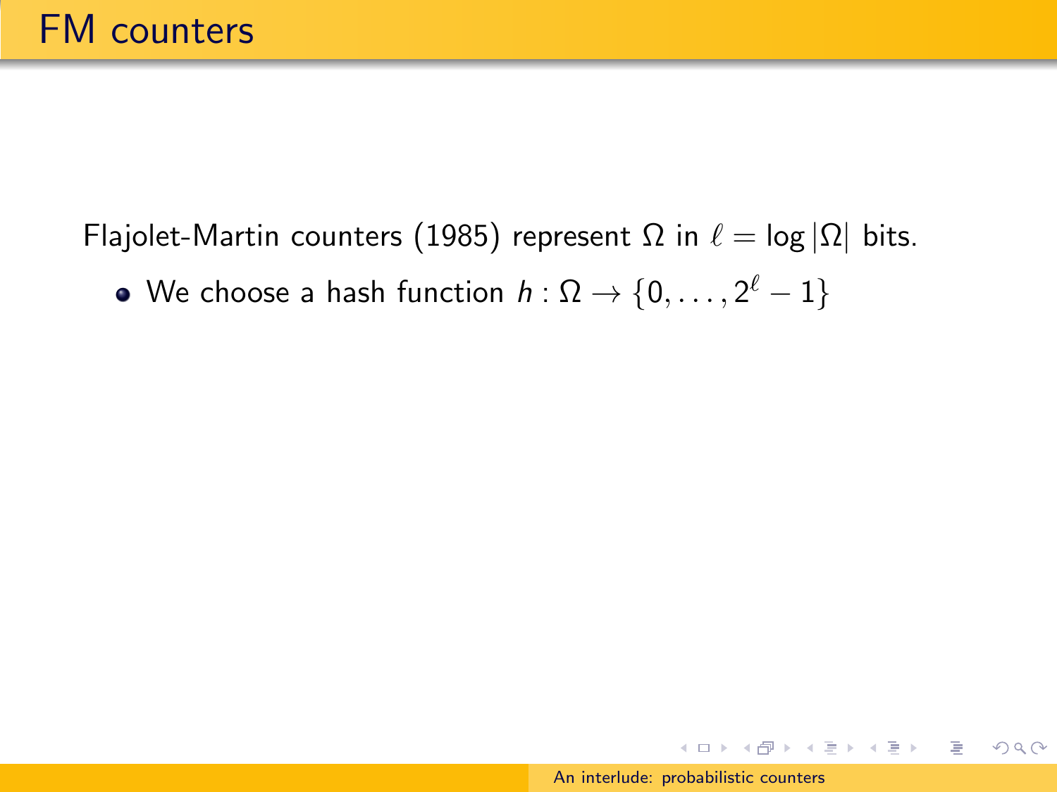# FM counters

Flajolet-Martin counters (1985) represent $\Omega$ in $\ell = \log|\Omega|$ bits.

- We choose a hash function $h : \Omega \to \{0, \ldots, 2^\ell - 1\}$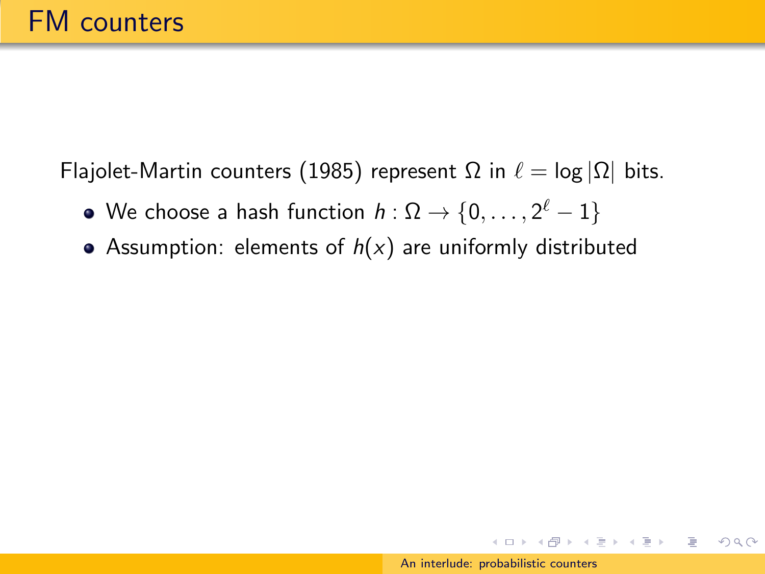# FM counters

Flajolet-Martin counters (1985) represent $\Omega$ in $\ell = \log |\Omega|$ bits.

- We choose a hash function $h : \Omega \rightarrow \{0, \ldots, 2^{\ell} - 1\}$
- Assumption: elements of $h(x)$ are uniformly distributed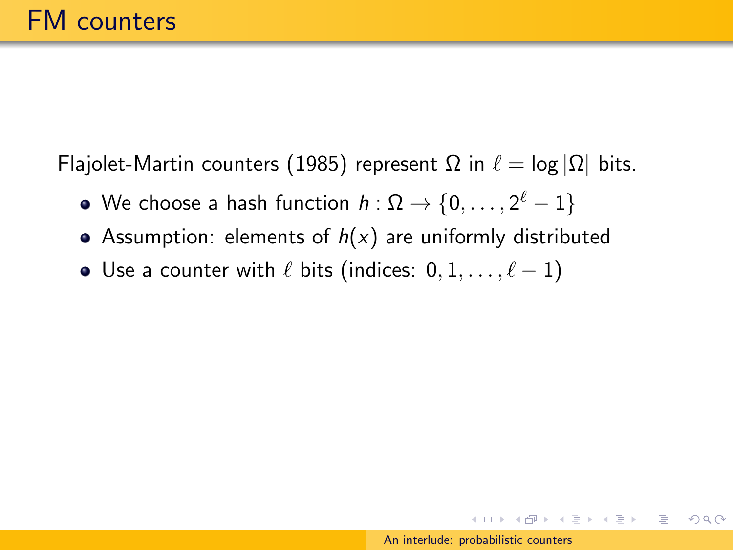# FM counters

Flajolet-Martin counters (1985) represent $\Omega$ in $\ell = \log |\Omega|$ bits.

- We choose a hash function $h : \Omega \to \{0, \ldots, 2^\ell - 1\}$
- Assumption: elements of $h(x)$ are uniformly distributed
- Use a counter with $\ell$ bits (indices: $0, 1, \ldots, \ell - 1$)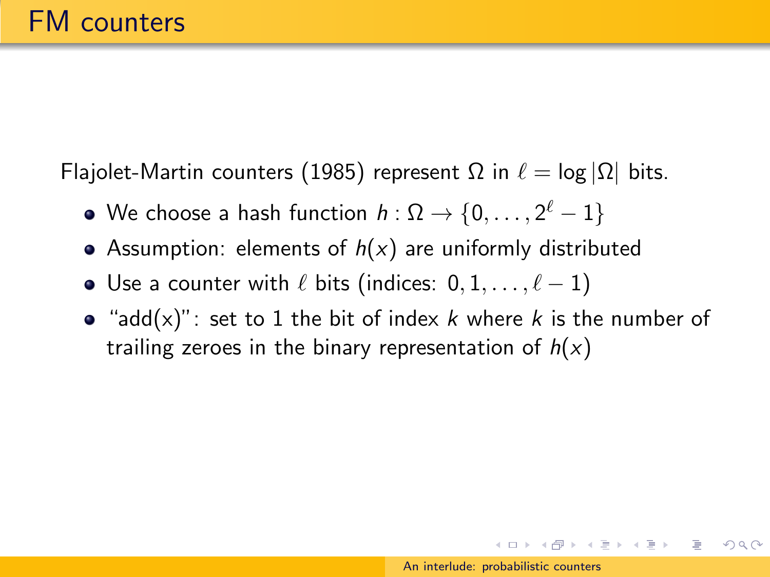# FM counters

Flajolet-Martin counters (1985) represent $\Omega$ in $\ell = \log |\Omega|$ bits.

- We choose a hash function $h : \Omega \rightarrow \{0, \ldots, 2^\ell - 1\}$
- Assumption: elements of $h(x)$ are uniformly distributed
- Use a counter with $\ell$ bits (indices: $0, 1, \ldots, \ell - 1$)
- "add(x)": set to 1 the bit of index $k$ where $k$ is the number of trailing zeroes in the binary representation of $h(x)$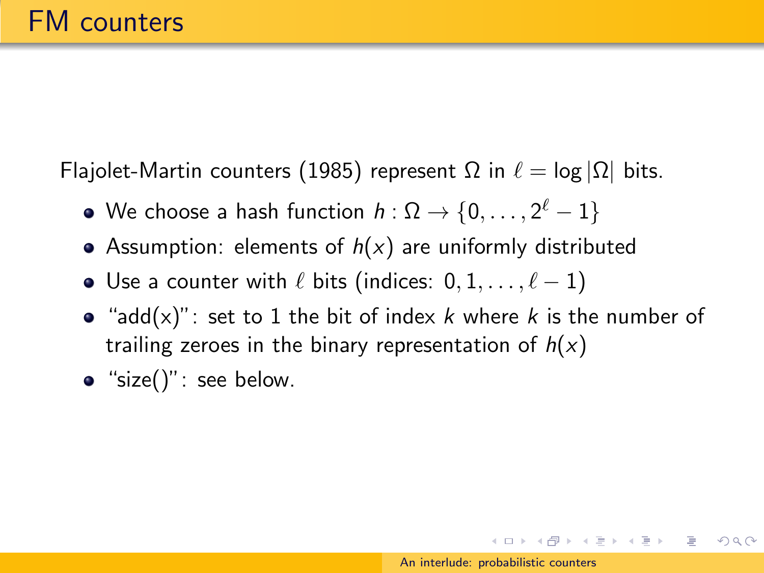# FM counters

Flajolet-Martin counters (1985) represent $\Omega$ in $\ell = \log |\Omega|$ bits.

- We choose a hash function $h : \Omega \to \{0, \ldots, 2^\ell - 1\}$
- Assumption: elements of $h(x)$ are uniformly distributed
- Use a counter with $\ell$ bits (indices: $0, 1, \ldots, \ell - 1$)
- "add(x)": set to 1 the bit of index $k$ where $k$ is the number of trailing zeroes in the binary representation of $h(x)$
- "size()": see below.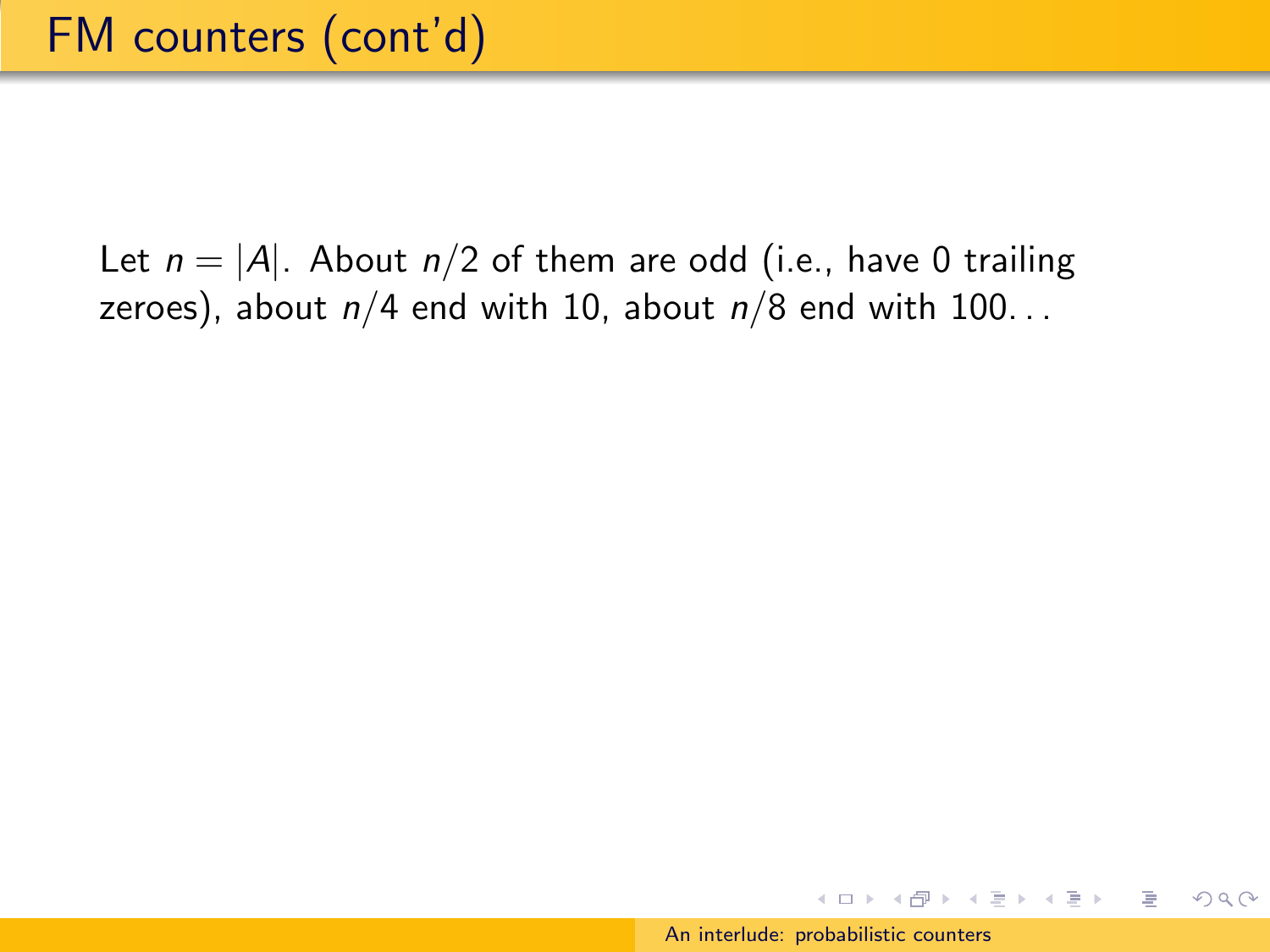# FM counters (cont'd)

Let $n = |A|$. About $n/2$ of them are odd (i.e., have 0 trailing zeroes), about $n/4$ end with 10, about $n/8$ end with 100...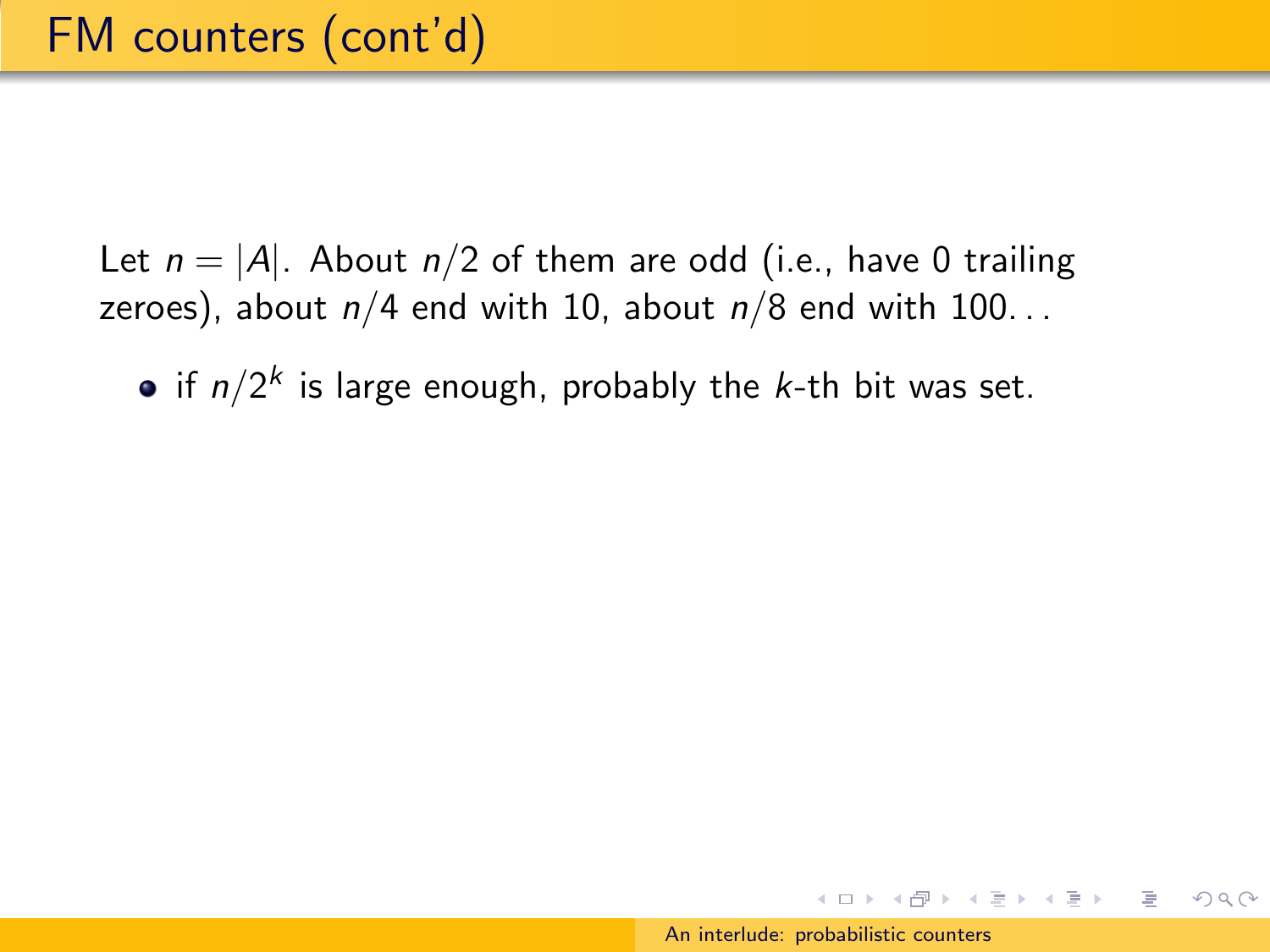# FM counters (cont'd)

Let $n = |A|$. About $n/2$ of them are odd (i.e., have 0 trailing zeroes), about $n/4$ end with 10, about $n/8$ end with 100...

- if $n/2^k$ is large enough, probably the $k$-th bit was set.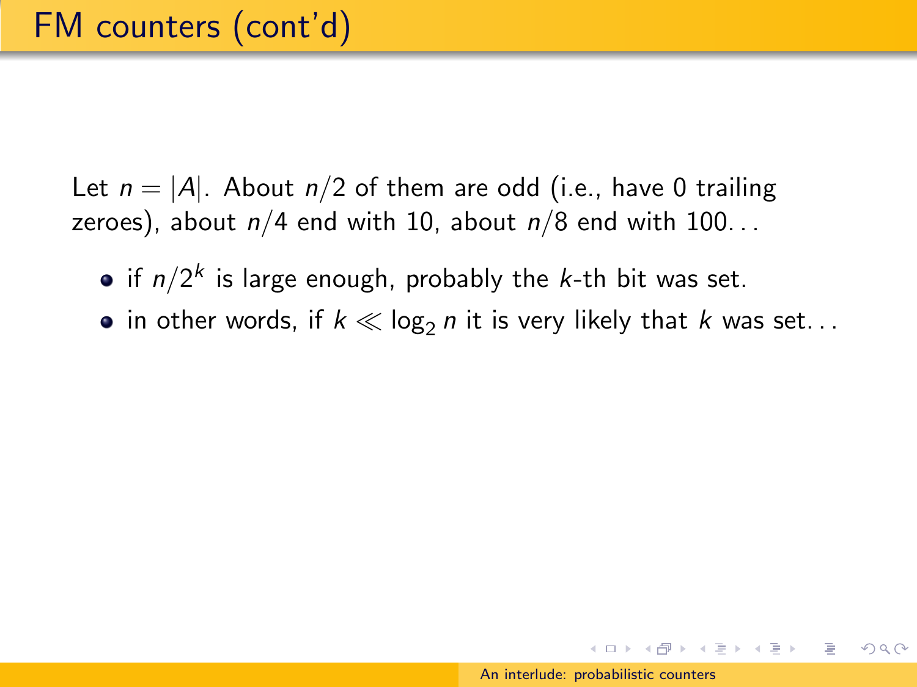# FM counters (cont'd)

Let $n = |A|$. About $n/2$ of them are odd (i.e., have 0 trailing zeroes), about $n/4$ end with 10, about $n/8$ end with 100...

- if $n/2^k$ is large enough, probably the $k$-th bit was set.
- in other words, if $k \ll \log_2 n$ it is very likely that $k$ was set...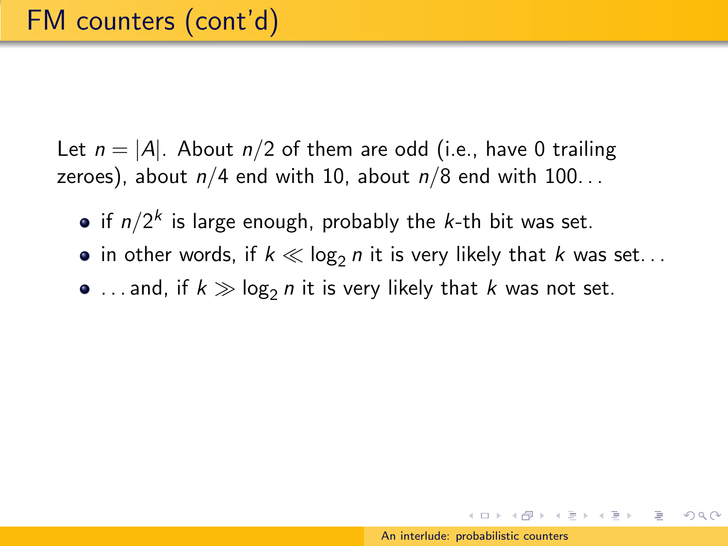# FM counters (cont'd)

Let $n = |A|$. About $n/2$ of them are odd (i.e., have 0 trailing zeroes), about $n/4$ end with 10, about $n/8$ end with 100...

- if $n/2^k$ is large enough, probably the $k$-th bit was set.
- in other words, if $k \ll \log_2 n$ it is very likely that $k$ was set...
- ...and, if $k \gg \log_2 n$ it is very likely that $k$ was not set.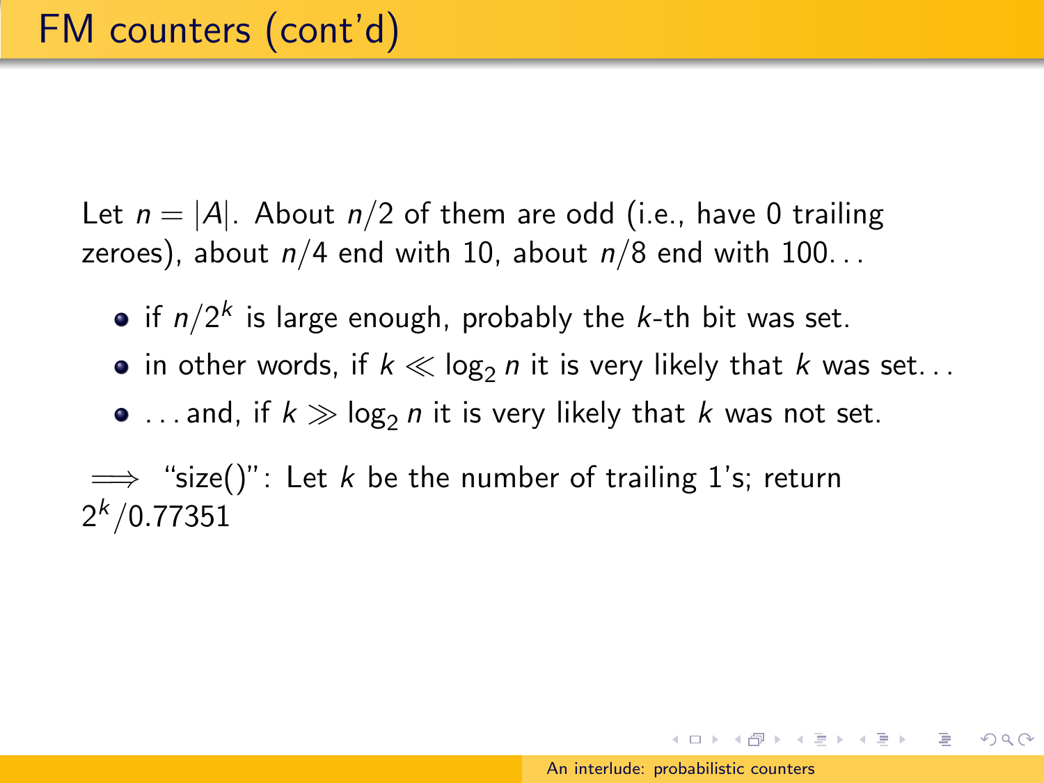# FM counters (cont'd)

Let $n = |A|$. About $n/2$ of them are odd (i.e., have 0 trailing zeroes), about $n/4$ end with 10, about $n/8$ end with 100...

- if $n/2^k$ is large enough, probably the $k$-th bit was set.
- in other words, if $k \ll \log_2 n$ it is very likely that $k$ was set...
- ...and, if $k \gg \log_2 n$ it is very likely that $k$ was not set.

$\Longrightarrow$ "size()": Let $k$ be the number of trailing 1's; return $2^k/0.77351$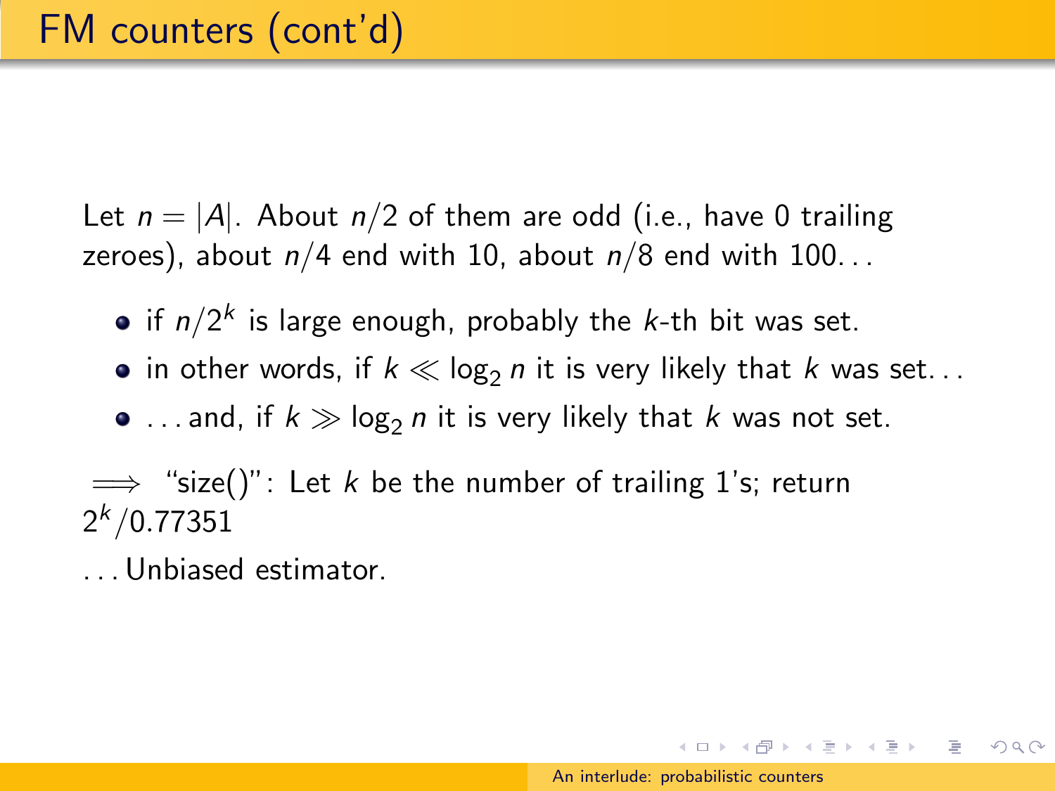# FM counters (cont'd)

Let $n = |A|$. About $n/2$ of them are odd (i.e., have 0 trailing zeroes), about $n/4$ end with 10, about $n/8$ end with 100...

- if $n/2^k$ is large enough, probably the $k$-th bit was set.
- in other words, if $k \ll \log_2 n$ it is very likely that $k$ was set...
- ...and, if $k \gg \log_2 n$ it is very likely that $k$ was not set.

$\implies$ "size()": Let $k$ be the number of trailing 1's; return $2^k/0.77351$

...Unbiased estimator.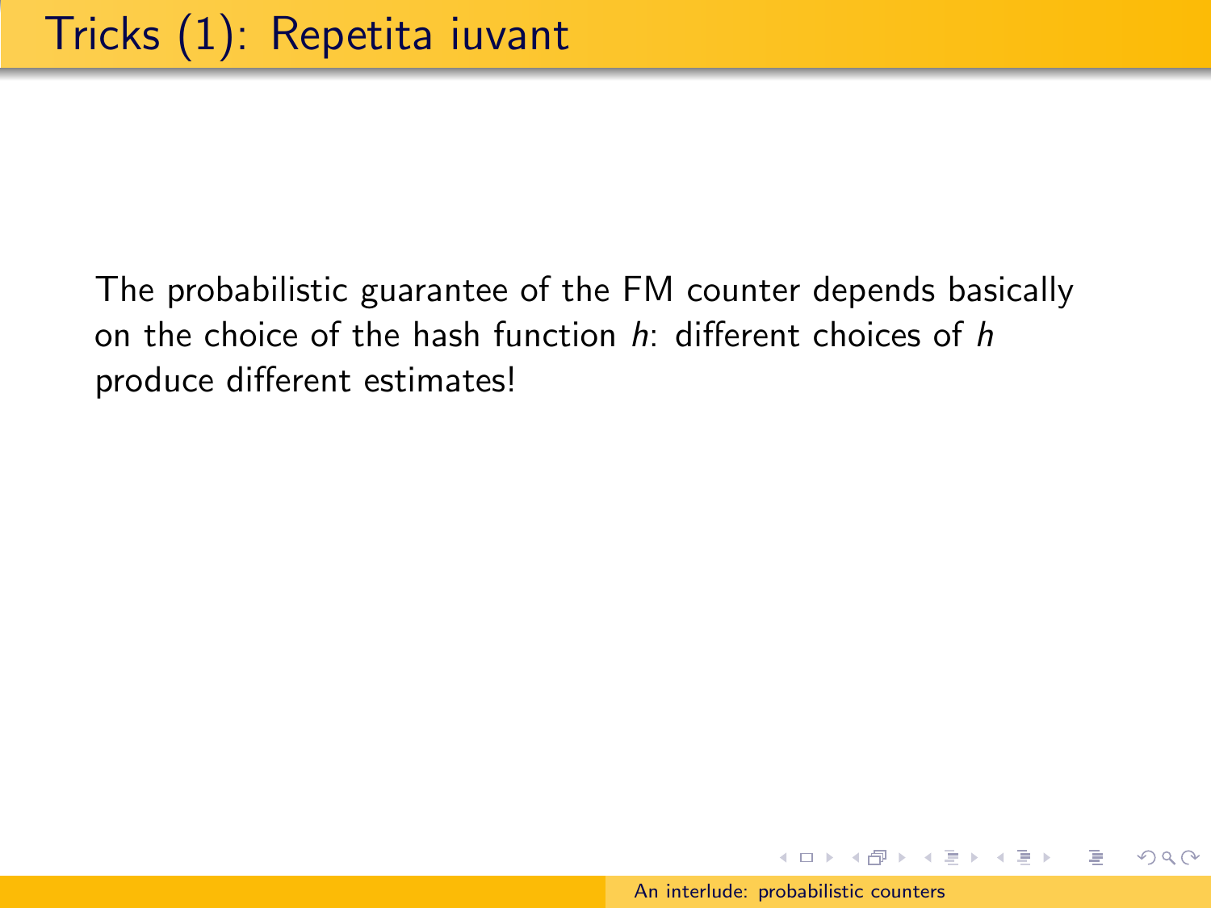# Tricks (1): Repetita iuvant

The probabilistic guarantee of the FM counter depends basically on the choice of the hash function $h$: different choices of $h$ produce different estimates!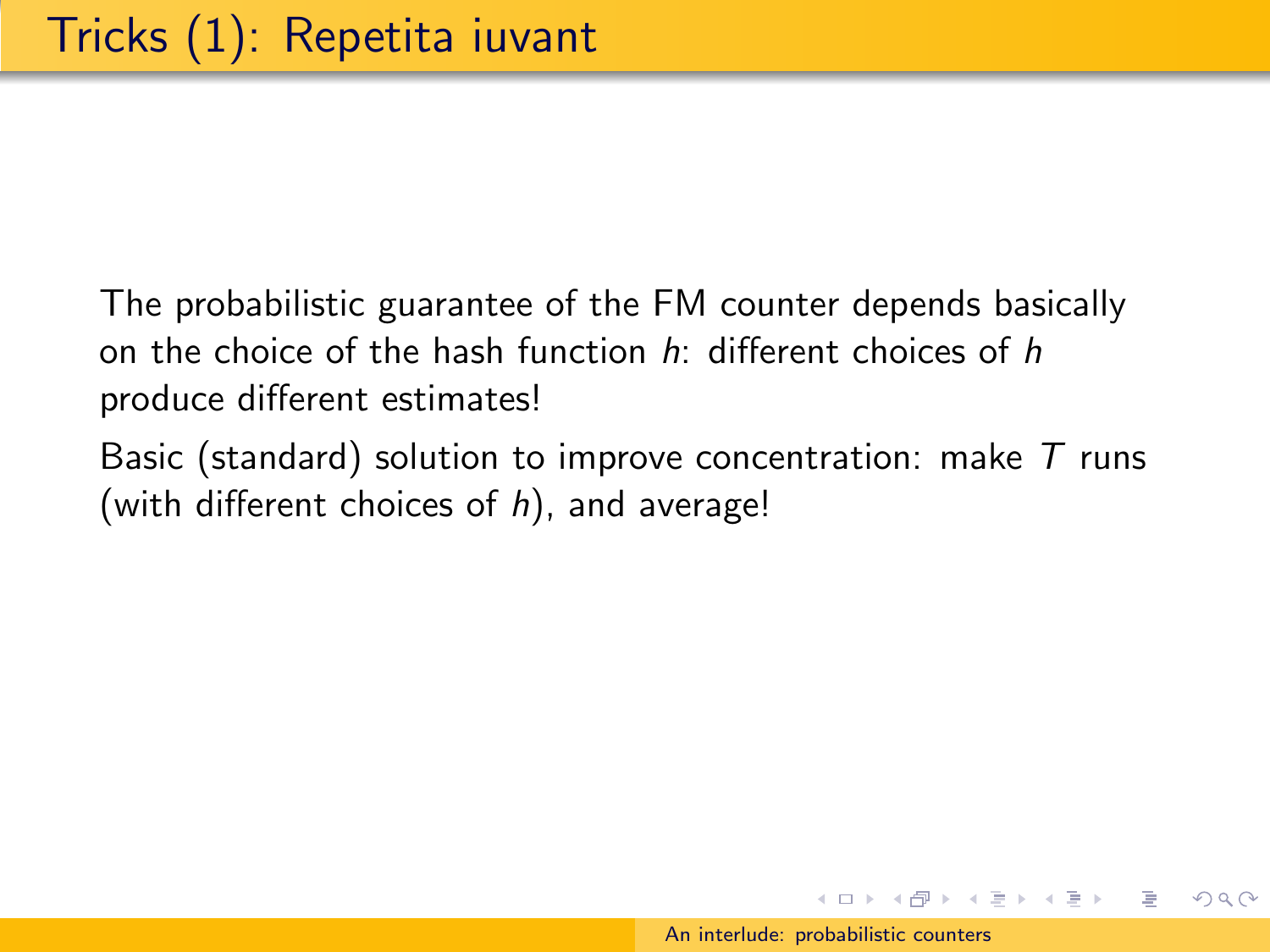# Tricks (1): Repetita iuvant

The probabilistic guarantee of the FM counter depends basically on the choice of the hash function $h$: different choices of $h$ produce different estimates!

Basic (standard) solution to improve concentration: make $T$ runs (with different choices of $h$), and average!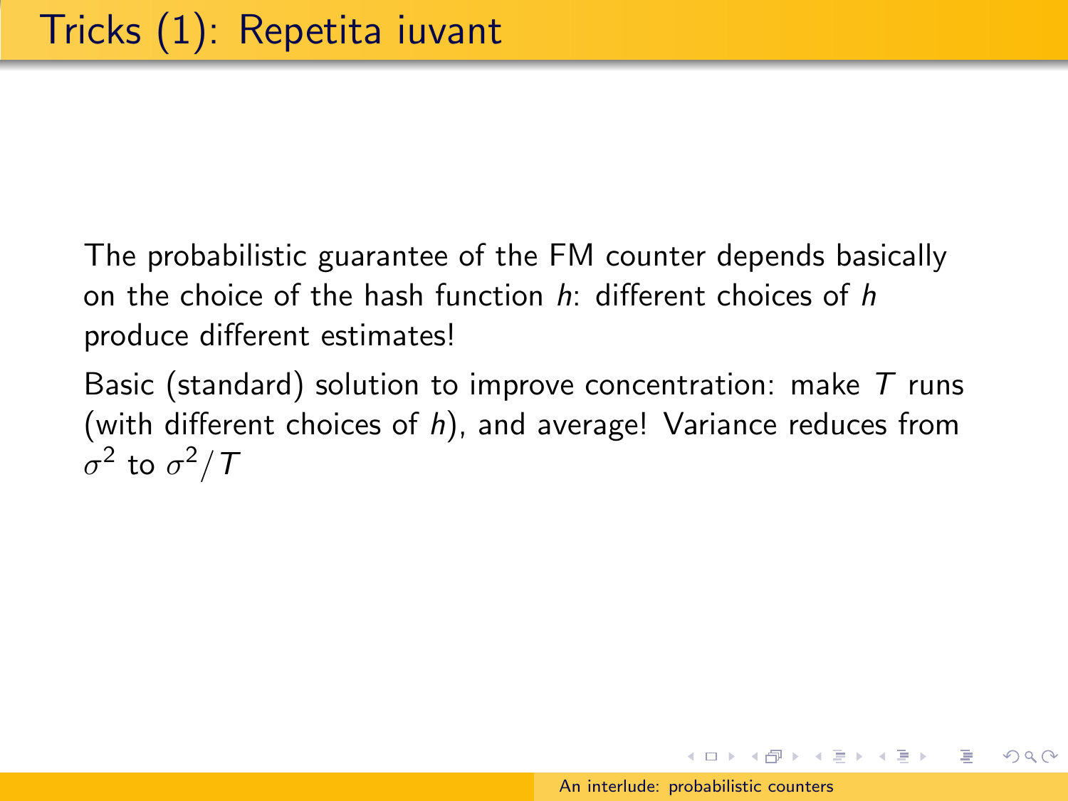# Tricks (1): Repetita iuvant

The probabilistic guarantee of the FM counter depends basically on the choice of the hash function $h$: different choices of $h$ produce different estimates!

Basic (standard) solution to improve concentration: make $T$ runs (with different choices of $h$), and average! Variance reduces from $\sigma^2$ to $\sigma^2/T$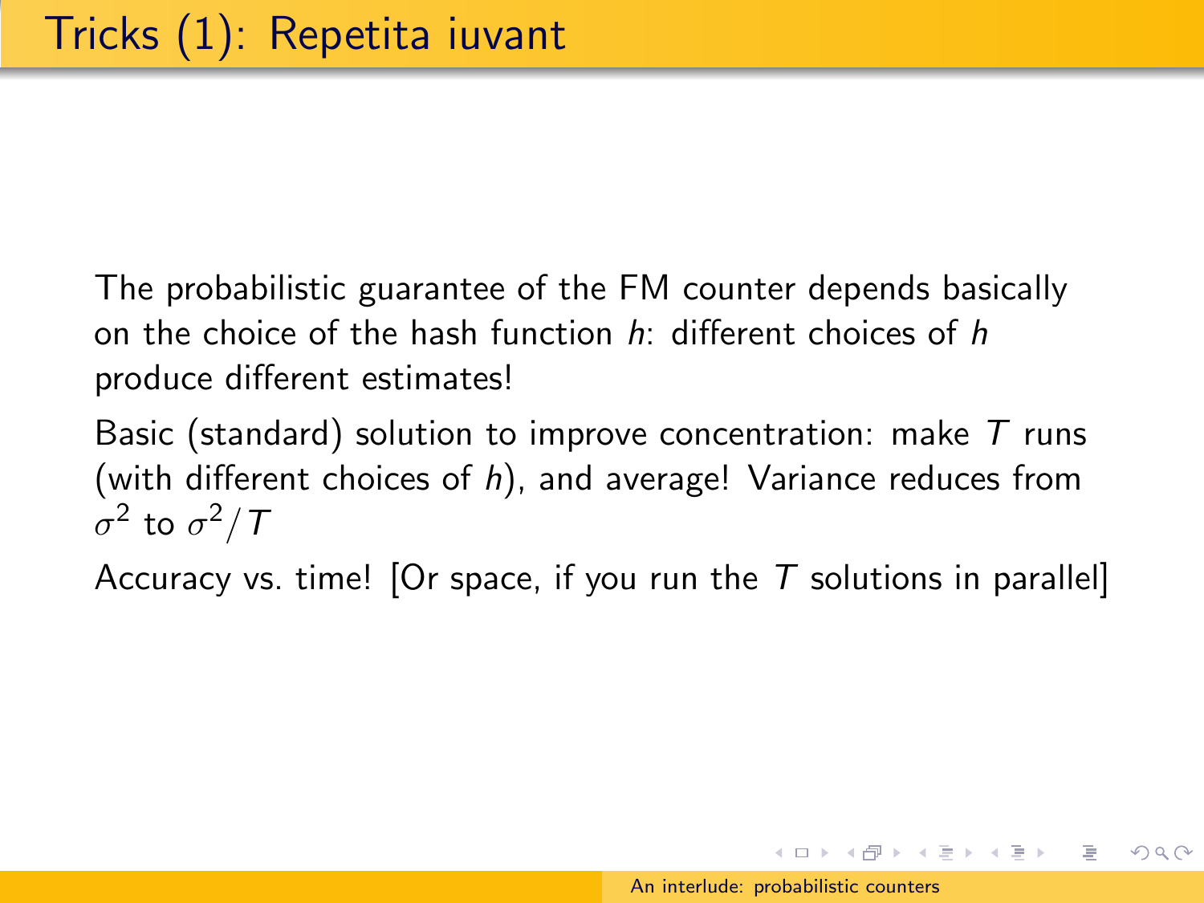# Tricks (1): Repetita iuvant

The probabilistic guarantee of the FM counter depends basically on the choice of the hash function $h$: different choices of $h$ produce different estimates!

Basic (standard) solution to improve concentration: make $T$ runs (with different choices of $h$), and average! Variance reduces from $\sigma^2$ to $\sigma^2/T$

Accuracy vs. time! [Or space, if you run the $T$ solutions in parallel]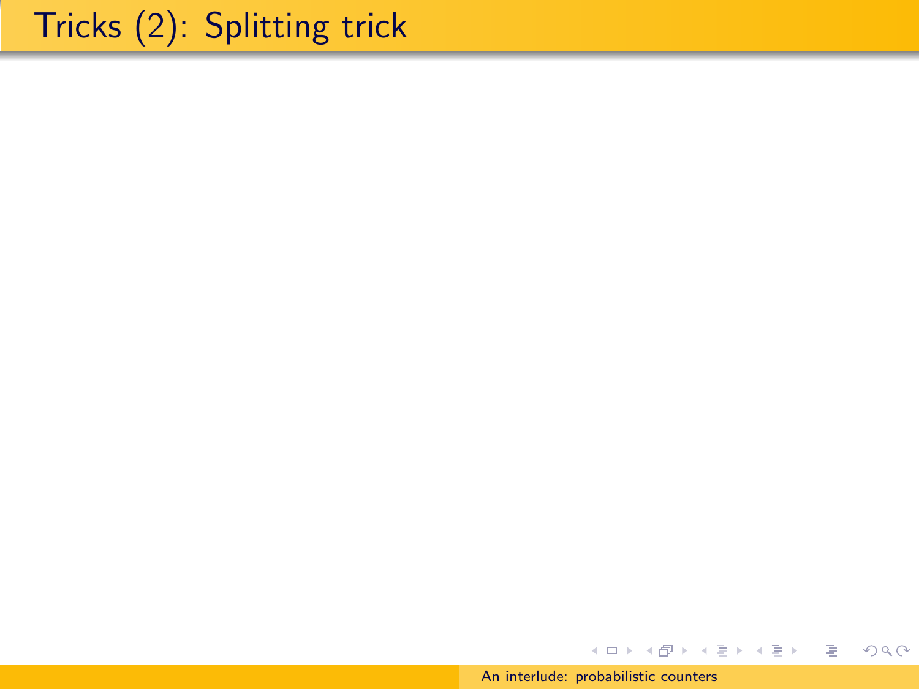# Tricks (2): Splitting trick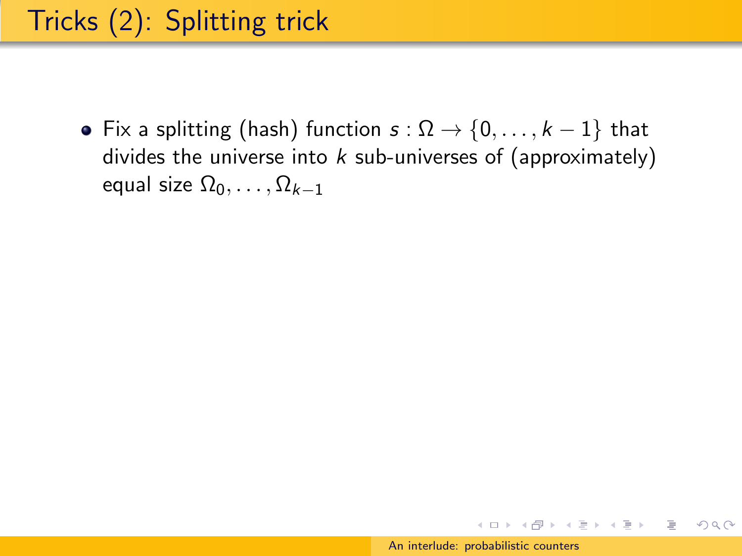# Tricks (2): Splitting trick

- Fix a splitting (hash) function $s : \Omega \to \{0, \ldots, k-1\}$ that divides the universe into $k$ sub-universes of (approximately) equal size $\Omega_0, \ldots, \Omega_{k-1}$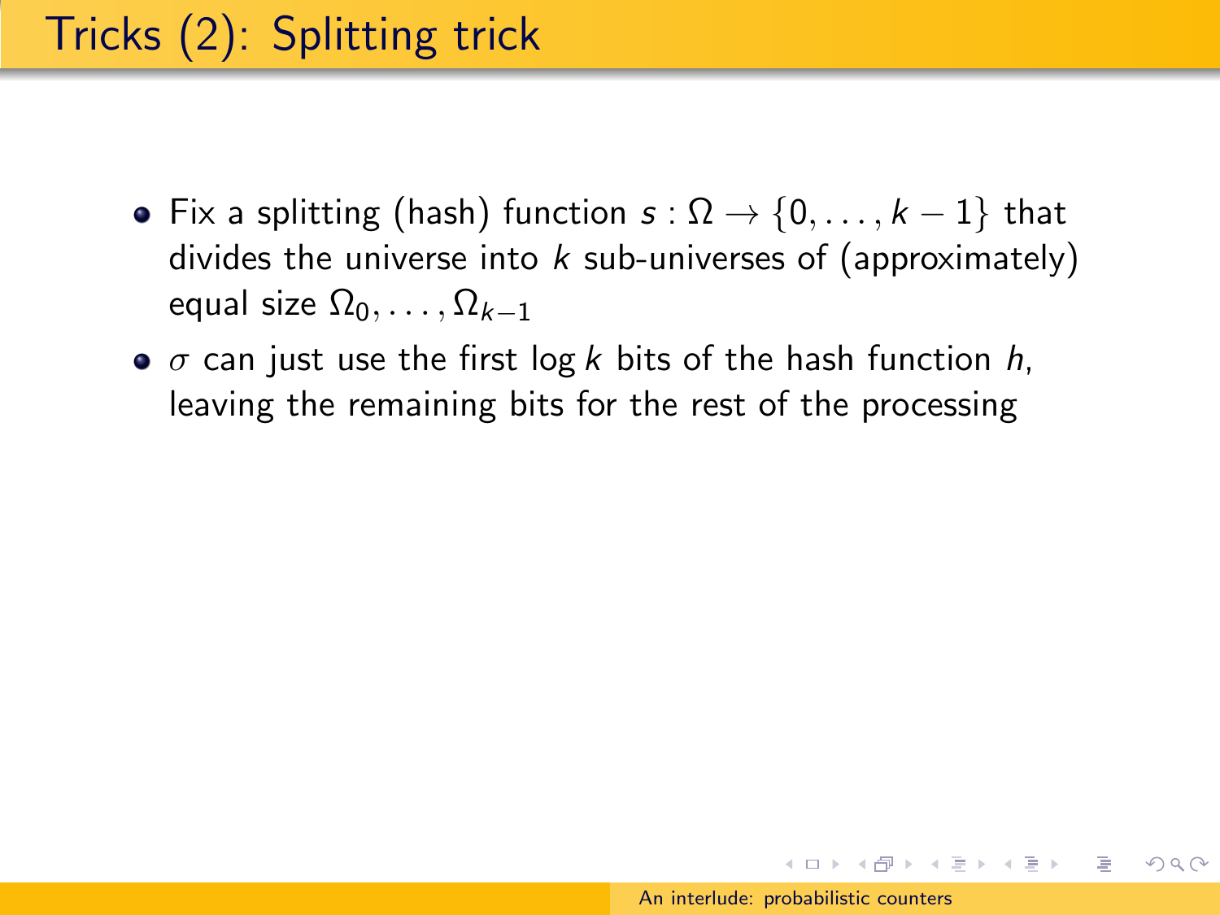# Tricks (2): Splitting trick

- Fix a splitting (hash) function $s : \Omega \to \{0, \ldots, k-1\}$ that divides the universe into $k$ sub-universes of (approximately) equal size $\Omega_0, \ldots, \Omega_{k-1}$
- $\sigma$ can just use the first $\log k$ bits of the hash function $h$, leaving the remaining bits for the rest of the processing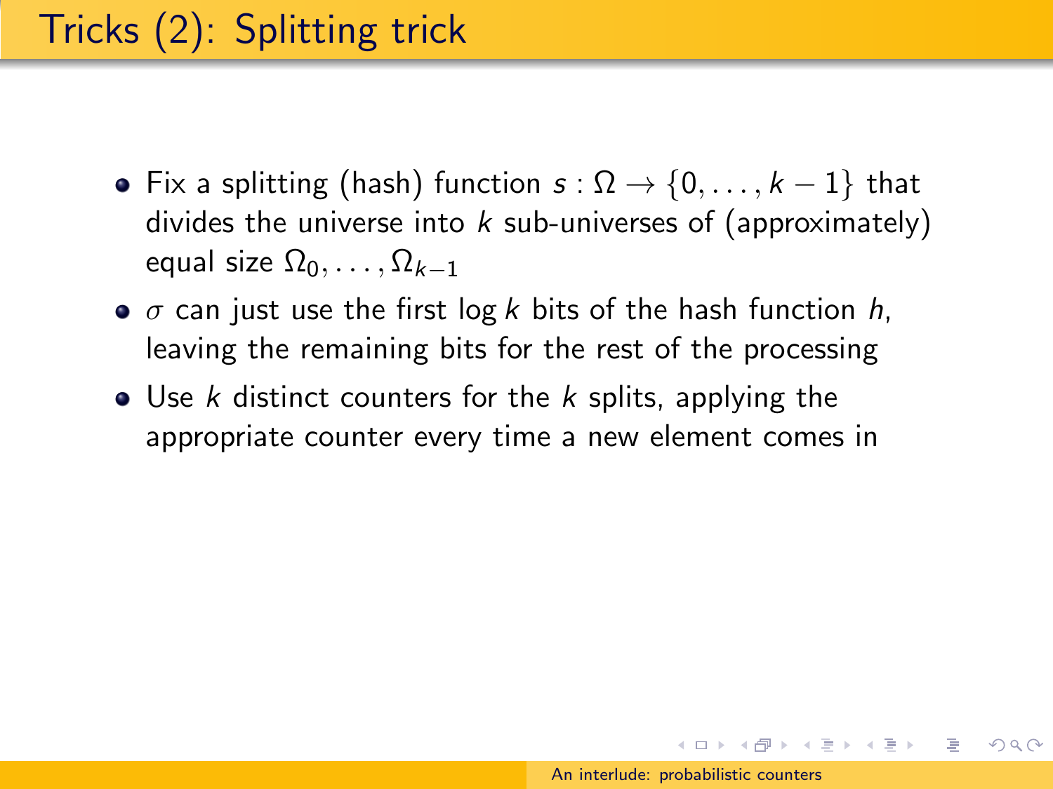# Tricks (2): Splitting trick

- Fix a splitting (hash) function $s : \Omega \to \{0, \ldots, k-1\}$ that divides the universe into $k$ sub-universes of (approximately) equal size $\Omega_0, \ldots, \Omega_{k-1}$
- $\sigma$ can just use the first $\log k$ bits of the hash function $h$, leaving the remaining bits for the rest of the processing
- Use $k$ distinct counters for the $k$ splits, applying the appropriate counter every time a new element comes in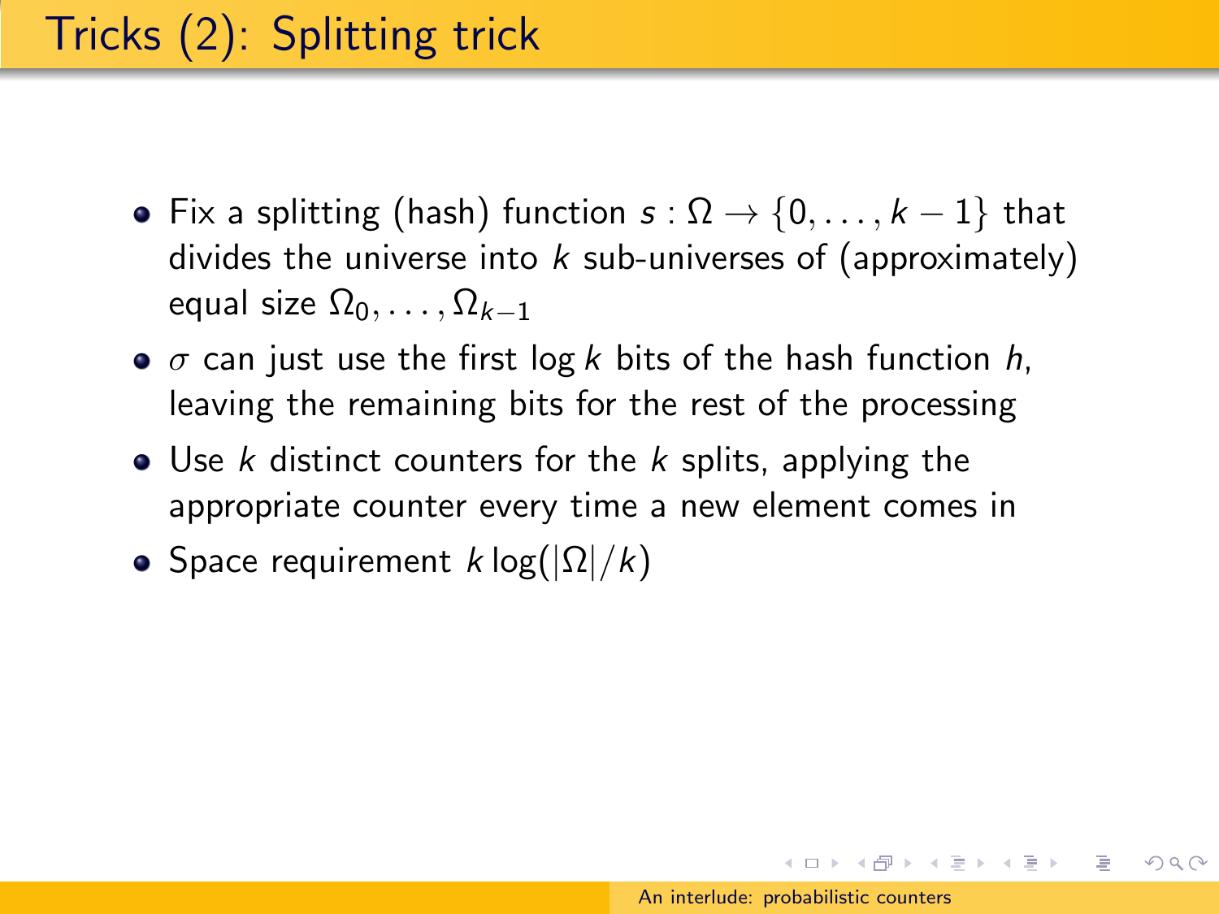# Tricks (2): Splitting trick

- Fix a splitting (hash) function $s : \Omega \to \{0, \ldots, k-1\}$ that divides the universe into $k$ sub-universes of (approximately) equal size $\Omega_0, \ldots, \Omega_{k-1}$
- $\sigma$ can just use the first $\log k$ bits of the hash function $h$, leaving the remaining bits for the rest of the processing
- Use $k$ distinct counters for the $k$ splits, applying the appropriate counter every time a new element comes in
- Space requirement $k \log(|\Omega|/k)$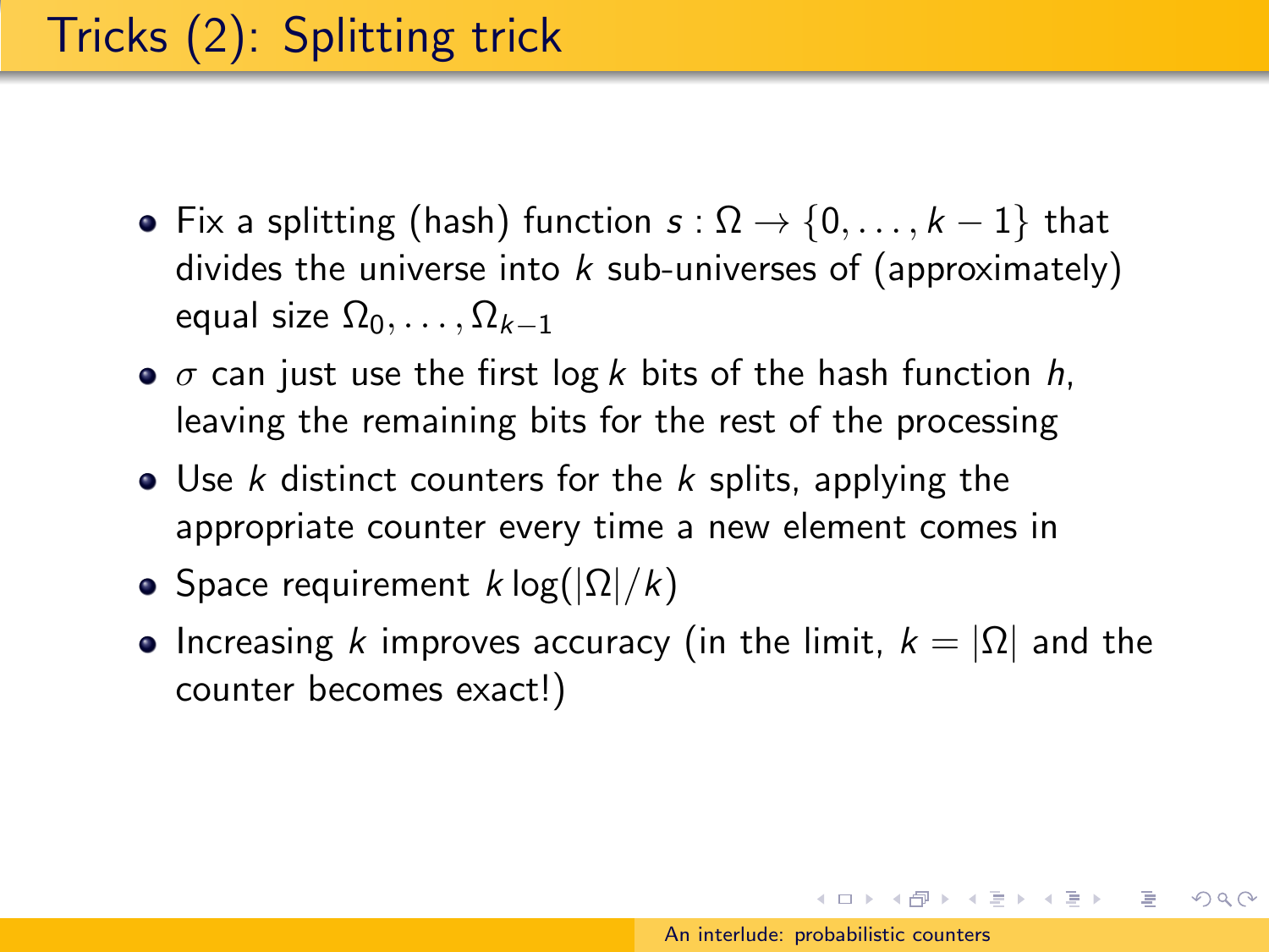# Tricks (2): Splitting trick

- Fix a splitting (hash) function $s : \Omega \to \{0, \ldots, k-1\}$ that divides the universe into $k$ sub-universes of (approximately) equal size $\Omega_0, \ldots, \Omega_{k-1}$
- $\sigma$ can just use the first $\log k$ bits of the hash function $h$, leaving the remaining bits for the rest of the processing
- Use $k$ distinct counters for the $k$ splits, applying the appropriate counter every time a new element comes in
- Space requirement $k \log(|\Omega|/k)$
- Increasing $k$ improves accuracy (in the limit, $k = |\Omega|$ and the counter becomes exact!)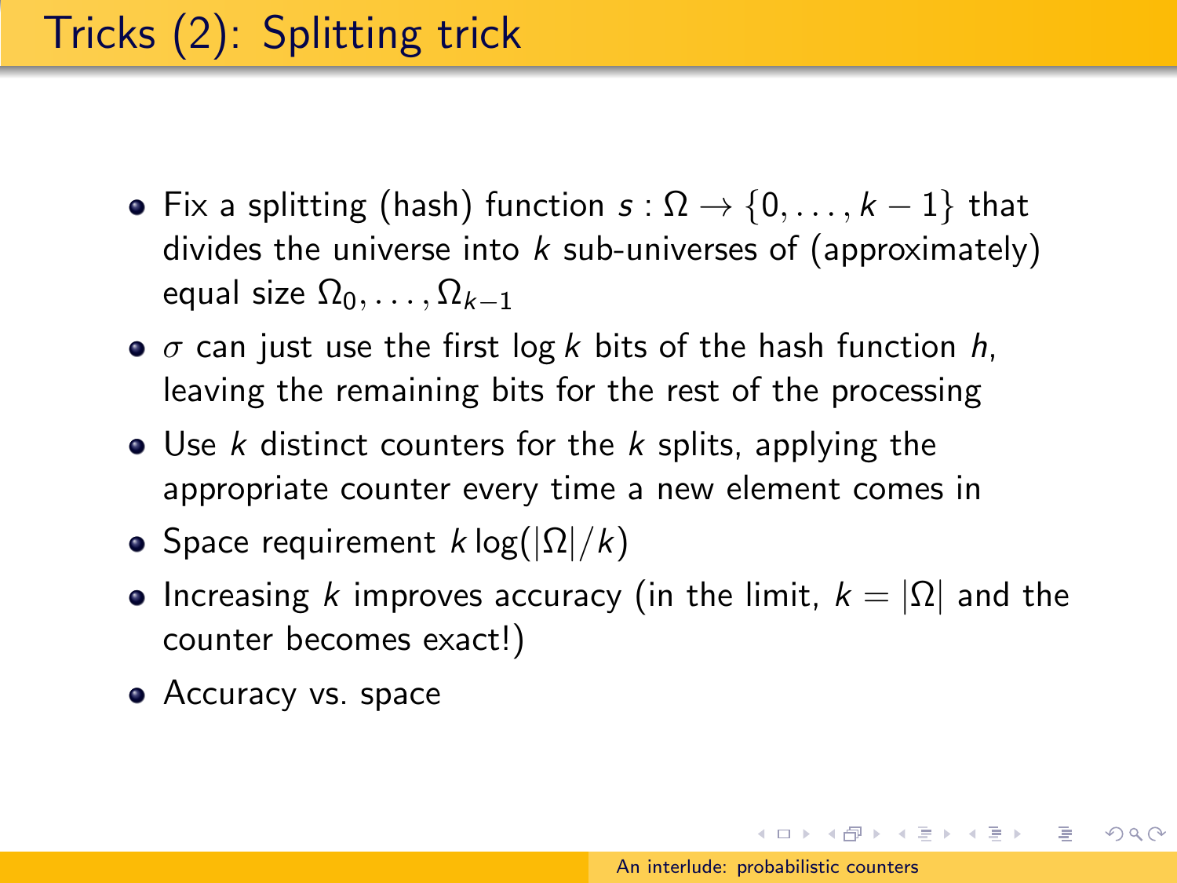# Tricks (2): Splitting trick

- Fix a splitting (hash) function $s : \Omega \to \{0, \ldots, k-1\}$ that divides the universe into $k$ sub-universes of (approximately) equal size $\Omega_0, \ldots, \Omega_{k-1}$
- $\sigma$ can just use the first $\log k$ bits of the hash function $h$, leaving the remaining bits for the rest of the processing
- Use $k$ distinct counters for the $k$ splits, applying the appropriate counter every time a new element comes in
- Space requirement $k \log(|\Omega|/k)$
- Increasing $k$ improves accuracy (in the limit, $k = |\Omega|$ and the counter becomes exact!)
- Accuracy vs. space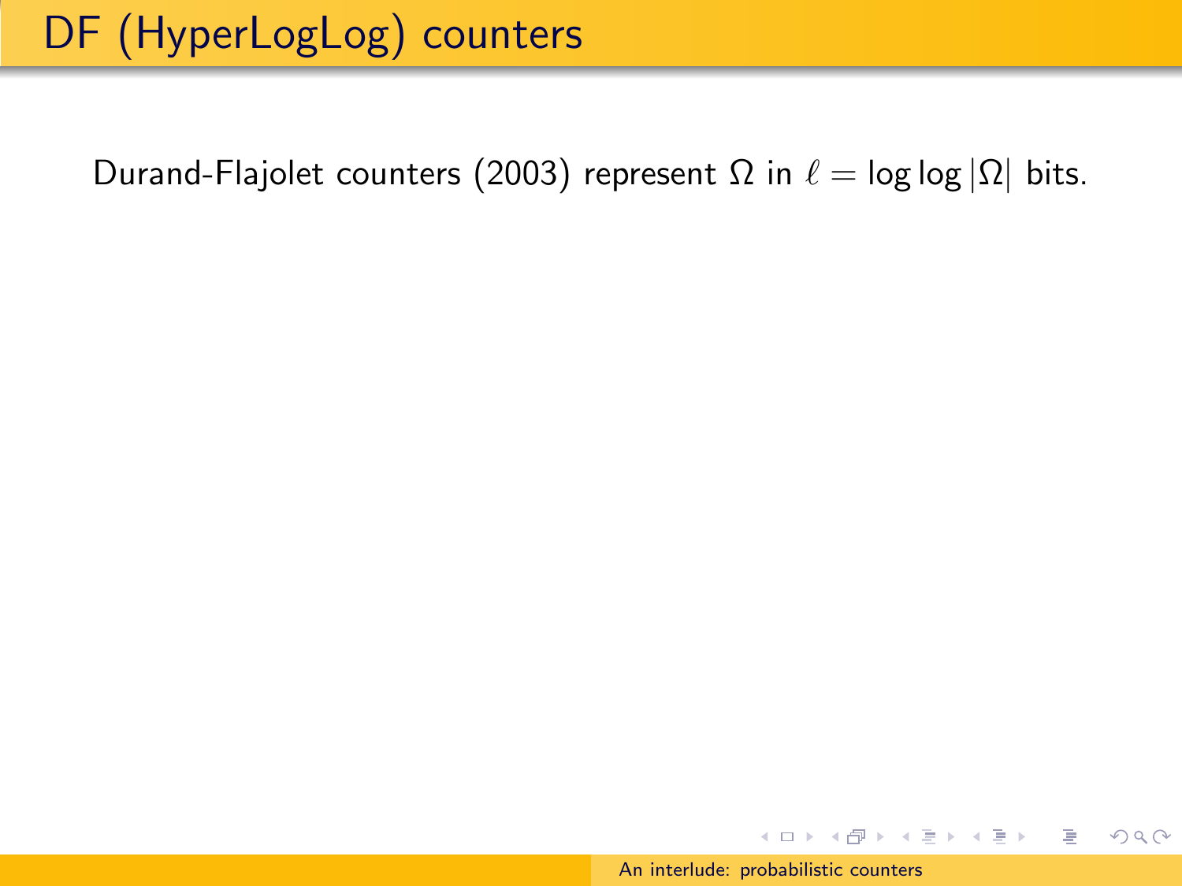# DF (HyperLogLog) counters

Durand-Flajolet counters (2003) represent $\Omega$ in $\ell = \log \log |\Omega|$ bits.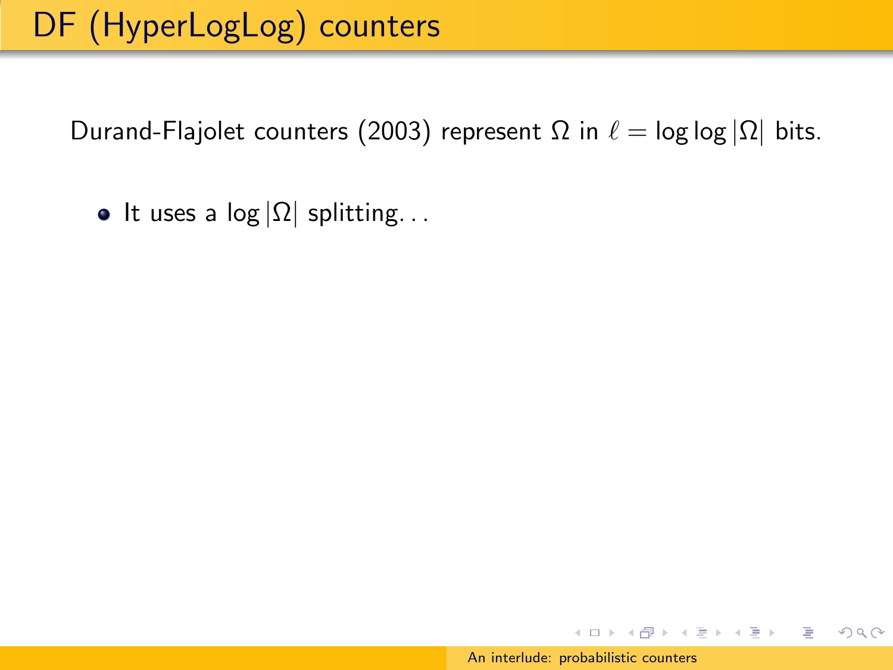# DF (HyperLogLog) counters

Durand-Flajolet counters (2003) represent $\Omega$ in $\ell = \log\log|\Omega|$ bits.

- It uses a $\log|\Omega|$ splitting...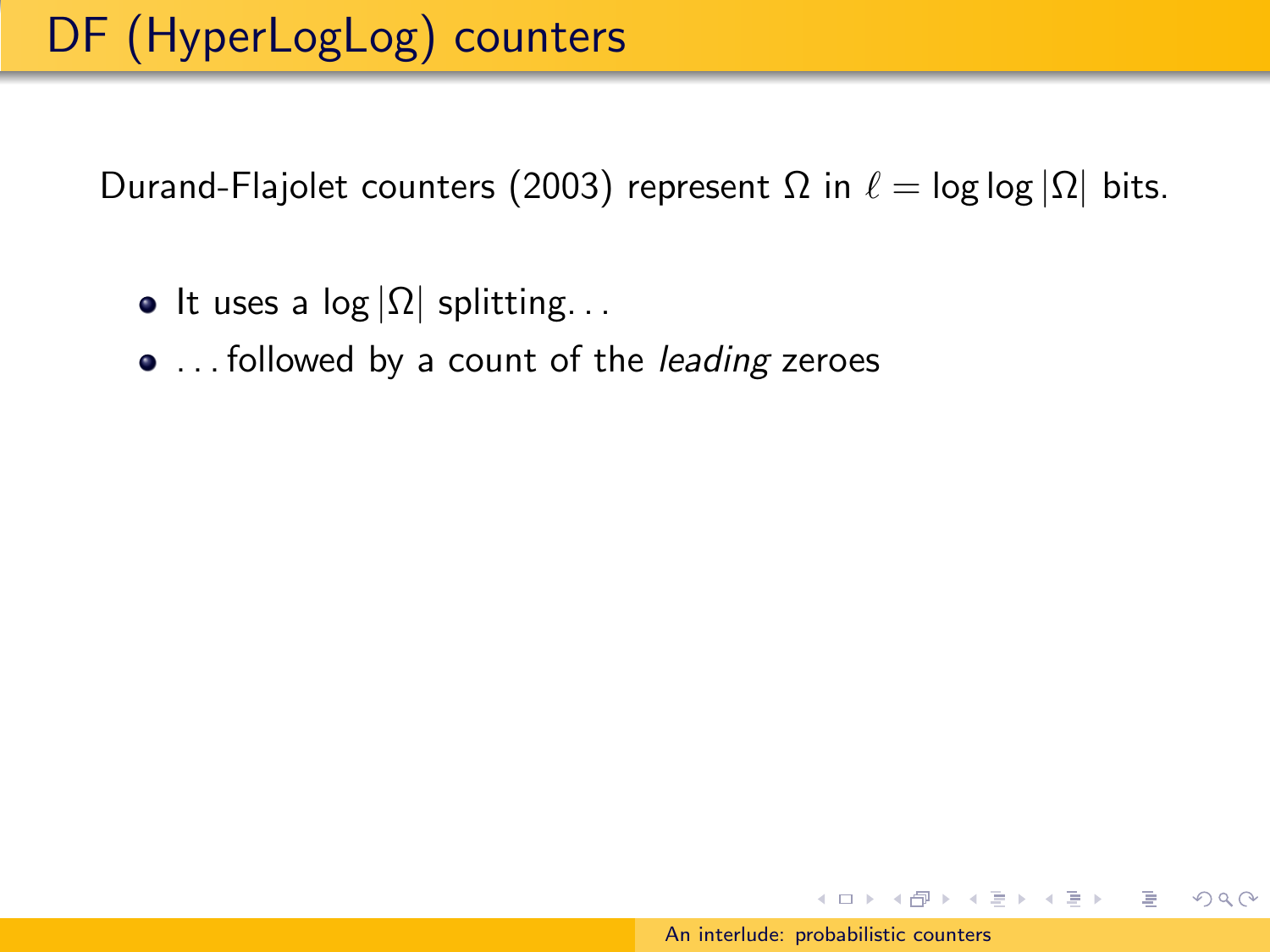# DF (HyperLogLog) counters

Durand-Flajolet counters (2003) represent $\Omega$ in $\ell = \log\log|\Omega|$ bits.

- It uses a $\log|\Omega|$ splitting…
- …followed by a count of the *leading* zeroes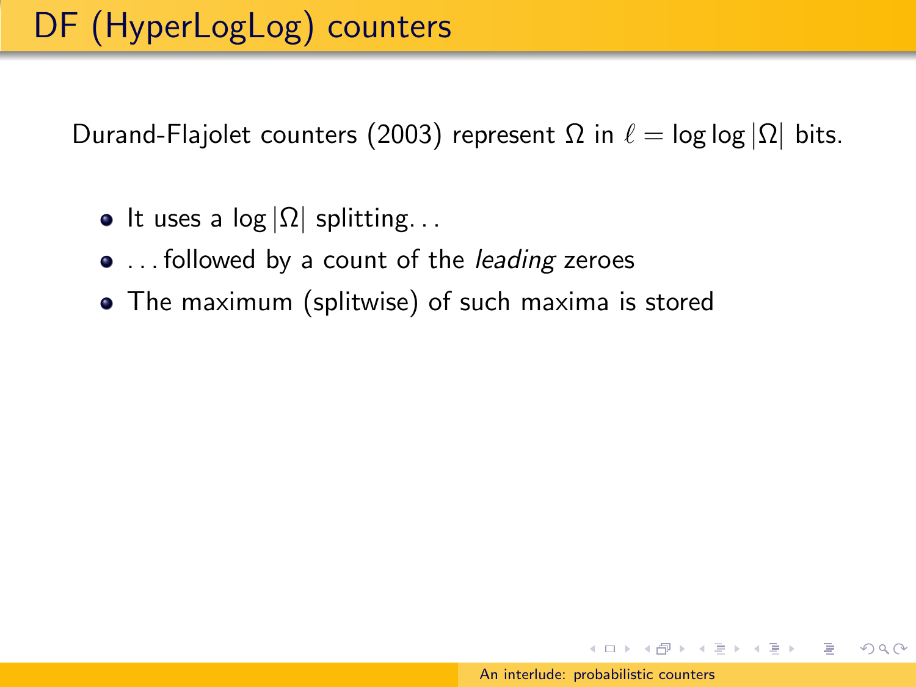# DF (HyperLogLog) counters

Durand-Flajolet counters (2003) represent $\Omega$ in $\ell = \log\log|\Omega|$ bits.

- It uses a $\log|\Omega|$ splitting...
- ...followed by a count of the *leading* zeroes
- The maximum (splitwise) of such maxima is stored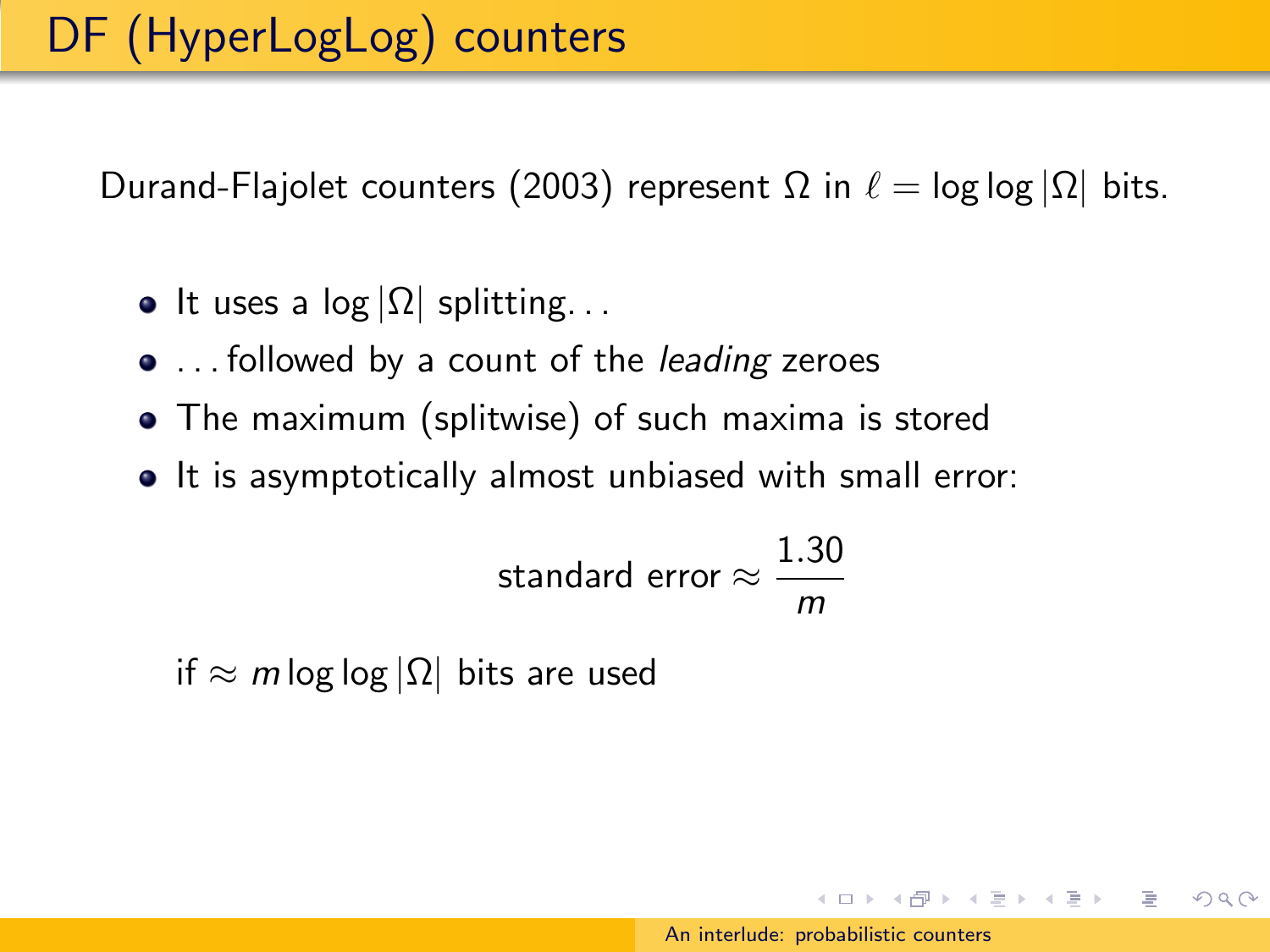# DF (HyperLogLog) counters

Durand-Flajolet counters (2003) represent $\Omega$ in $\ell = \log\log|\Omega|$ bits.

- It uses a $\log|\Omega|$ splitting...
- ... followed by a count of the *leading* zeroes
- The maximum (splitwise) of such maxima is stored
- It is asymptotically almost unbiased with small error:

$$\text{standard error} \approx \frac{1.30}{m}$$

if $\approx m \log\log|\Omega|$ bits are used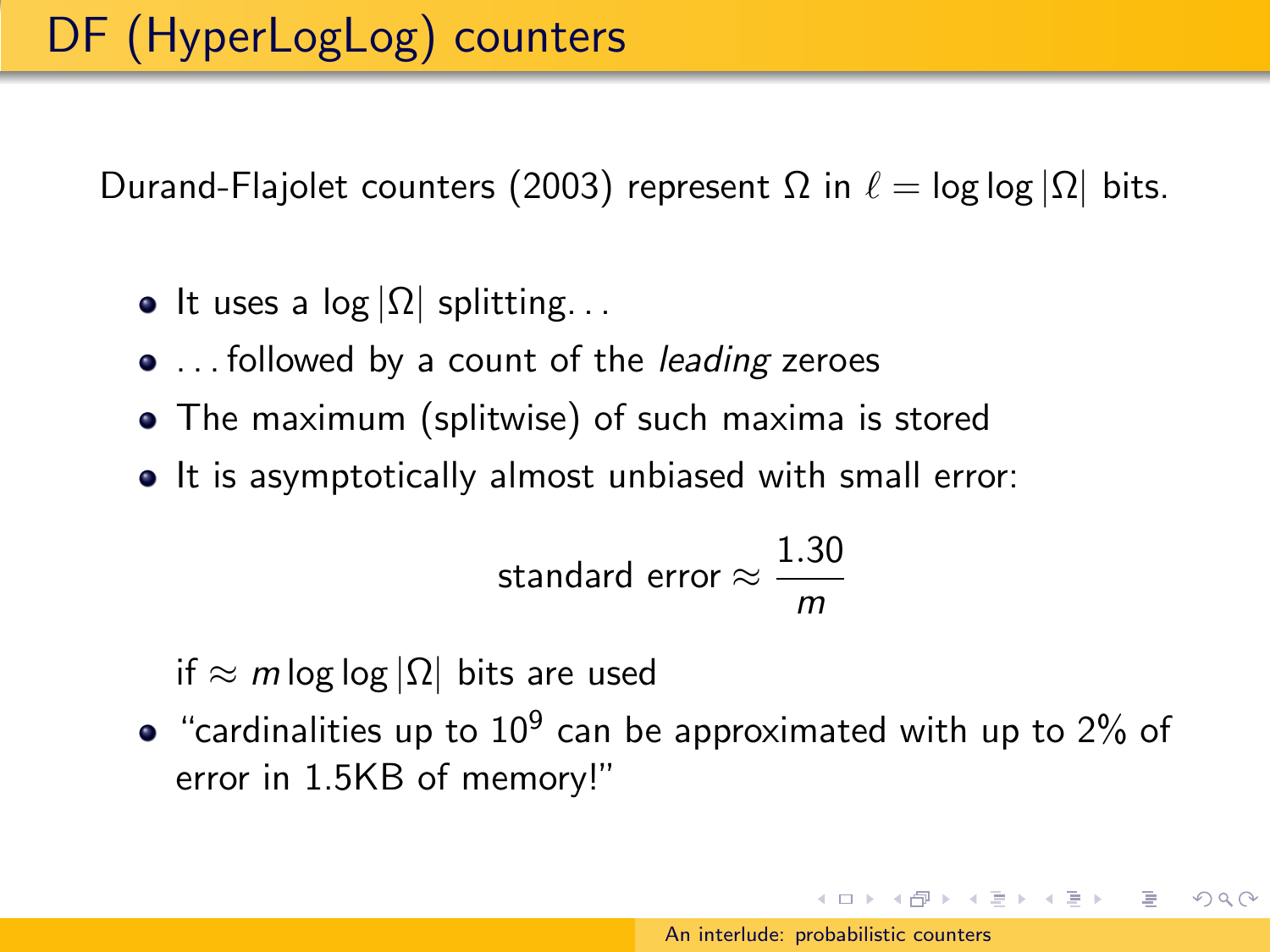# DF (HyperLogLog) counters

Durand-Flajolet counters (2003) represent $\Omega$ in $\ell = \log\log|\Omega|$ bits.

- It uses a $\log|\Omega|$ splitting...
- ...followed by a count of the *leading* zeroes
- The maximum (splitwise) of such maxima is stored
- It is asymptotically almost unbiased with small error:

$$\text{standard error} \approx \frac{1.30}{m}$$

  if $\approx m \log\log|\Omega|$ bits are used
- "cardinalities up to $10^9$ can be approximated with up to 2% of error in 1.5KB of memory!"